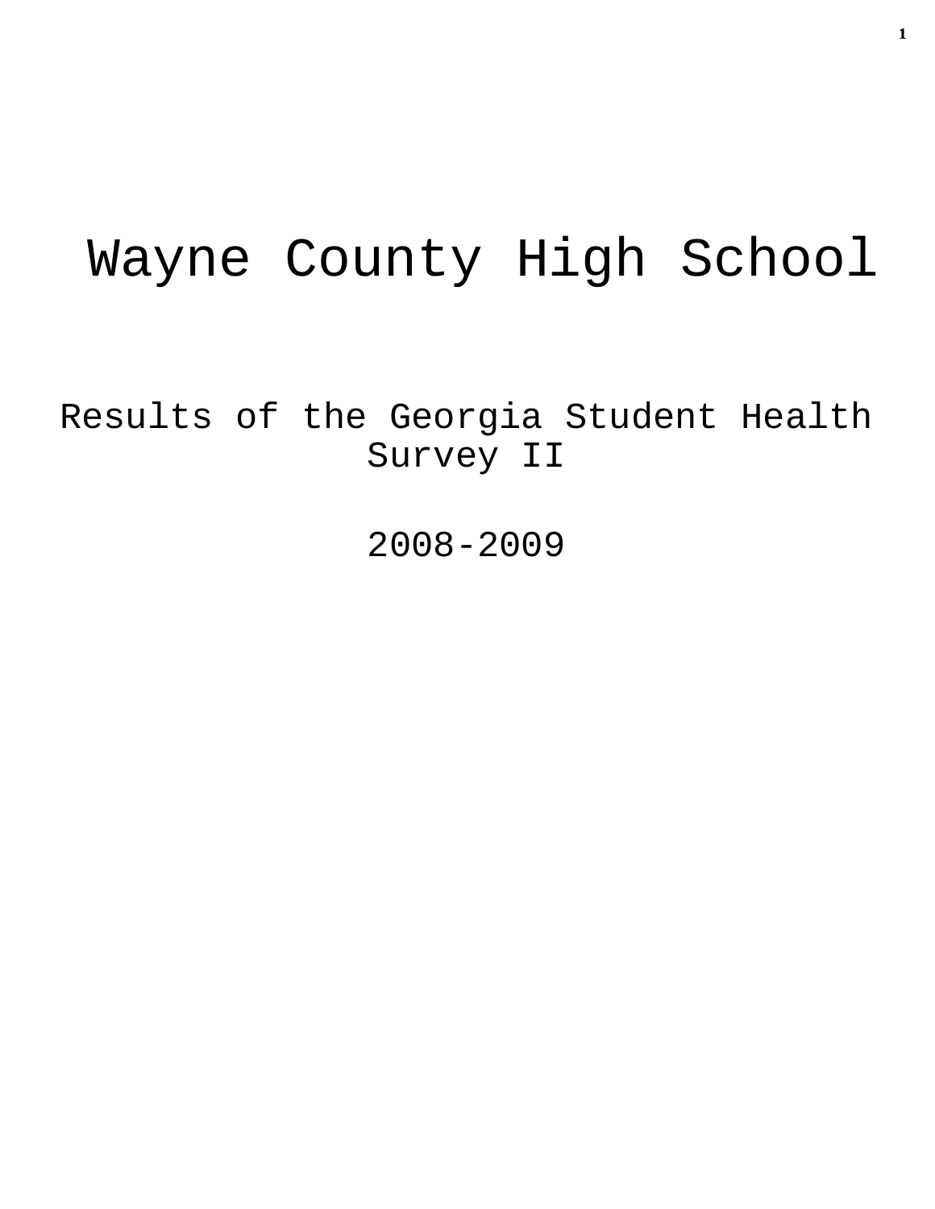# Wayne County High School

## Results of the Georgia Student Health Survey II

## 2008-2009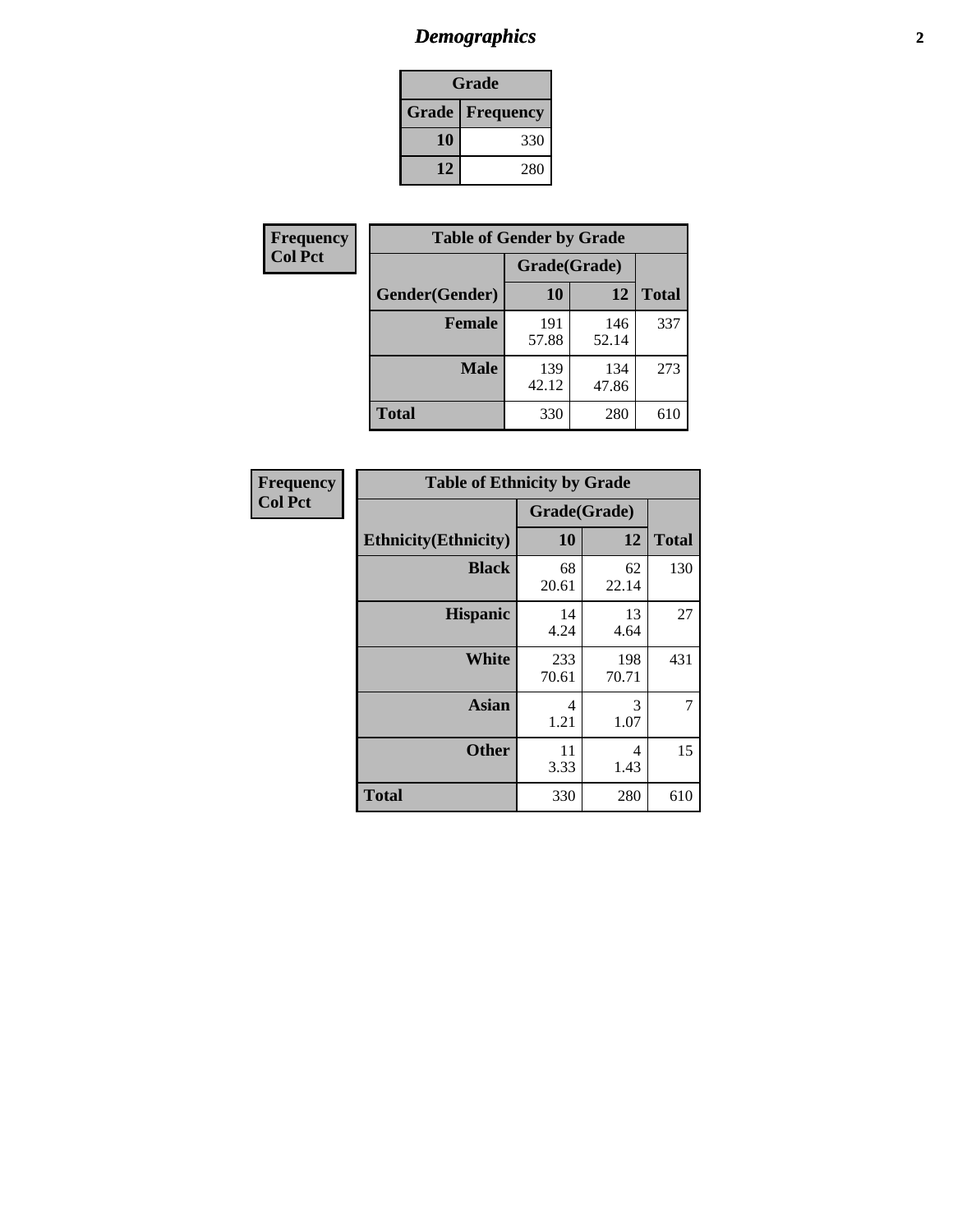# Demographics

| Grade | |
|---|---|
| **Grade** | **Frequency** |
| 10 | 330 |
| 12 | 280 |

**Frequency**
**Col Pct**

| Table of Gender by Grade | | | |
|---|---|---|---|
| | Grade(Grade) | | |
| **Gender(Gender)** | **10** | **12** | **Total** |
| **Female** | 191<br>57.88 | 146<br>52.14 | 337 |
| **Male** | 139<br>42.12 | 134<br>47.86 | 273 |
| **Total** | 330 | 280 | 610 |

**Frequency**
**Col Pct**

| Table of Ethnicity by Grade | | | |
|---|---|---|---|
| | Grade(Grade) | | |
| **Ethnicity(Ethnicity)** | **10** | **12** | **Total** |
| **Black** | 68<br>20.61 | 62<br>22.14 | 130 |
| **Hispanic** | 14<br>4.24 | 13<br>4.64 | 27 |
| **White** | 233<br>70.61 | 198<br>70.71 | 431 |
| **Asian** | 4<br>1.21 | 3<br>1.07 | 7 |
| **Other** | 11<br>3.33 | 4<br>1.43 | 15 |
| **Total** | 330 | 280 | 610 |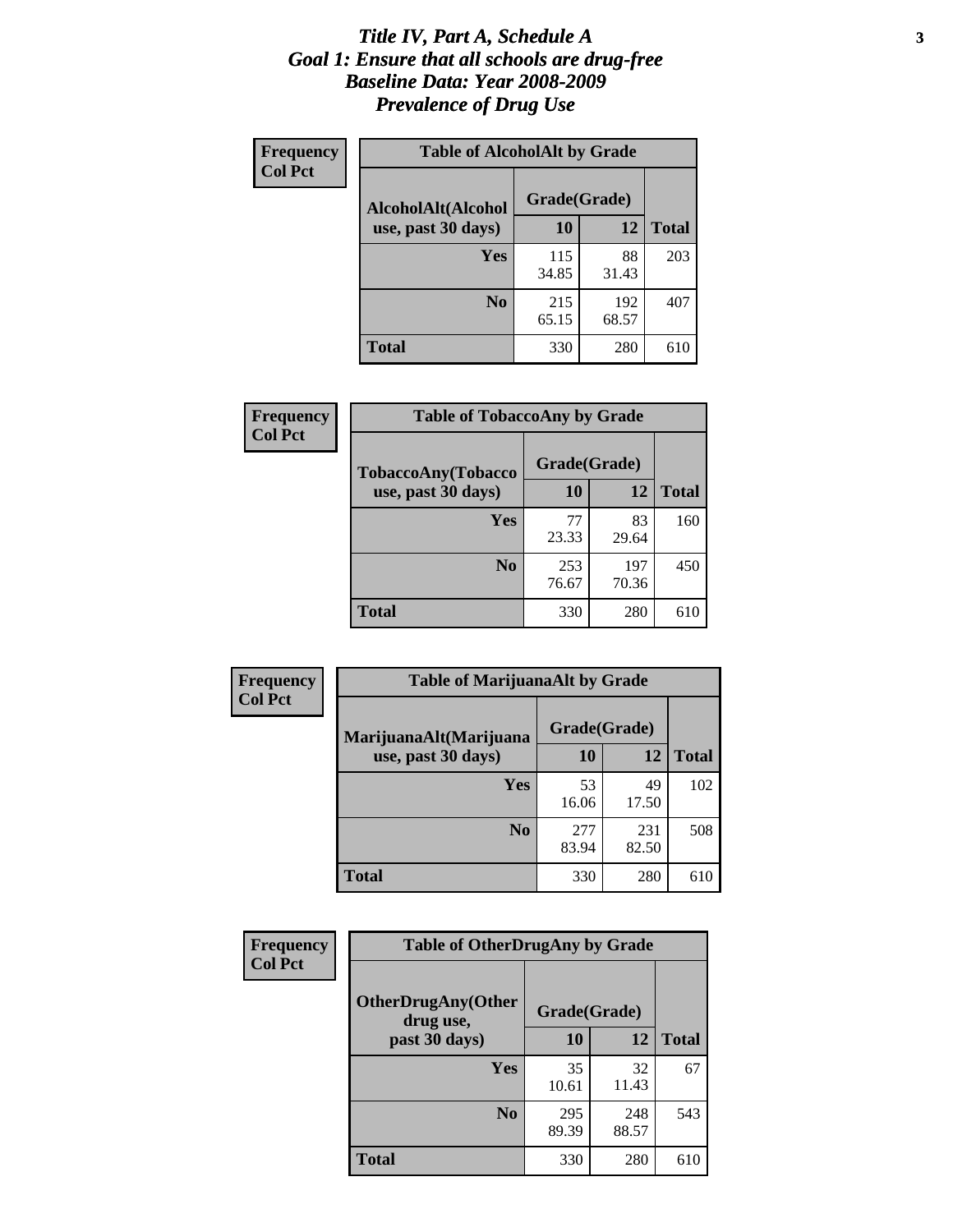# *Title IV, Part A, Schedule A*
# *Goal 1: Ensure that all schools are drug-free*
# *Baseline Data: Year 2008-2009*
# *Prevalence of Drug Use*

**Frequency**
**Col Pct**

**Table of AlcoholAlt by Grade**

| AlcoholAlt(Alcohol use, past 30 days) | Grade(Grade) | | Total |
|---|---|---|---|
| | 10 | 12 | |
| Yes | 115<br>34.85 | 88<br>31.43 | 203 |
| No | 215<br>65.15 | 192<br>68.57 | 407 |
| Total | 330 | 280 | 610 |

**Frequency**
**Col Pct**

**Table of TobaccoAny by Grade**

| TobaccoAny(Tobacco use, past 30 days) | Grade(Grade) | | Total |
|---|---|---|---|
| | 10 | 12 | |
| Yes | 77<br>23.33 | 83<br>29.64 | 160 |
| No | 253<br>76.67 | 197<br>70.36 | 450 |
| Total | 330 | 280 | 610 |

**Frequency**
**Col Pct**

**Table of MarijuanaAlt by Grade**

| MarijuanaAlt(Marijuana use, past 30 days) | Grade(Grade) | | Total |
|---|---|---|---|
| | 10 | 12 | |
| Yes | 53<br>16.06 | 49<br>17.50 | 102 |
| No | 277<br>83.94 | 231<br>82.50 | 508 |
| Total | 330 | 280 | 610 |

**Frequency**
**Col Pct**

**Table of OtherDrugAny by Grade**

| OtherDrugAny(Other drug use, past 30 days) | Grade(Grade) | | Total |
|---|---|---|---|
| | 10 | 12 | |
| Yes | 35<br>10.61 | 32<br>11.43 | 67 |
| No | 295<br>89.39 | 248<br>88.57 | 543 |
| Total | 330 | 280 | 610 |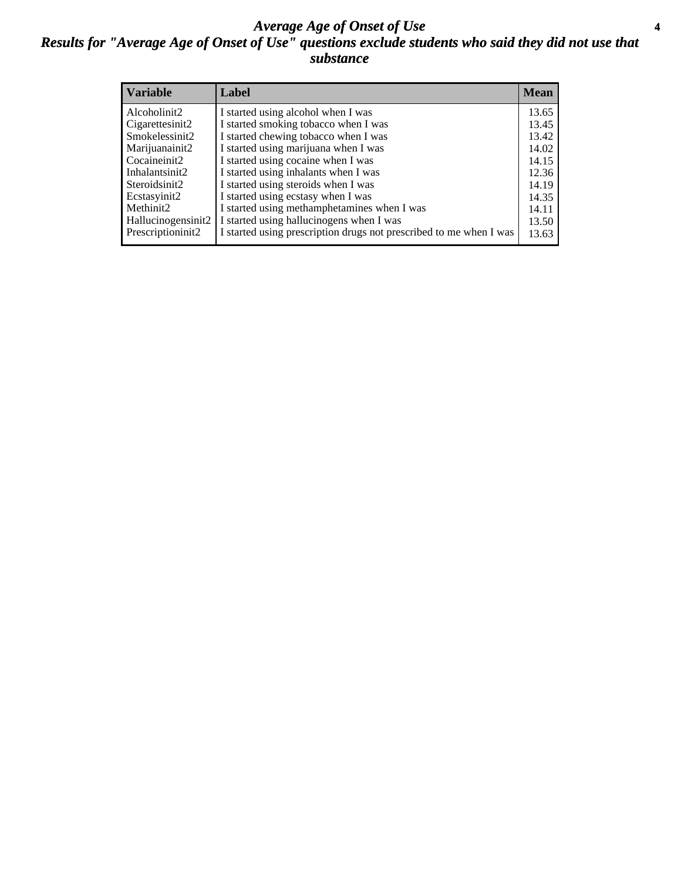# *Average Age of Onset of Use*

## *Results for "Average Age of Onset of Use" questions exclude students who said they did not use that substance*

| Variable | Label | Mean |
| --- | --- | --- |
| Alcoholinit2 | I started using alcohol when I was | 13.65 |
| Cigarettesinit2 | I started smoking tobacco when I was | 13.45 |
| Smokelessinit2 | I started chewing tobacco when I was | 13.42 |
| Marijuanainit2 | I started using marijuana when I was | 14.02 |
| Cocaineinit2 | I started using cocaine when I was | 14.15 |
| Inhalantsinit2 | I started using inhalants when I was | 12.36 |
| Steroidsinit2 | I started using steroids when I was | 14.19 |
| Ecstasyinit2 | I started using ecstasy when I was | 14.35 |
| Methinit2 | I started using methamphetamines when I was | 14.11 |
| Hallucinogensinit2 | I started using hallucinogens when I was | 13.50 |
| Prescriptioninit2 | I started using prescription drugs not prescribed to me when I was | 13.63 |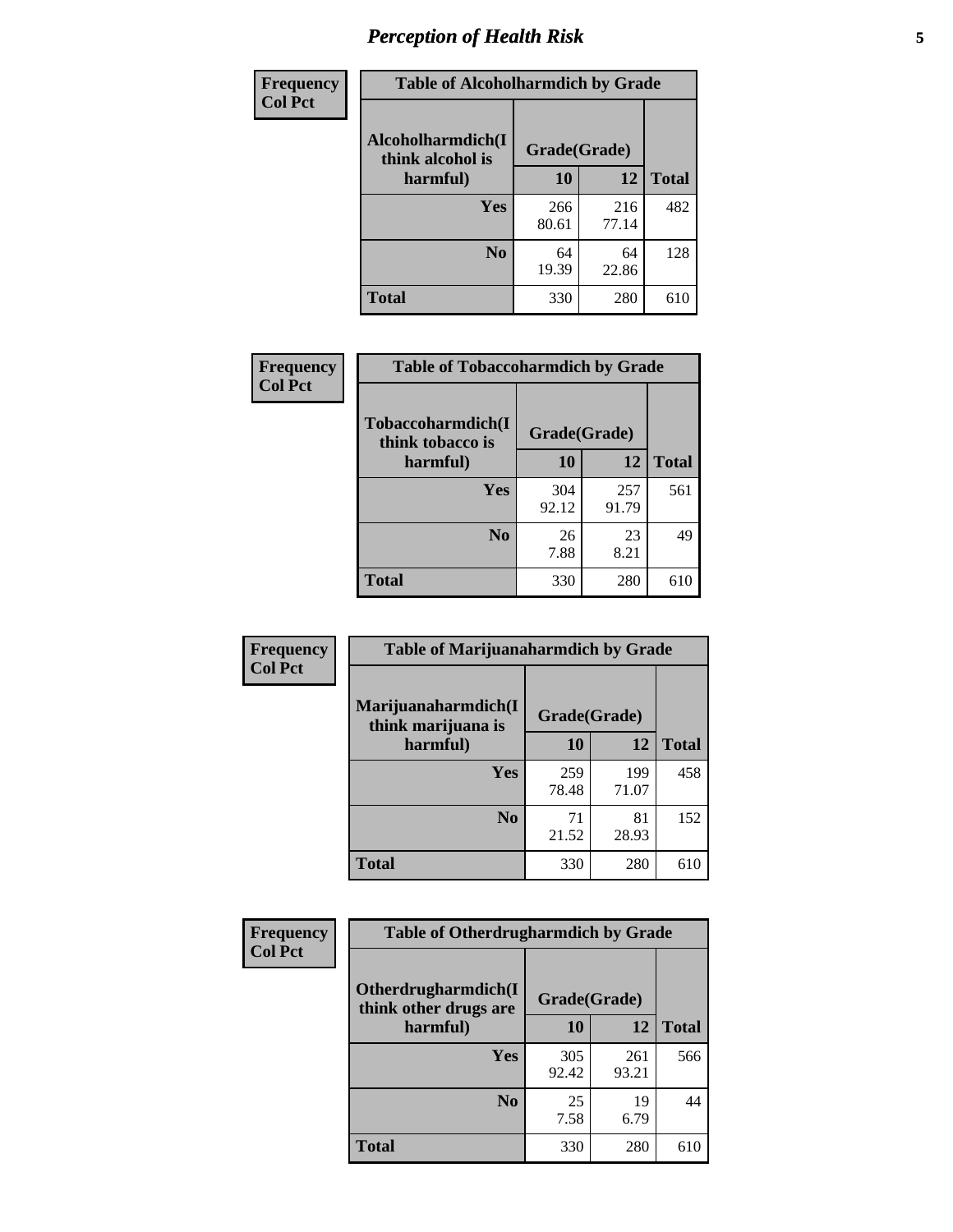# Perception of Health Risk

**Frequency**
**Col Pct**

| Table of Alcoholharmdich by Grade | | | |
|---|---|---|---|
| Alcoholharmdich(I think alcohol is harmful) | Grade(Grade) | | |
| | 10 | 12 | Total |
| Yes | 266<br>80.61 | 216<br>77.14 | 482 |
| No | 64<br>19.39 | 64<br>22.86 | 128 |
| Total | 330 | 280 | 610 |

**Frequency**
**Col Pct**

| Table of Tobaccoharmdich by Grade | | | |
|---|---|---|---|
| Tobaccoharmdich(I think tobacco is harmful) | Grade(Grade) | | |
| | 10 | 12 | Total |
| Yes | 304<br>92.12 | 257<br>91.79 | 561 |
| No | 26<br>7.88 | 23<br>8.21 | 49 |
| Total | 330 | 280 | 610 |

**Frequency**
**Col Pct**

| Table of Marijuanaharmdich by Grade | | | |
|---|---|---|---|
| Marijuanaharmdich(I think marijuana is harmful) | Grade(Grade) | | |
| | 10 | 12 | Total |
| Yes | 259<br>78.48 | 199<br>71.07 | 458 |
| No | 71<br>21.52 | 81<br>28.93 | 152 |
| Total | 330 | 280 | 610 |

**Frequency**
**Col Pct**

| Table of Otherdrugharmdich by Grade | | | |
|---|---|---|---|
| Otherdrugharmdich(I think other drugs are harmful) | Grade(Grade) | | |
| | 10 | 12 | Total |
| Yes | 305<br>92.42 | 261<br>93.21 | 566 |
| No | 25<br>7.58 | 19<br>6.79 | 44 |
| Total | 330 | 280 | 610 |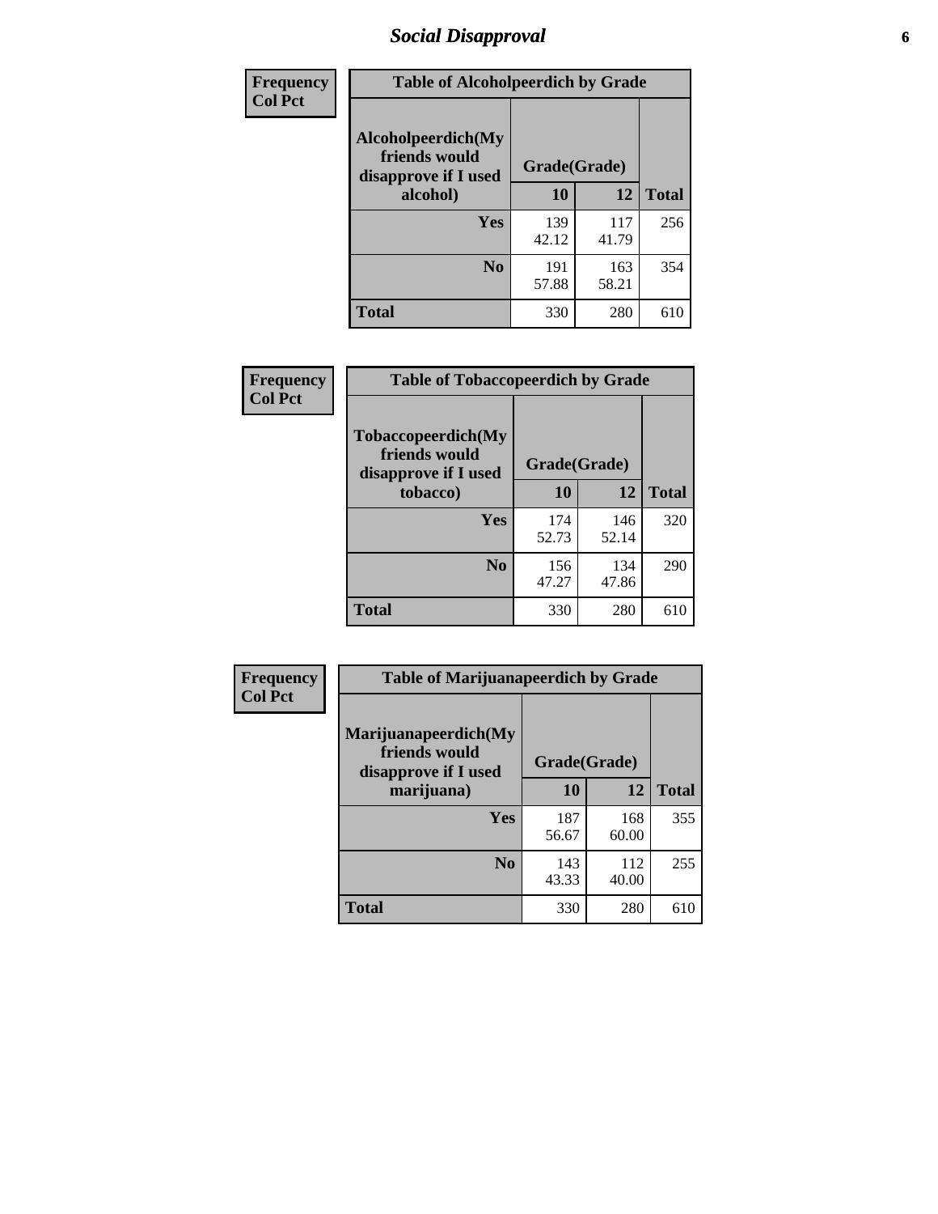## Social Disapproval

**Frequency**
**Col Pct**

| Table of Alcoholpeerdich by Grade | | | |
|---|---|---|---|
| Alcoholpeerdich(My friends would disapprove if I used alcohol) | Grade(Grade) | | |
| | 10 | 12 | Total |
| Yes | 139<br>42.12 | 117<br>41.79 | 256 |
| No | 191<br>57.88 | 163<br>58.21 | 354 |
| Total | 330 | 280 | 610 |

**Frequency**
**Col Pct**

| Table of Tobaccopeerdich by Grade | | | |
|---|---|---|---|
| Tobaccopeerdich(My friends would disapprove if I used tobacco) | Grade(Grade) | | |
| | 10 | 12 | Total |
| Yes | 174<br>52.73 | 146<br>52.14 | 320 |
| No | 156<br>47.27 | 134<br>47.86 | 290 |
| Total | 330 | 280 | 610 |

**Frequency**
**Col Pct**

| Table of Marijuanapeerdich by Grade | | | |
|---|---|---|---|
| Marijuanapeerdich(My friends would disapprove if I used marijuana) | Grade(Grade) | | |
| | 10 | 12 | Total |
| Yes | 187<br>56.67 | 168<br>60.00 | 355 |
| No | 143<br>43.33 | 112<br>40.00 | 255 |
| Total | 330 | 280 | 610 |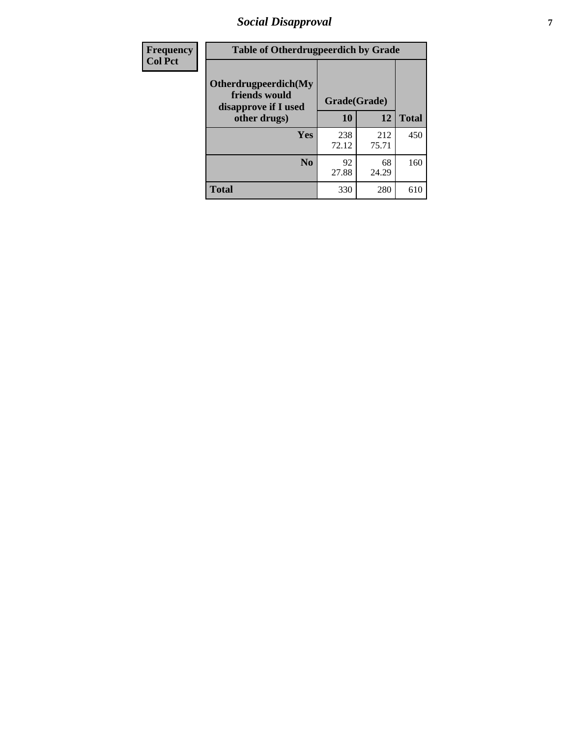# Social Disapproval

| Frequency<br>Col Pct | | | |
|---|---|---|---|
| **Table of Otherdrugpeerdich by Grade** | | | |
| **Otherdrugpeerdich(My friends would disapprove if I used other drugs)** | **Grade(Grade)** | | |
| | **10** | **12** | **Total** |
| **Yes** | 238<br>72.12 | 212<br>75.71 | 450 |
| **No** | 92<br>27.88 | 68<br>24.29 | 160 |
| **Total** | 330 | 280 | 610 |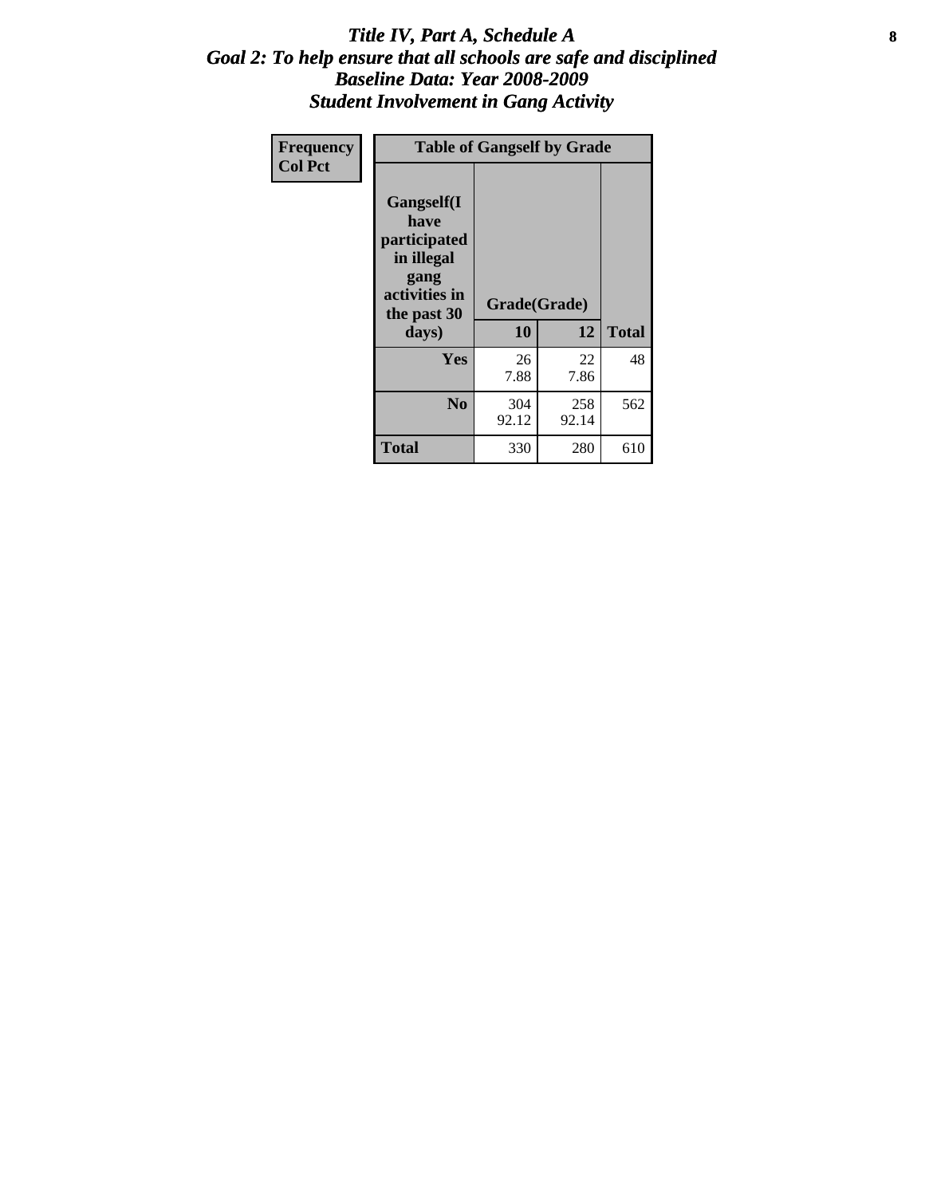# *Title IV, Part A, Schedule A*
## *Goal 2: To help ensure that all schools are safe and disciplined*
## *Baseline Data: Year 2008-2009*
## *Student Involvement in Gang Activity*

| Frequency<br>Col Pct | Table of Gangself by Grade | | |
|---|---|---|---|
| **Gangself(I have participated in illegal gang activities in the past 30 days)** | **Grade(Grade)** | | |
| | **10** | **12** | **Total** |
| **Yes** | 26<br>7.88 | 22<br>7.86 | 48 |
| **No** | 304<br>92.12 | 258<br>92.14 | 562 |
| **Total** | 330 | 280 | 610 |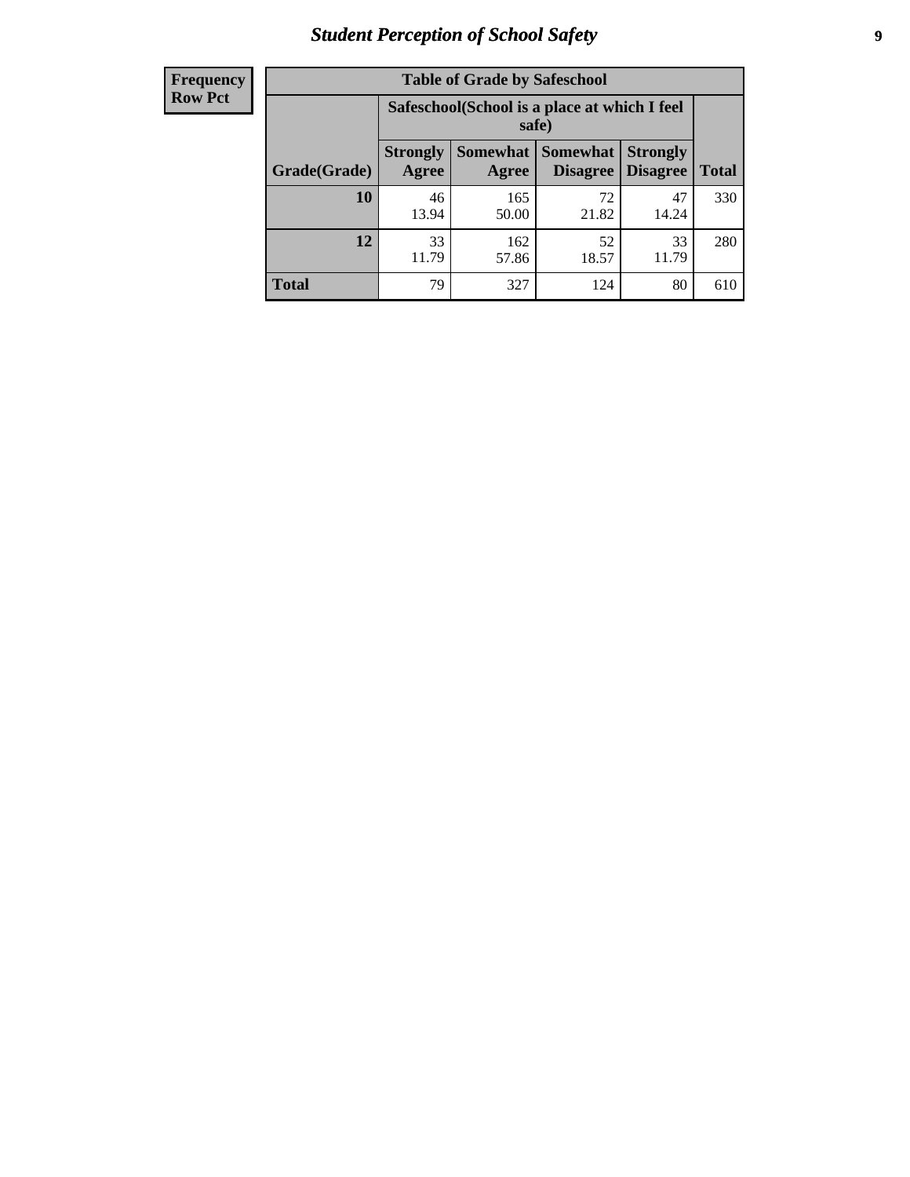| Frequency Row Pct |
|---|

| Table of Grade by Safeschool | | | | | |
|---|---|---|---|---|---|
| | Safeschool(School is a place at which I feel safe) | | | | |
| Grade(Grade) | Strongly Agree | Somewhat Agree | Somewhat Disagree | Strongly Disagree | Total |
| 10 | 46<br>13.94 | 165<br>50.00 | 72<br>21.82 | 47<br>14.24 | 330 |
| 12 | 33<br>11.79 | 162<br>57.86 | 52<br>18.57 | 33<br>11.79 | 280 |
| Total | 79 | 327 | 124 | 80 | 610 |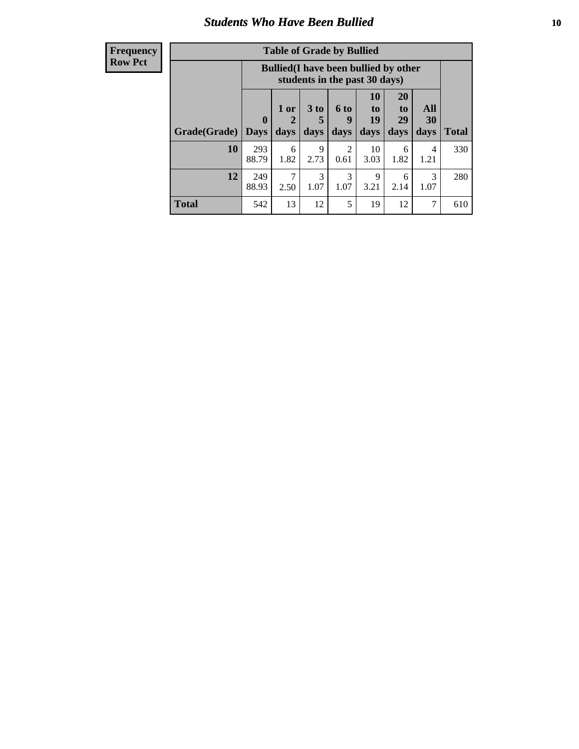**Frequency**
**Row Pct**

| Table of Grade by Bullied | | | | | | | | |
|---|---|---|---|---|---|---|---|---|
| | Bullied(I have been bullied by other students in the past 30 days) | | | | | | | |
| Grade(Grade) | 0 Days | 1 or 2 days | 3 to 5 days | 6 to 9 days | 10 to 19 days | 20 to 29 days | All 30 days | Total |
| **10** | 293<br>88.79 | 6<br>1.82 | 9<br>2.73 | 2<br>0.61 | 10<br>3.03 | 6<br>1.82 | 4<br>1.21 | 330 |
| **12** | 249<br>88.93 | 7<br>2.50 | 3<br>1.07 | 3<br>1.07 | 9<br>3.21 | 6<br>2.14 | 3<br>1.07 | 280 |
| **Total** | 542 | 13 | 12 | 5 | 19 | 12 | 7 | 610 |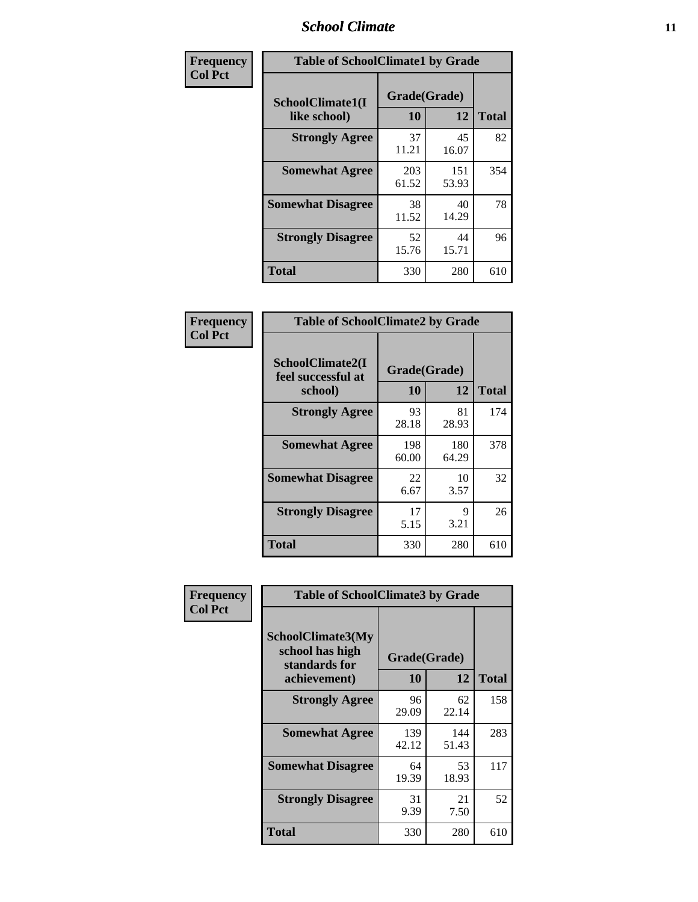# School Climate

| Frequency Col Pct | Table of SchoolClimate1 by Grade | | |
|---|---|---|---|
| SchoolClimate1(I like school) | Grade(Grade) | | |
| | 10 | 12 | Total |
| Strongly Agree | 37<br>11.21 | 45<br>16.07 | 82 |
| Somewhat Agree | 203<br>61.52 | 151<br>53.93 | 354 |
| Somewhat Disagree | 38<br>11.52 | 40<br>14.29 | 78 |
| Strongly Disagree | 52<br>15.76 | 44<br>15.71 | 96 |
| Total | 330 | 280 | 610 |

| Frequency Col Pct | Table of SchoolClimate2 by Grade | | |
|---|---|---|---|
| SchoolClimate2(I feel successful at school) | Grade(Grade) | | |
| | 10 | 12 | Total |
| Strongly Agree | 93<br>28.18 | 81<br>28.93 | 174 |
| Somewhat Agree | 198<br>60.00 | 180<br>64.29 | 378 |
| Somewhat Disagree | 22<br>6.67 | 10<br>3.57 | 32 |
| Strongly Disagree | 17<br>5.15 | 9<br>3.21 | 26 |
| Total | 330 | 280 | 610 |

| Frequency Col Pct | Table of SchoolClimate3 by Grade | | |
|---|---|---|---|
| SchoolClimate3(My school has high standards for achievement) | Grade(Grade) | | |
| | 10 | 12 | Total |
| Strongly Agree | 96<br>29.09 | 62<br>22.14 | 158 |
| Somewhat Agree | 139<br>42.12 | 144<br>51.43 | 283 |
| Somewhat Disagree | 64<br>19.39 | 53<br>18.93 | 117 |
| Strongly Disagree | 31<br>9.39 | 21<br>7.50 | 52 |
| Total | 330 | 280 | 610 |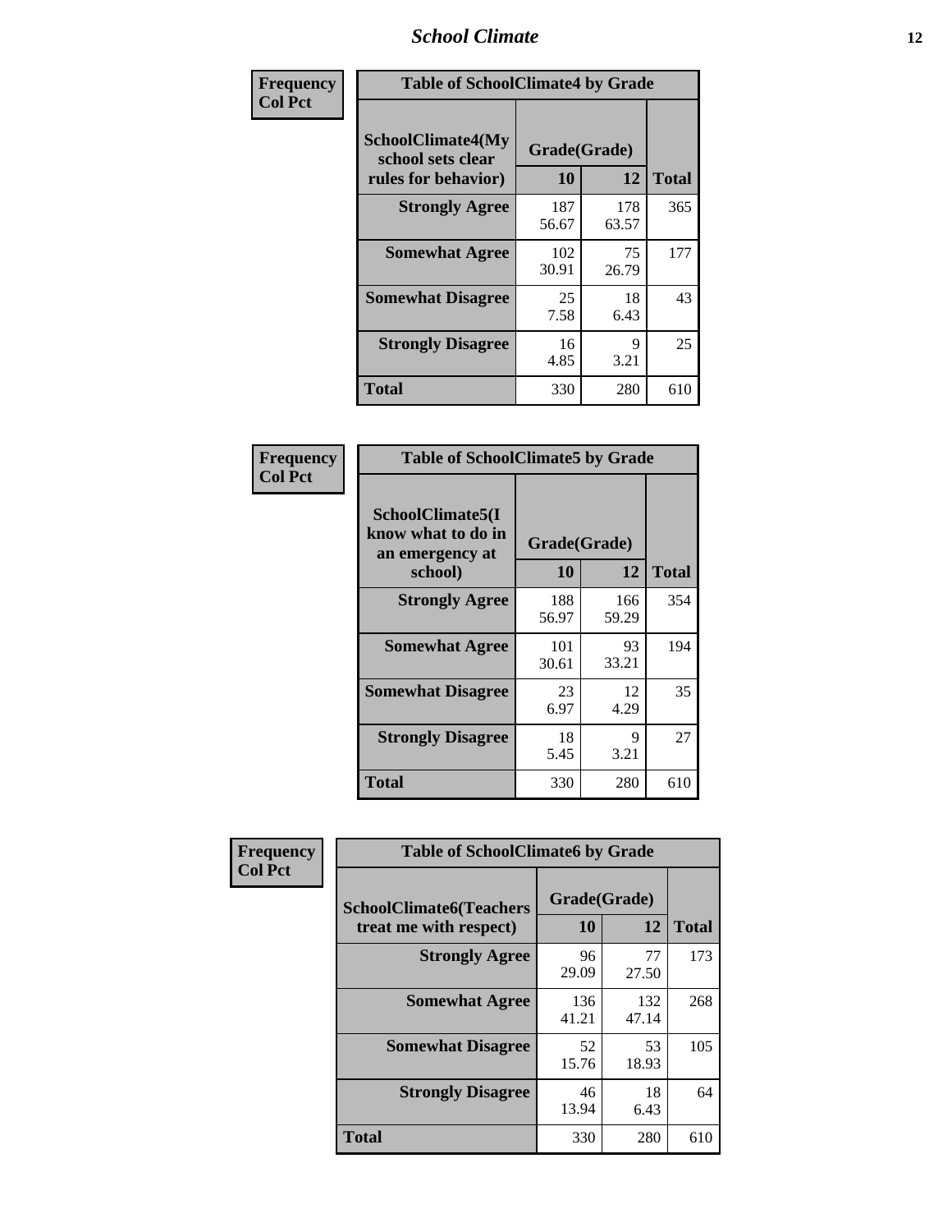| Frequency Col Pct | Table of SchoolClimate4 by Grade | | |
|---|---|---|---|
| SchoolClimate4(My school sets clear rules for behavior) | Grade(Grade) | | |
| | 10 | 12 | Total |
| Strongly Agree | 187<br>56.67 | 178<br>63.57 | 365 |
| Somewhat Agree | 102<br>30.91 | 75<br>26.79 | 177 |
| Somewhat Disagree | 25<br>7.58 | 18<br>6.43 | 43 |
| Strongly Disagree | 16<br>4.85 | 9<br>3.21 | 25 |
| Total | 330 | 280 | 610 |

| Frequency Col Pct | Table of SchoolClimate5 by Grade | | |
|---|---|---|---|
| SchoolClimate5(I know what to do in an emergency at school) | Grade(Grade) | | |
| | 10 | 12 | Total |
| Strongly Agree | 188<br>56.97 | 166<br>59.29 | 354 |
| Somewhat Agree | 101<br>30.61 | 93<br>33.21 | 194 |
| Somewhat Disagree | 23<br>6.97 | 12<br>4.29 | 35 |
| Strongly Disagree | 18<br>5.45 | 9<br>3.21 | 27 |
| Total | 330 | 280 | 610 |

| Frequency Col Pct | Table of SchoolClimate6 by Grade | | |
|---|---|---|---|
| SchoolClimate6(Teachers treat me with respect) | Grade(Grade) | | |
| | 10 | 12 | Total |
| Strongly Agree | 96<br>29.09 | 77<br>27.50 | 173 |
| Somewhat Agree | 136<br>41.21 | 132<br>47.14 | 268 |
| Somewhat Disagree | 52<br>15.76 | 53<br>18.93 | 105 |
| Strongly Disagree | 46<br>13.94 | 18<br>6.43 | 64 |
| Total | 330 | 280 | 610 |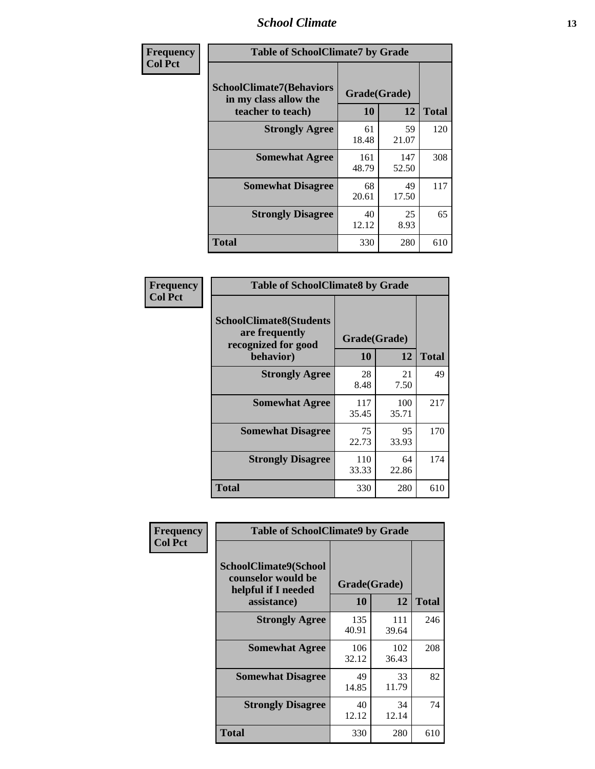| Frequency<br>Col Pct | Table of SchoolClimate7 by Grade | | |
|---|---|---|---|
| SchoolClimate7(Behaviors in my class allow the teacher to teach) | Grade(Grade) | | |
| | 10 | 12 | Total |
| Strongly Agree | 61<br>18.48 | 59<br>21.07 | 120 |
| Somewhat Agree | 161<br>48.79 | 147<br>52.50 | 308 |
| Somewhat Disagree | 68<br>20.61 | 49<br>17.50 | 117 |
| Strongly Disagree | 40<br>12.12 | 25<br>8.93 | 65 |
| Total | 330 | 280 | 610 |

| Frequency<br>Col Pct | Table of SchoolClimate8 by Grade | | |
|---|---|---|---|
| SchoolClimate8(Students are frequently recognized for good behavior) | Grade(Grade) | | |
| | 10 | 12 | Total |
| Strongly Agree | 28<br>8.48 | 21<br>7.50 | 49 |
| Somewhat Agree | 117<br>35.45 | 100<br>35.71 | 217 |
| Somewhat Disagree | 75<br>22.73 | 95<br>33.93 | 170 |
| Strongly Disagree | 110<br>33.33 | 64<br>22.86 | 174 |
| Total | 330 | 280 | 610 |

| Frequency<br>Col Pct | Table of SchoolClimate9 by Grade | | |
|---|---|---|---|
| SchoolClimate9(School counselor would be helpful if I needed assistance) | Grade(Grade) | | |
| | 10 | 12 | Total |
| Strongly Agree | 135<br>40.91 | 111<br>39.64 | 246 |
| Somewhat Agree | 106<br>32.12 | 102<br>36.43 | 208 |
| Somewhat Disagree | 49<br>14.85 | 33<br>11.79 | 82 |
| Strongly Disagree | 40<br>12.12 | 34<br>12.14 | 74 |
| Total | 330 | 280 | 610 |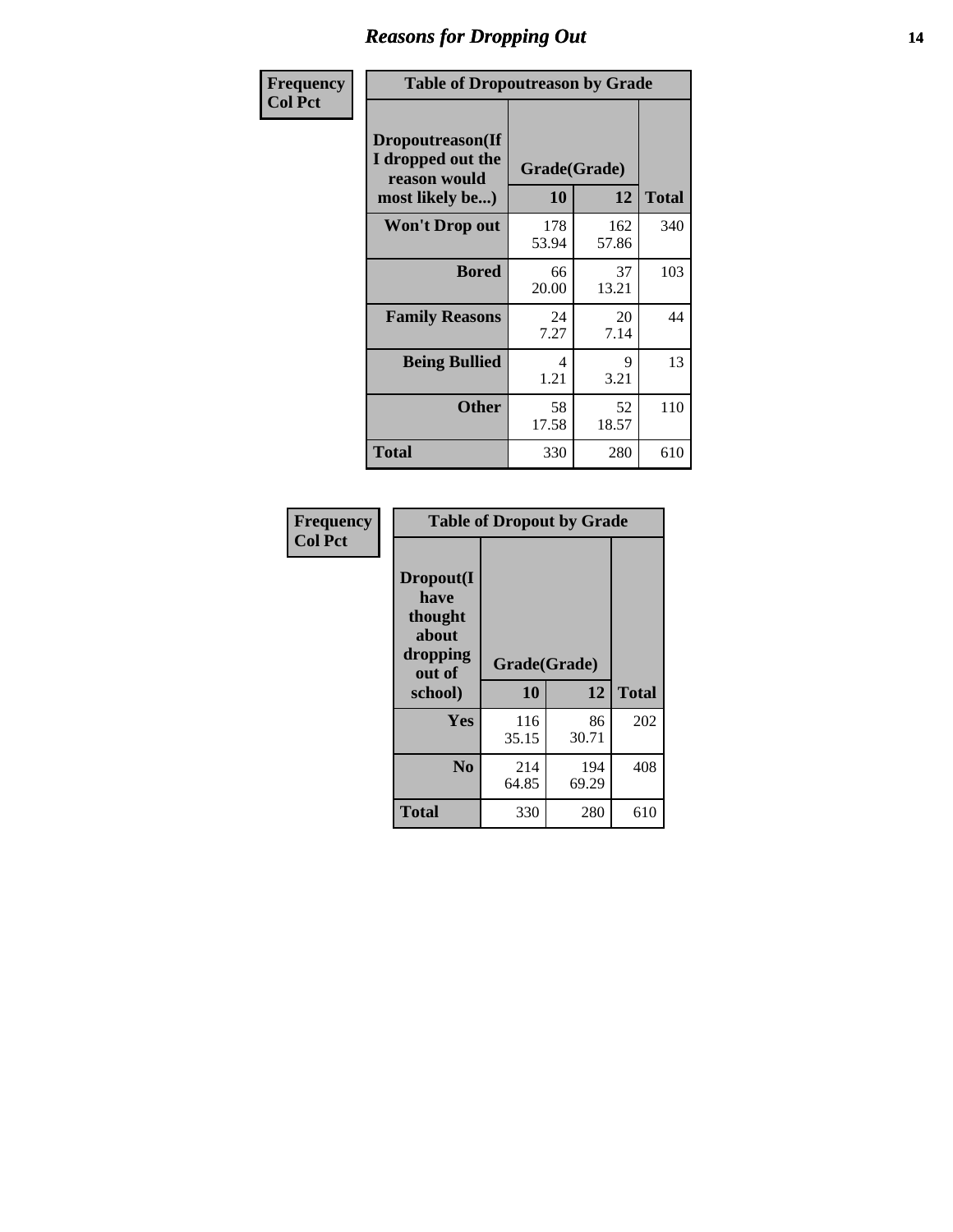## Reasons for Dropping Out

| Frequency<br>Col Pct | Table of Dropoutreason by Grade | | |
|---|---|---|---|
| **Dropoutreason(If I dropped out the reason would most likely be...)** | **Grade(Grade)** | | |
| | **10** | **12** | **Total** |
| **Won't Drop out** | 178<br>53.94 | 162<br>57.86 | 340 |
| **Bored** | 66<br>20.00 | 37<br>13.21 | 103 |
| **Family Reasons** | 24<br>7.27 | 20<br>7.14 | 44 |
| **Being Bullied** | 4<br>1.21 | 9<br>3.21 | 13 |
| **Other** | 58<br>17.58 | 52<br>18.57 | 110 |
| **Total** | 330 | 280 | 610 |

| Frequency<br>Col Pct | Table of Dropout by Grade | | |
|---|---|---|---|
| **Dropout(I have thought about dropping out of school)** | **Grade(Grade)** | | |
| | **10** | **12** | **Total** |
| **Yes** | 116<br>35.15 | 86<br>30.71 | 202 |
| **No** | 214<br>64.85 | 194<br>69.29 | 408 |
| **Total** | 330 | 280 | 610 |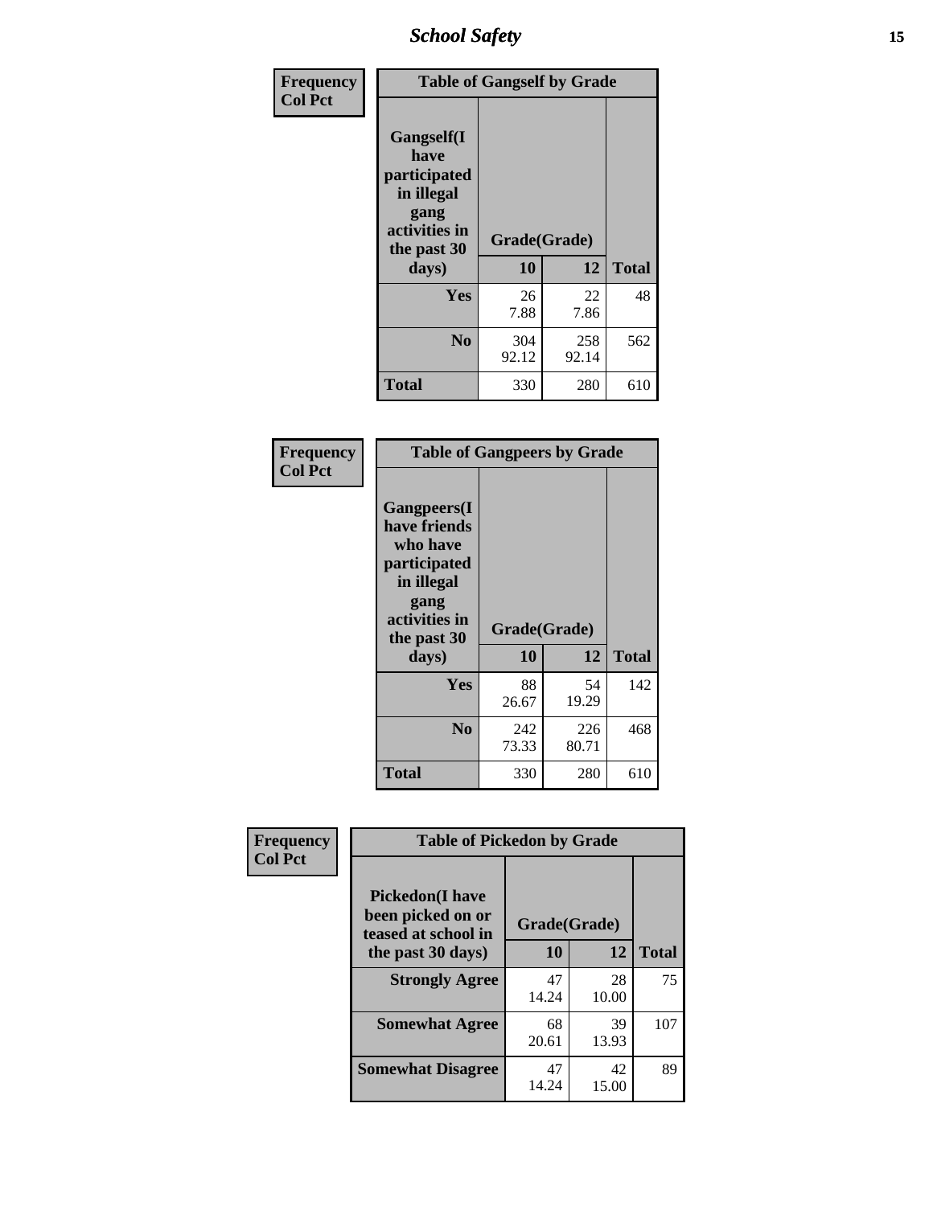| Frequency<br>Col Pct | Table of Gangself by Grade | | |
|---|---|---|---|
| Gangself(I have participated in illegal gang activities in the past 30 days) | Grade(Grade) | | |
| | 10 | 12 | Total |
| Yes | 26<br>7.88 | 22<br>7.86 | 48 |
| No | 304<br>92.12 | 258<br>92.14 | 562 |
| Total | 330 | 280 | 610 |

| Frequency<br>Col Pct | Table of Gangpeers by Grade | | |
|---|---|---|---|
| Gangpeers(I have friends who have participated in illegal gang activities in the past 30 days) | Grade(Grade) | | |
| | 10 | 12 | Total |
| Yes | 88<br>26.67 | 54<br>19.29 | 142 |
| No | 242<br>73.33 | 226<br>80.71 | 468 |
| Total | 330 | 280 | 610 |

| Frequency<br>Col Pct | Table of Pickedon by Grade | | |
|---|---|---|---|
| Pickedon(I have been picked on or teased at school in the past 30 days) | Grade(Grade) | | |
| | 10 | 12 | Total |
| Strongly Agree | 47<br>14.24 | 28<br>10.00 | 75 |
| Somewhat Agree | 68<br>20.61 | 39<br>13.93 | 107 |
| Somewhat Disagree | 47<br>14.24 | 42<br>15.00 | 89 |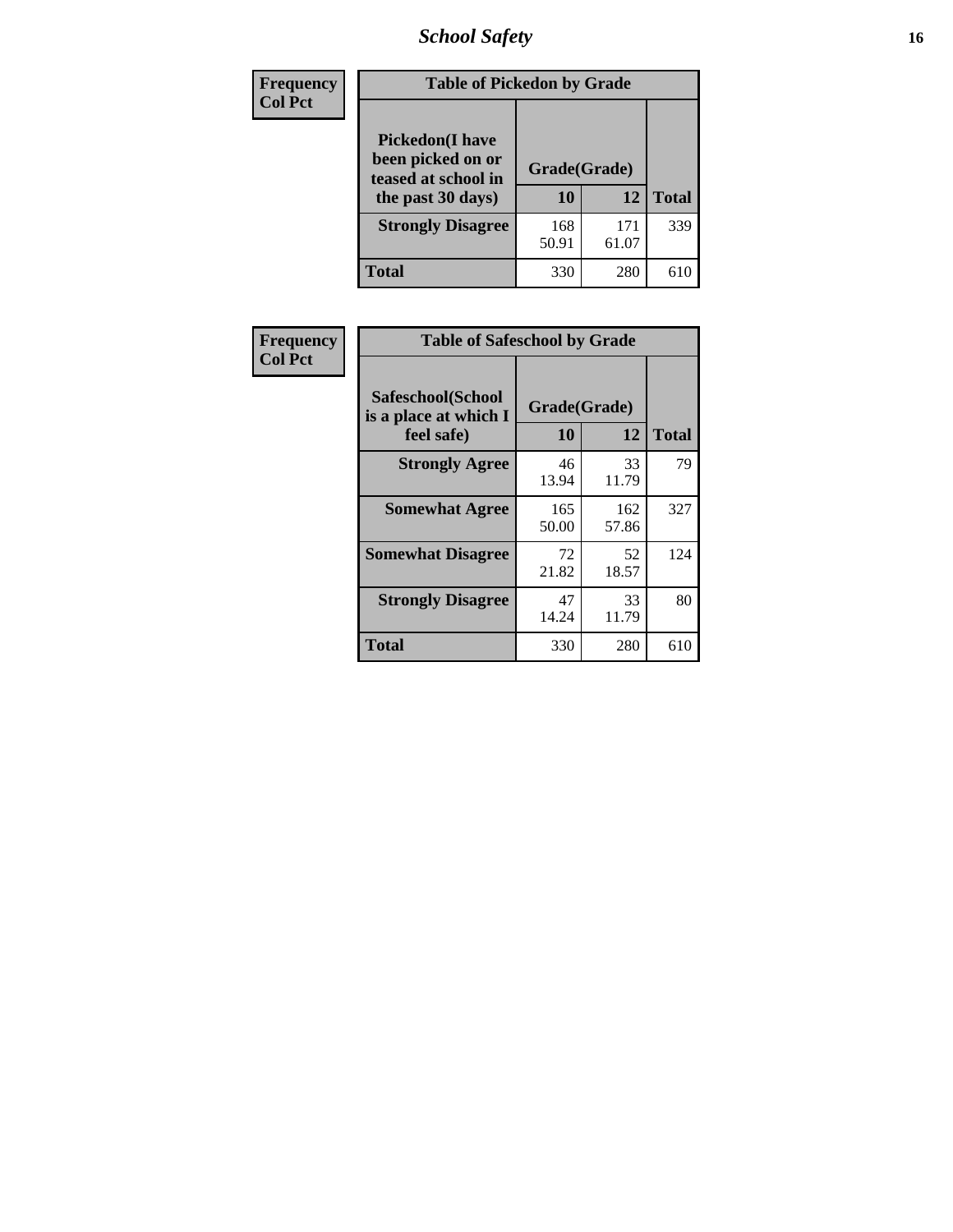| Frequency<br>Col Pct |
| --- |

**Table of Pickedon by Grade**

| Pickedon(I have been picked on or teased at school in the past 30 days) | Grade(Grade) | | Total |
| --- | --- | --- | --- |
| | 10 | 12 | |
| Strongly Disagree | 168<br>50.91 | 171<br>61.07 | 339 |
| Total | 330 | 280 | 610 |

| Frequency<br>Col Pct |
| --- |

**Table of Safeschool by Grade**

| Safeschool(School is a place at which I feel safe) | Grade(Grade) | | Total |
| --- | --- | --- | --- |
| | 10 | 12 | |
| Strongly Agree | 46<br>13.94 | 33<br>11.79 | 79 |
| Somewhat Agree | 165<br>50.00 | 162<br>57.86 | 327 |
| Somewhat Disagree | 72<br>21.82 | 52<br>18.57 | 124 |
| Strongly Disagree | 47<br>14.24 | 33<br>11.79 | 80 |
| Total | 330 | 280 | 610 |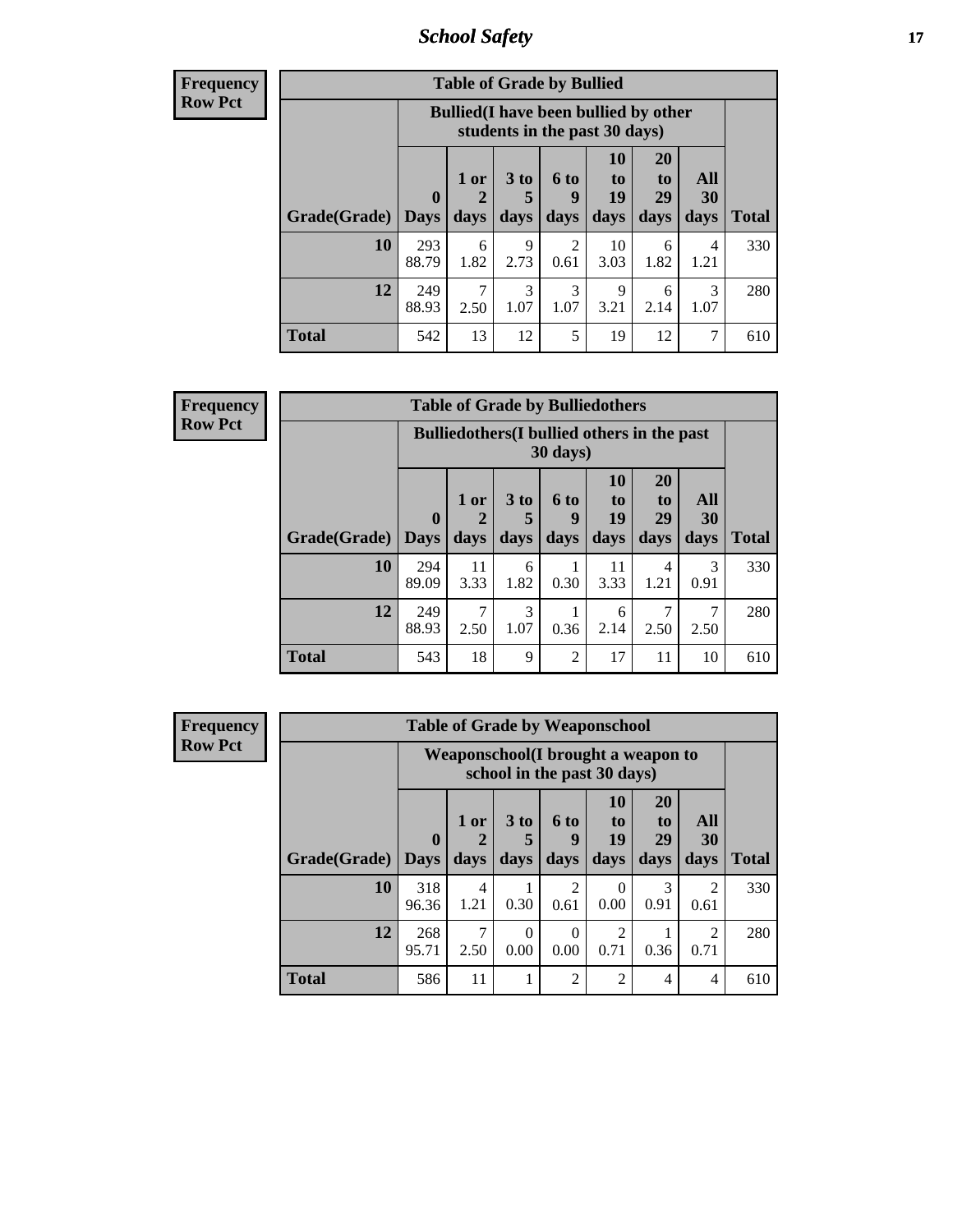**Frequency**
**Row Pct**

| Table of Grade by Bullied | | | | | | | | |
|---|---|---|---|---|---|---|---|---|
| | Bullied(I have been bullied by other students in the past 30 days) | | | | | | | |
| Grade(Grade) | 0 Days | 1 or 2 days | 3 to 5 days | 6 to 9 days | 10 to 19 days | 20 to 29 days | All 30 days | Total |
| **10** | 293<br>88.79 | 6<br>1.82 | 9<br>2.73 | 2<br>0.61 | 10<br>3.03 | 6<br>1.82 | 4<br>1.21 | 330 |
| **12** | 249<br>88.93 | 7<br>2.50 | 3<br>1.07 | 3<br>1.07 | 9<br>3.21 | 6<br>2.14 | 3<br>1.07 | 280 |
| **Total** | 542 | 13 | 12 | 5 | 19 | 12 | 7 | 610 |

**Frequency**
**Row Pct**

| Table of Grade by Bulliedothers | | | | | | | | |
|---|---|---|---|---|---|---|---|---|
| | Bulliedothers(I bullied others in the past 30 days) | | | | | | | |
| Grade(Grade) | 0 Days | 1 or 2 days | 3 to 5 days | 6 to 9 days | 10 to 19 days | 20 to 29 days | All 30 days | Total |
| **10** | 294<br>89.09 | 11<br>3.33 | 6<br>1.82 | 1<br>0.30 | 11<br>3.33 | 4<br>1.21 | 3<br>0.91 | 330 |
| **12** | 249<br>88.93 | 7<br>2.50 | 3<br>1.07 | 1<br>0.36 | 6<br>2.14 | 7<br>2.50 | 7<br>2.50 | 280 |
| **Total** | 543 | 18 | 9 | 2 | 17 | 11 | 10 | 610 |

**Frequency**
**Row Pct**

| Table of Grade by Weaponschool | | | | | | | | |
|---|---|---|---|---|---|---|---|---|
| | Weaponschool(I brought a weapon to school in the past 30 days) | | | | | | | |
| Grade(Grade) | 0 Days | 1 or 2 days | 3 to 5 days | 6 to 9 days | 10 to 19 days | 20 to 29 days | All 30 days | Total |
| **10** | 318<br>96.36 | 4<br>1.21 | 1<br>0.30 | 2<br>0.61 | 0<br>0.00 | 3<br>0.91 | 2<br>0.61 | 330 |
| **12** | 268<br>95.71 | 7<br>2.50 | 0<br>0.00 | 0<br>0.00 | 2<br>0.71 | 1<br>0.36 | 2<br>0.71 | 280 |
| **Total** | 586 | 11 | 1 | 2 | 2 | 4 | 4 | 610 |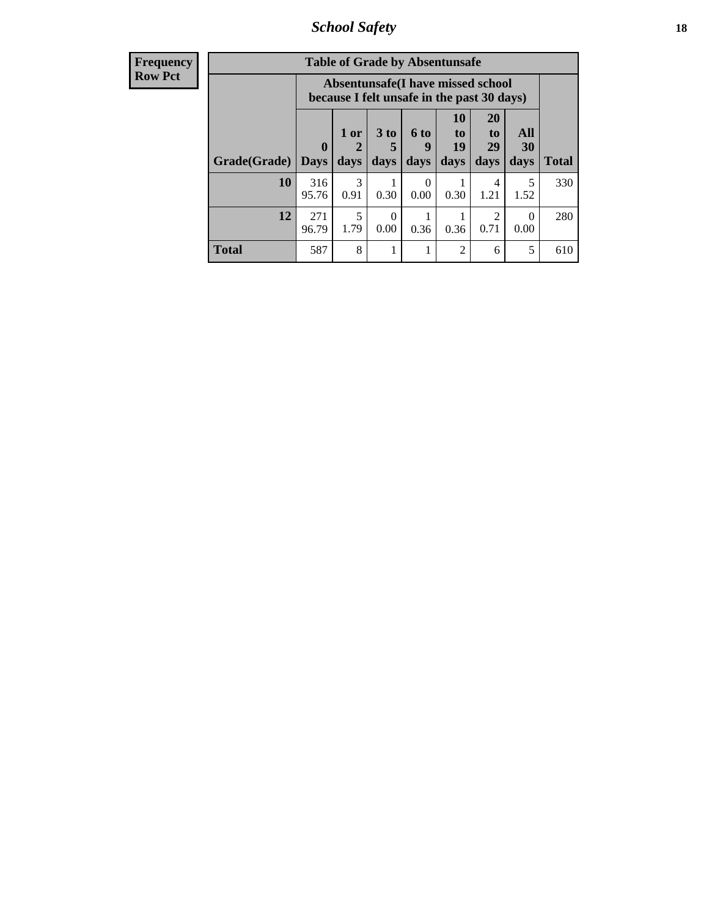| Frequency Row Pct |
|---|

**Table of Grade by Absentunsafe**

| Grade(Grade) | Absentunsafe(I have missed school because I felt unsafe in the past 30 days) 0 Days | 1 or 2 days | 3 to 5 days | 6 to 9 days | 10 to 19 days | 20 to 29 days | All 30 days | Total |
|---|---|---|---|---|---|---|---|---|
| 10 | 316<br>95.76 | 3<br>0.91 | 1<br>0.30 | 0<br>0.00 | 1<br>0.30 | 4<br>1.21 | 5<br>1.52 | 330 |
| 12 | 271<br>96.79 | 5<br>1.79 | 0<br>0.00 | 1<br>0.36 | 1<br>0.36 | 2<br>0.71 | 0<br>0.00 | 280 |
| Total | 587 | 8 | 1 | 1 | 2 | 6 | 5 | 610 |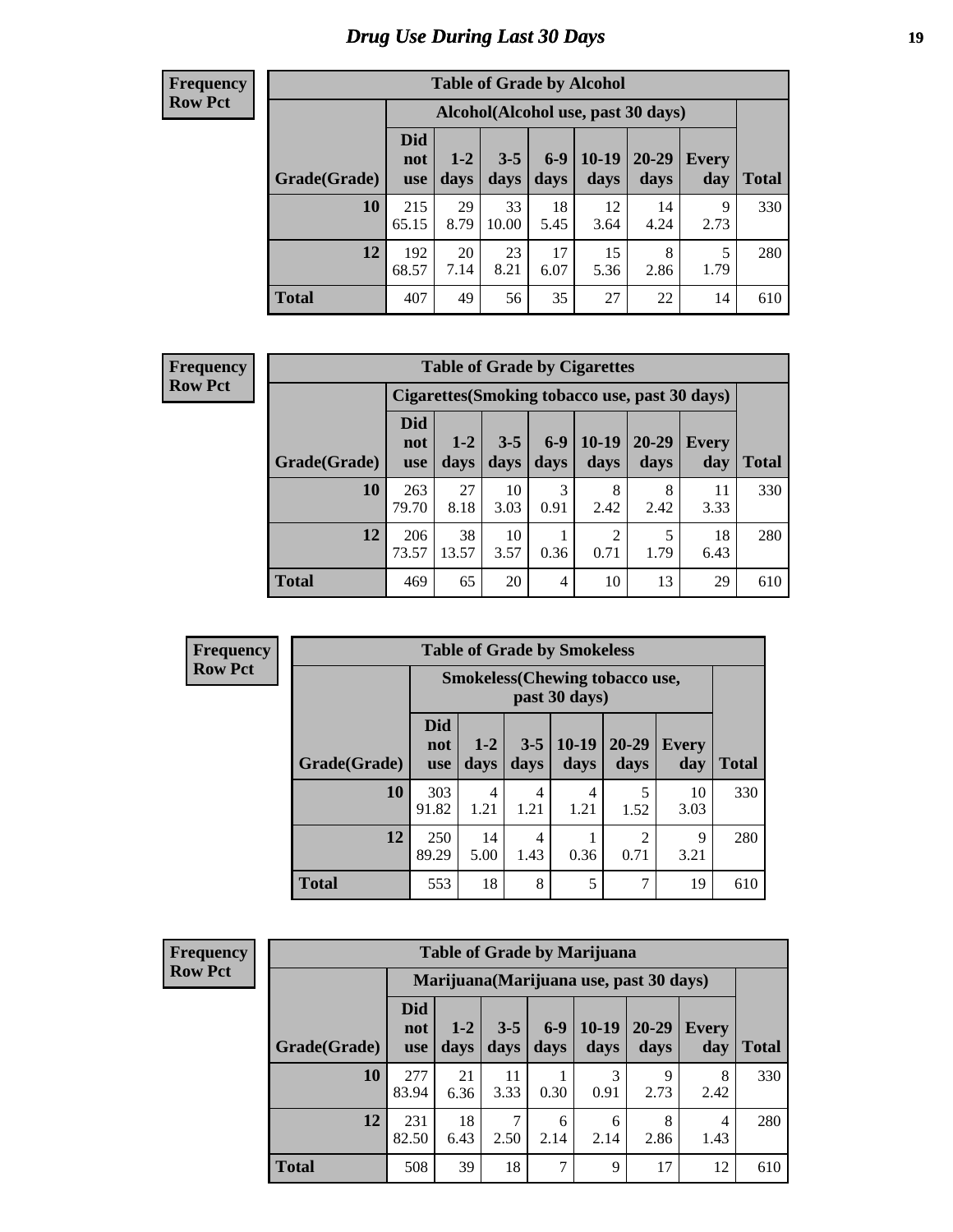# Drug Use During Last 30 Days

**Frequency**
**Row Pct**

| Table of Grade by Alcohol | | | | | | | | |
|---|---|---|---|---|---|---|---|---|
| | Alcohol(Alcohol use, past 30 days) | | | | | | | |
| Grade(Grade) | Did not use | 1-2 days | 3-5 days | 6-9 days | 10-19 days | 20-29 days | Every day | Total |
| 10 | 215<br>65.15 | 29<br>8.79 | 33<br>10.00 | 18<br>5.45 | 12<br>3.64 | 14<br>4.24 | 9<br>2.73 | 330 |
| 12 | 192<br>68.57 | 20<br>7.14 | 23<br>8.21 | 17<br>6.07 | 15<br>5.36 | 8<br>2.86 | 5<br>1.79 | 280 |
| Total | 407 | 49 | 56 | 35 | 27 | 22 | 14 | 610 |

**Frequency**
**Row Pct**

| Table of Grade by Cigarettes | | | | | | | | |
|---|---|---|---|---|---|---|---|---|
| | Cigarettes(Smoking tobacco use, past 30 days) | | | | | | | |
| Grade(Grade) | Did not use | 1-2 days | 3-5 days | 6-9 days | 10-19 days | 20-29 days | Every day | Total |
| 10 | 263<br>79.70 | 27<br>8.18 | 10<br>3.03 | 3<br>0.91 | 8<br>2.42 | 8<br>2.42 | 11<br>3.33 | 330 |
| 12 | 206<br>73.57 | 38<br>13.57 | 10<br>3.57 | 1<br>0.36 | 2<br>0.71 | 5<br>1.79 | 18<br>6.43 | 280 |
| Total | 469 | 65 | 20 | 4 | 10 | 13 | 29 | 610 |

**Frequency**
**Row Pct**

| Table of Grade by Smokeless | | | | | | | |
|---|---|---|---|---|---|---|---|
| | Smokeless(Chewing tobacco use, past 30 days) | | | | | | |
| Grade(Grade) | Did not use | 1-2 days | 3-5 days | 10-19 days | 20-29 days | Every day | Total |
| 10 | 303<br>91.82 | 4<br>1.21 | 4<br>1.21 | 4<br>1.21 | 5<br>1.52 | 10<br>3.03 | 330 |
| 12 | 250<br>89.29 | 14<br>5.00 | 4<br>1.43 | 1<br>0.36 | 2<br>0.71 | 9<br>3.21 | 280 |
| Total | 553 | 18 | 8 | 5 | 7 | 19 | 610 |

**Frequency**
**Row Pct**

| Table of Grade by Marijuana | | | | | | | | |
|---|---|---|---|---|---|---|---|---|
| | Marijuana(Marijuana use, past 30 days) | | | | | | | |
| Grade(Grade) | Did not use | 1-2 days | 3-5 days | 6-9 days | 10-19 days | 20-29 days | Every day | Total |
| 10 | 277<br>83.94 | 21<br>6.36 | 11<br>3.33 | 1<br>0.30 | 3<br>0.91 | 9<br>2.73 | 8<br>2.42 | 330 |
| 12 | 231<br>82.50 | 18<br>6.43 | 7<br>2.50 | 6<br>2.14 | 6<br>2.14 | 8<br>2.86 | 4<br>1.43 | 280 |
| Total | 508 | 39 | 18 | 7 | 9 | 17 | 12 | 610 |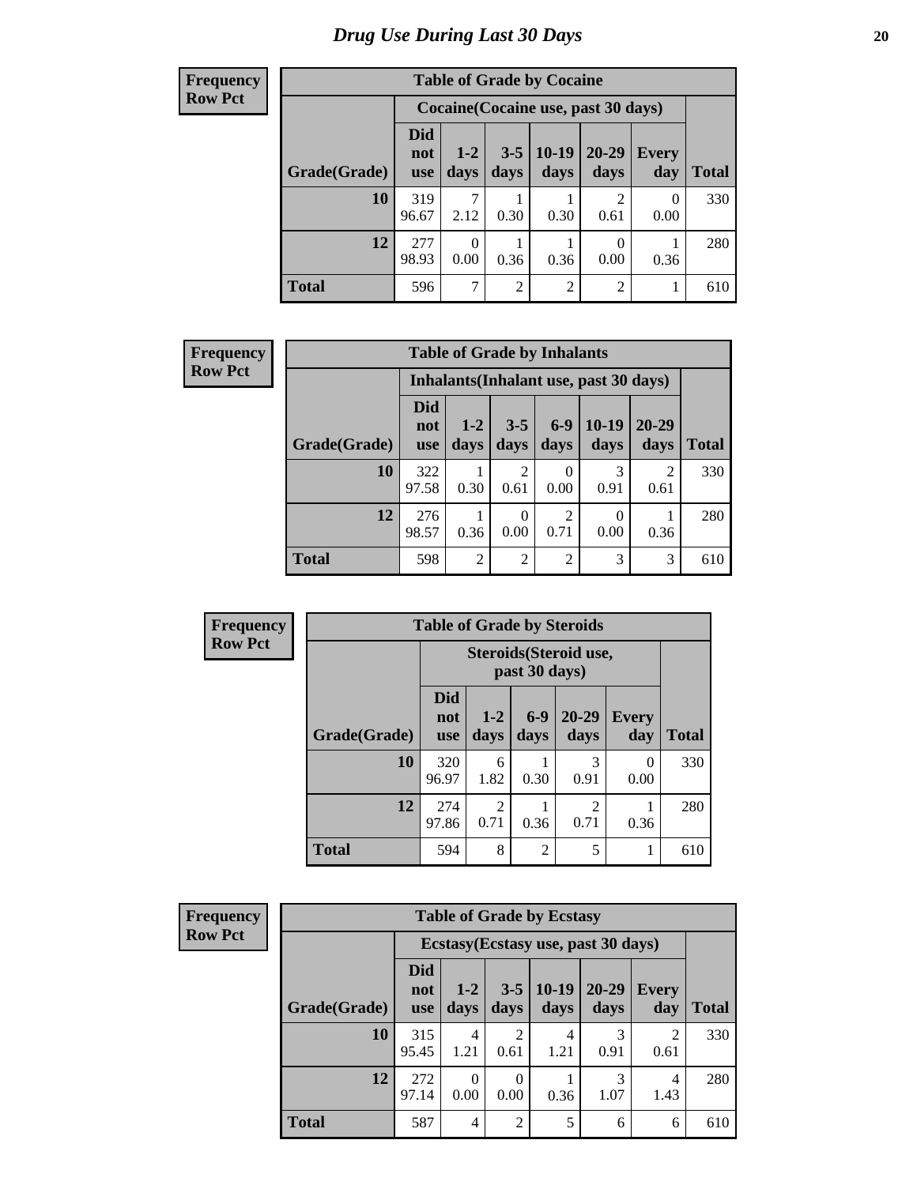# *Drug Use During Last 30 Days*

**Frequency**
**Row Pct**

| Table of Grade by Cocaine | | | | | | | |
|---|---|---|---|---|---|---|---|
| | Cocaine(Cocaine use, past 30 days) | | | | | | |
| Grade(Grade) | Did not use | 1-2 days | 3-5 days | 10-19 days | 20-29 days | Every day | Total |
| **10** | 319<br>96.67 | 7<br>2.12 | 1<br>0.30 | 1<br>0.30 | 2<br>0.61 | 0<br>0.00 | 330 |
| **12** | 277<br>98.93 | 0<br>0.00 | 1<br>0.36 | 1<br>0.36 | 0<br>0.00 | 1<br>0.36 | 280 |
| **Total** | 596 | 7 | 2 | 2 | 2 | 1 | 610 |

**Frequency**
**Row Pct**

| Table of Grade by Inhalants | | | | | | | |
|---|---|---|---|---|---|---|---|
| | Inhalants(Inhalant use, past 30 days) | | | | | | |
| Grade(Grade) | Did not use | 1-2 days | 3-5 days | 6-9 days | 10-19 days | 20-29 days | Total |
| **10** | 322<br>97.58 | 1<br>0.30 | 2<br>0.61 | 0<br>0.00 | 3<br>0.91 | 2<br>0.61 | 330 |
| **12** | 276<br>98.57 | 1<br>0.36 | 0<br>0.00 | 2<br>0.71 | 0<br>0.00 | 1<br>0.36 | 280 |
| **Total** | 598 | 2 | 2 | 2 | 3 | 3 | 610 |

**Frequency**
**Row Pct**

| Table of Grade by Steroids | | | | | | |
|---|---|---|---|---|---|---|
| | Steroids(Steroid use, past 30 days) | | | | | |
| Grade(Grade) | Did not use | 1-2 days | 6-9 days | 20-29 days | Every day | Total |
| **10** | 320<br>96.97 | 6<br>1.82 | 1<br>0.30 | 3<br>0.91 | 0<br>0.00 | 330 |
| **12** | 274<br>97.86 | 2<br>0.71 | 1<br>0.36 | 2<br>0.71 | 1<br>0.36 | 280 |
| **Total** | 594 | 8 | 2 | 5 | 1 | 610 |

**Frequency**
**Row Pct**

| Table of Grade by Ecstasy | | | | | | | |
|---|---|---|---|---|---|---|---|
| | Ecstasy(Ecstasy use, past 30 days) | | | | | | |
| Grade(Grade) | Did not use | 1-2 days | 3-5 days | 10-19 days | 20-29 days | Every day | Total |
| **10** | 315<br>95.45 | 4<br>1.21 | 2<br>0.61 | 4<br>1.21 | 3<br>0.91 | 2<br>0.61 | 330 |
| **12** | 272<br>97.14 | 0<br>0.00 | 0<br>0.00 | 1<br>0.36 | 3<br>1.07 | 4<br>1.43 | 280 |
| **Total** | 587 | 4 | 2 | 5 | 6 | 6 | 610 |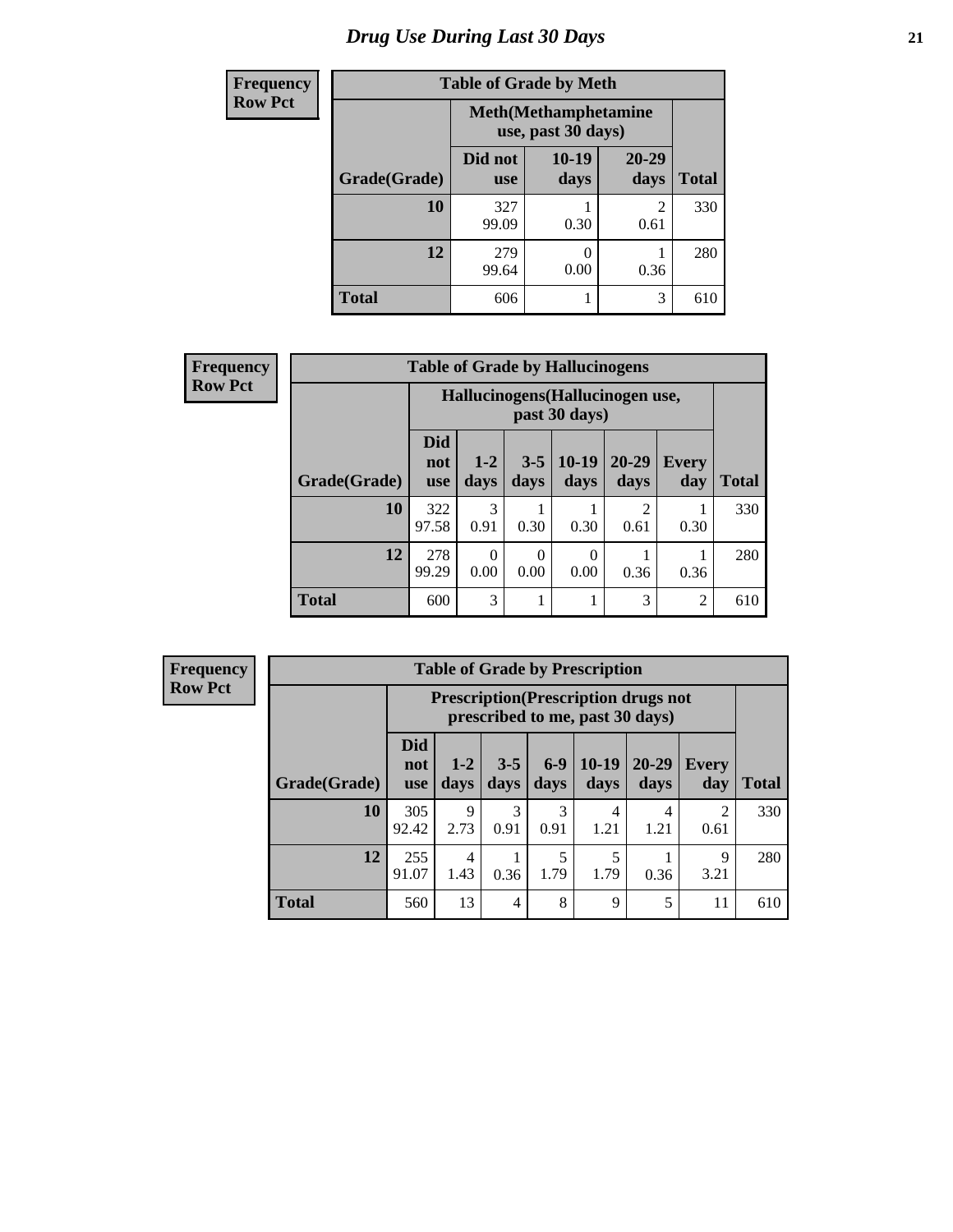# Drug Use During Last 30 Days

**Frequency**
**Row Pct**

| Table of Grade by Meth | | | | |
|---|---|---|---|---|
| | Meth(Methamphetamine use, past 30 days) | | | |
| Grade(Grade) | Did not use | 10-19 days | 20-29 days | Total |
| 10 | 327<br>99.09 | 1<br>0.30 | 2<br>0.61 | 330 |
| 12 | 279<br>99.64 | 0<br>0.00 | 1<br>0.36 | 280 |
| Total | 606 | 1 | 3 | 610 |

**Frequency**
**Row Pct**

| Table of Grade by Hallucinogens | | | | | | | |
|---|---|---|---|---|---|---|---|
| | Hallucinogens(Hallucinogen use, past 30 days) | | | | | | |
| Grade(Grade) | Did not use | 1-2 days | 3-5 days | 10-19 days | 20-29 days | Every day | Total |
| 10 | 322<br>97.58 | 3<br>0.91 | 1<br>0.30 | 1<br>0.30 | 2<br>0.61 | 1<br>0.30 | 330 |
| 12 | 278<br>99.29 | 0<br>0.00 | 0<br>0.00 | 0<br>0.00 | 1<br>0.36 | 1<br>0.36 | 280 |
| Total | 600 | 3 | 1 | 1 | 3 | 2 | 610 |

**Frequency**
**Row Pct**

| Table of Grade by Prescription | | | | | | | | |
|---|---|---|---|---|---|---|---|---|
| | Prescription(Prescription drugs not prescribed to me, past 30 days) | | | | | | | |
| Grade(Grade) | Did not use | 1-2 days | 3-5 days | 6-9 days | 10-19 days | 20-29 days | Every day | Total |
| 10 | 305<br>92.42 | 9<br>2.73 | 3<br>0.91 | 3<br>0.91 | 4<br>1.21 | 4<br>1.21 | 2<br>0.61 | 330 |
| 12 | 255<br>91.07 | 4<br>1.43 | 1<br>0.36 | 5<br>1.79 | 5<br>1.79 | 1<br>0.36 | 9<br>3.21 | 280 |
| Total | 560 | 13 | 4 | 8 | 9 | 5 | 11 | 610 |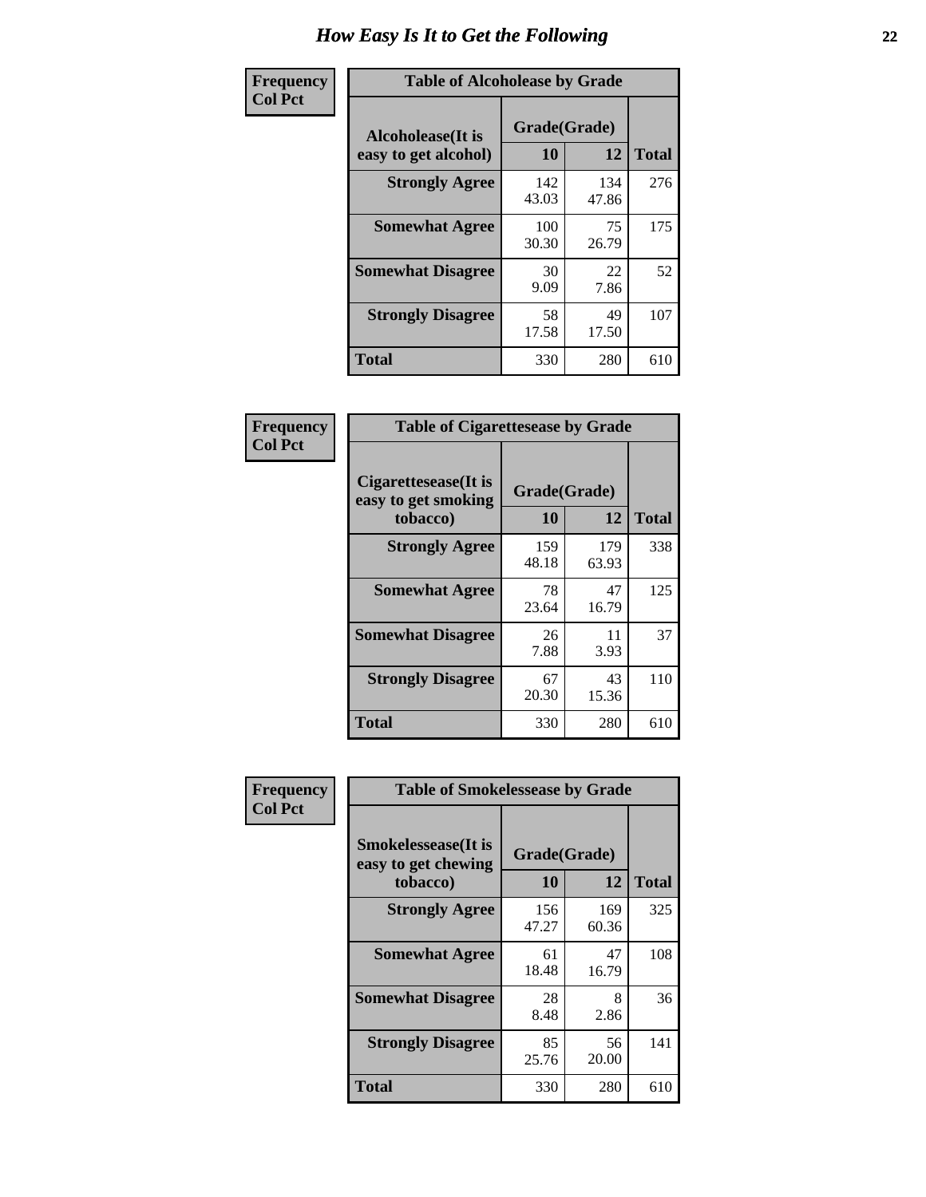# How Easy Is It to Get the Following

**Frequency Col Pct**

| Alcoholease(It is easy to get alcohol) | Grade(Grade) 10 | 12 | Total |
|---|---|---|---|
| **Strongly Agree** | 142<br>43.03 | 134<br>47.86 | 276 |
| **Somewhat Agree** | 100<br>30.30 | 75<br>26.79 | 175 |
| **Somewhat Disagree** | 30<br>9.09 | 22<br>7.86 | 52 |
| **Strongly Disagree** | 58<br>17.58 | 49<br>17.50 | 107 |
| **Total** | 330 | 280 | 610 |

Table of Alcoholease by Grade

**Frequency Col Pct**

| Cigarettesease(It is easy to get smoking tobacco) | Grade(Grade) 10 | 12 | Total |
|---|---|---|---|
| **Strongly Agree** | 159<br>48.18 | 179<br>63.93 | 338 |
| **Somewhat Agree** | 78<br>23.64 | 47<br>16.79 | 125 |
| **Somewhat Disagree** | 26<br>7.88 | 11<br>3.93 | 37 |
| **Strongly Disagree** | 67<br>20.30 | 43<br>15.36 | 110 |
| **Total** | 330 | 280 | 610 |

Table of Cigarettesease by Grade

**Frequency Col Pct**

| Smokelessease(It is easy to get chewing tobacco) | Grade(Grade) 10 | 12 | Total |
|---|---|---|---|
| **Strongly Agree** | 156<br>47.27 | 169<br>60.36 | 325 |
| **Somewhat Agree** | 61<br>18.48 | 47<br>16.79 | 108 |
| **Somewhat Disagree** | 28<br>8.48 | 8<br>2.86 | 36 |
| **Strongly Disagree** | 85<br>25.76 | 56<br>20.00 | 141 |
| **Total** | 330 | 280 | 610 |

Table of Smokelessease by Grade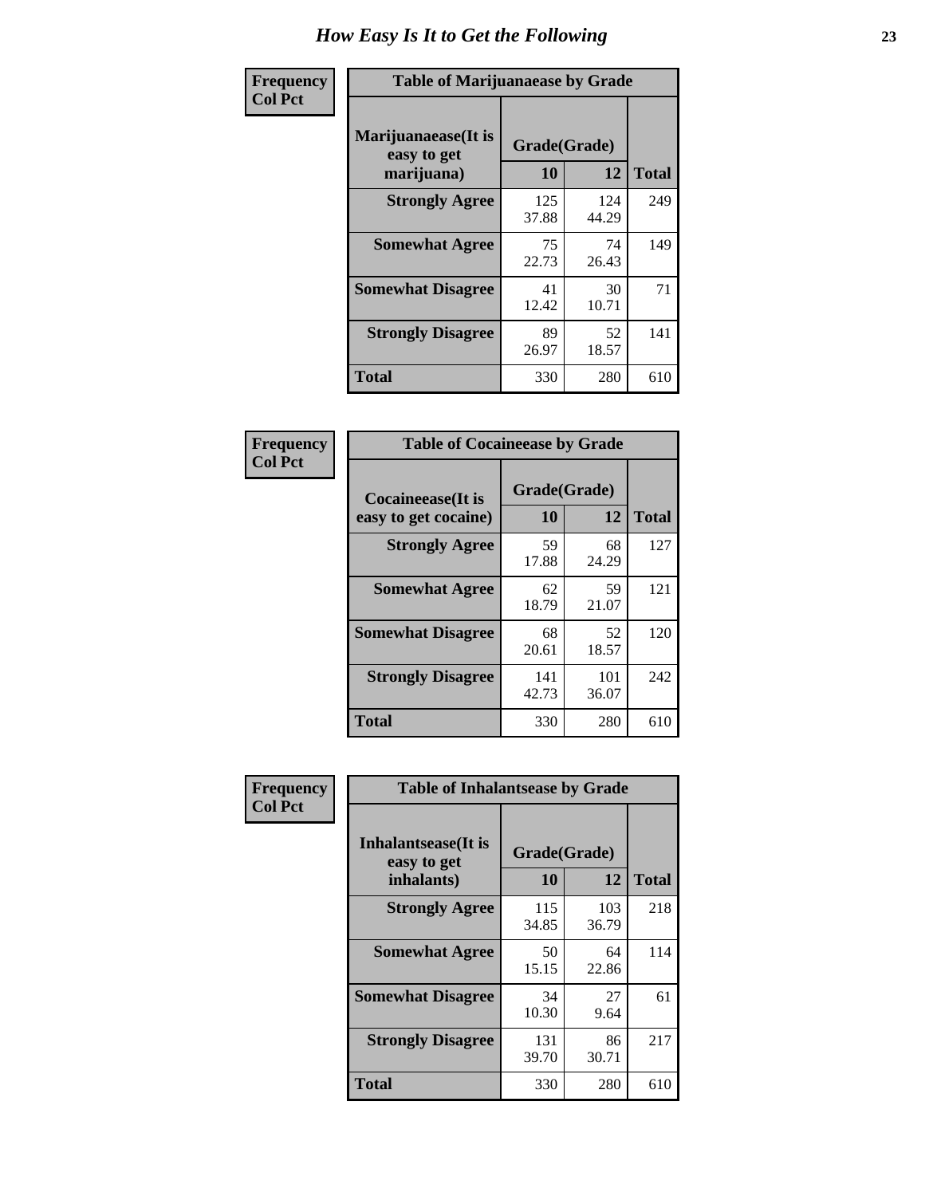# How Easy Is It to Get the Following

**Frequency**
**Col Pct**

| Table of Marijuanaease by Grade | | | |
|---|---|---|---|
| **Marijuanaease(It is easy to get marijuana)** | **Grade(Grade)** | | **Total** |
| | **10** | **12** | |
| **Strongly Agree** | 125<br>37.88 | 124<br>44.29 | 249 |
| **Somewhat Agree** | 75<br>22.73 | 74<br>26.43 | 149 |
| **Somewhat Disagree** | 41<br>12.42 | 30<br>10.71 | 71 |
| **Strongly Disagree** | 89<br>26.97 | 52<br>18.57 | 141 |
| **Total** | 330 | 280 | 610 |

**Frequency**
**Col Pct**

| Table of Cocaineease by Grade | | | |
|---|---|---|---|
| **Cocaineease(It is easy to get cocaine)** | **Grade(Grade)** | | **Total** |
| | **10** | **12** | |
| **Strongly Agree** | 59<br>17.88 | 68<br>24.29 | 127 |
| **Somewhat Agree** | 62<br>18.79 | 59<br>21.07 | 121 |
| **Somewhat Disagree** | 68<br>20.61 | 52<br>18.57 | 120 |
| **Strongly Disagree** | 141<br>42.73 | 101<br>36.07 | 242 |
| **Total** | 330 | 280 | 610 |

**Frequency**
**Col Pct**

| Table of Inhalantsease by Grade | | | |
|---|---|---|---|
| **Inhalantsease(It is easy to get inhalants)** | **Grade(Grade)** | | **Total** |
| | **10** | **12** | |
| **Strongly Agree** | 115<br>34.85 | 103<br>36.79 | 218 |
| **Somewhat Agree** | 50<br>15.15 | 64<br>22.86 | 114 |
| **Somewhat Disagree** | 34<br>10.30 | 27<br>9.64 | 61 |
| **Strongly Disagree** | 131<br>39.70 | 86<br>30.71 | 217 |
| **Total** | 330 | 280 | 610 |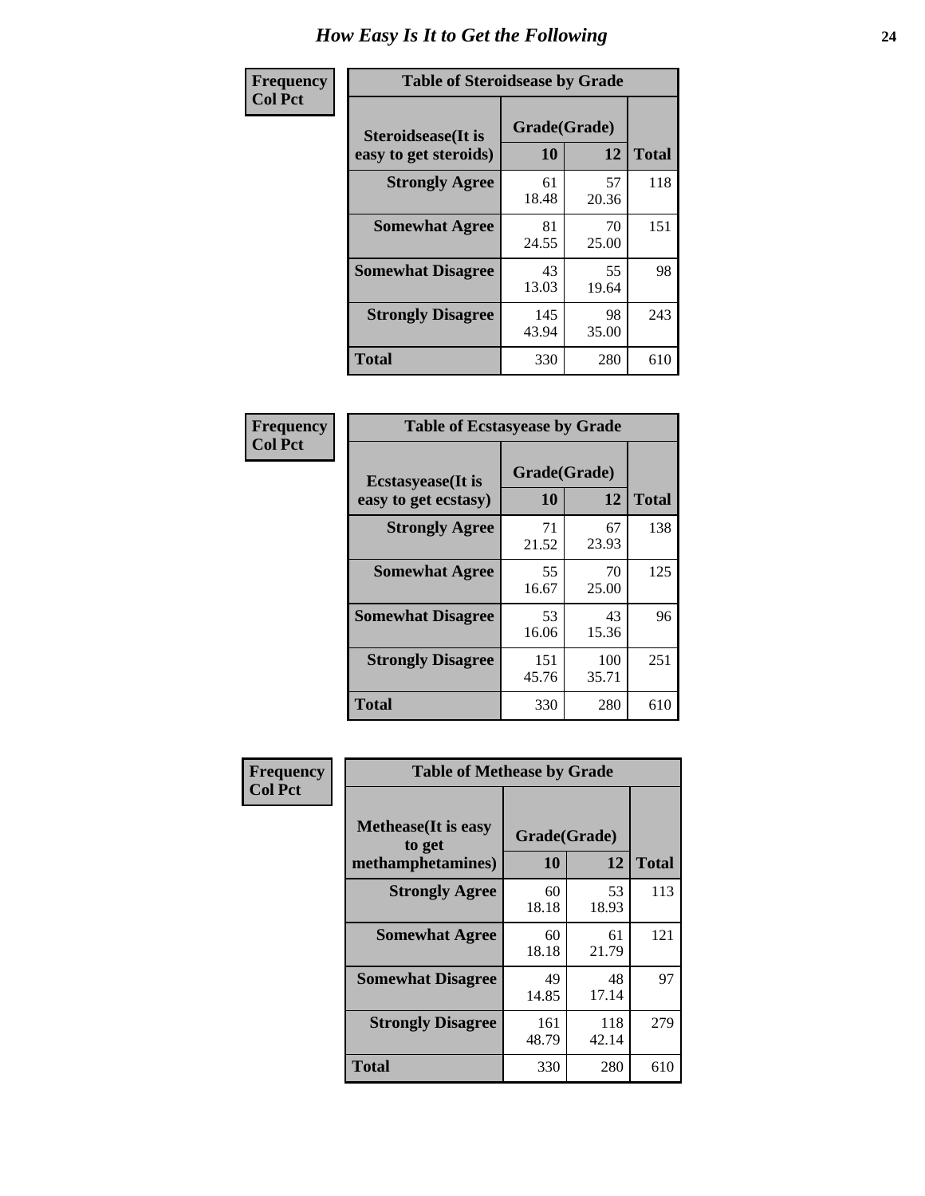# How Easy Is It to Get the Following

**Frequency**
**Col Pct**

| Table of Steroidsease by Grade | | | |
|---|---|---|---|
| Steroidsease(It is easy to get steroids) | Grade(Grade) | | Total |
| | 10 | 12 | |
| **Strongly Agree** | 61<br>18.48 | 57<br>20.36 | 118 |
| **Somewhat Agree** | 81<br>24.55 | 70<br>25.00 | 151 |
| **Somewhat Disagree** | 43<br>13.03 | 55<br>19.64 | 98 |
| **Strongly Disagree** | 145<br>43.94 | 98<br>35.00 | 243 |
| **Total** | 330 | 280 | 610 |

**Frequency**
**Col Pct**

| Table of Ecstasyease by Grade | | | |
|---|---|---|---|
| Ecstasyease(It is easy to get ecstasy) | Grade(Grade) | | Total |
| | 10 | 12 | |
| **Strongly Agree** | 71<br>21.52 | 67<br>23.93 | 138 |
| **Somewhat Agree** | 55<br>16.67 | 70<br>25.00 | 125 |
| **Somewhat Disagree** | 53<br>16.06 | 43<br>15.36 | 96 |
| **Strongly Disagree** | 151<br>45.76 | 100<br>35.71 | 251 |
| **Total** | 330 | 280 | 610 |

**Frequency**
**Col Pct**

| Table of Methease by Grade | | | |
|---|---|---|---|
| Methease(It is easy to get methamphetamines) | Grade(Grade) | | Total |
| | 10 | 12 | |
| **Strongly Agree** | 60<br>18.18 | 53<br>18.93 | 113 |
| **Somewhat Agree** | 60<br>18.18 | 61<br>21.79 | 121 |
| **Somewhat Disagree** | 49<br>14.85 | 48<br>17.14 | 97 |
| **Strongly Disagree** | 161<br>48.79 | 118<br>42.14 | 279 |
| **Total** | 330 | 280 | 610 |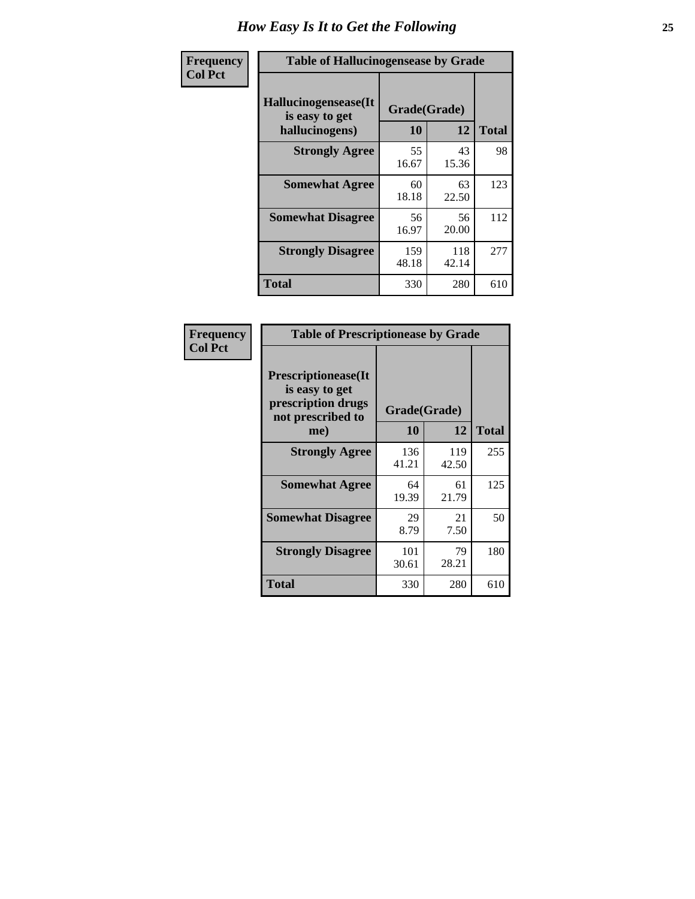# How Easy Is It to Get the Following

**Frequency**
**Col Pct**

**Table of Hallucinogensease by Grade**

| Hallucinogensease(It is easy to get hallucinogens) | Grade(Grade) | | Total |
|---|---|---|---|
| | 10 | 12 | |
| **Strongly Agree** | 55<br>16.67 | 43<br>15.36 | 98 |
| **Somewhat Agree** | 60<br>18.18 | 63<br>22.50 | 123 |
| **Somewhat Disagree** | 56<br>16.97 | 56<br>20.00 | 112 |
| **Strongly Disagree** | 159<br>48.18 | 118<br>42.14 | 277 |
| **Total** | 330 | 280 | 610 |

**Frequency**
**Col Pct**

**Table of Prescriptionease by Grade**

| Prescriptionease(It is easy to get prescription drugs not prescribed to me) | Grade(Grade) | | Total |
|---|---|---|---|
| | 10 | 12 | |
| **Strongly Agree** | 136<br>41.21 | 119<br>42.50 | 255 |
| **Somewhat Agree** | 64<br>19.39 | 61<br>21.79 | 125 |
| **Somewhat Disagree** | 29<br>8.79 | 21<br>7.50 | 50 |
| **Strongly Disagree** | 101<br>30.61 | 79<br>28.21 | 180 |
| **Total** | 330 | 280 | 610 |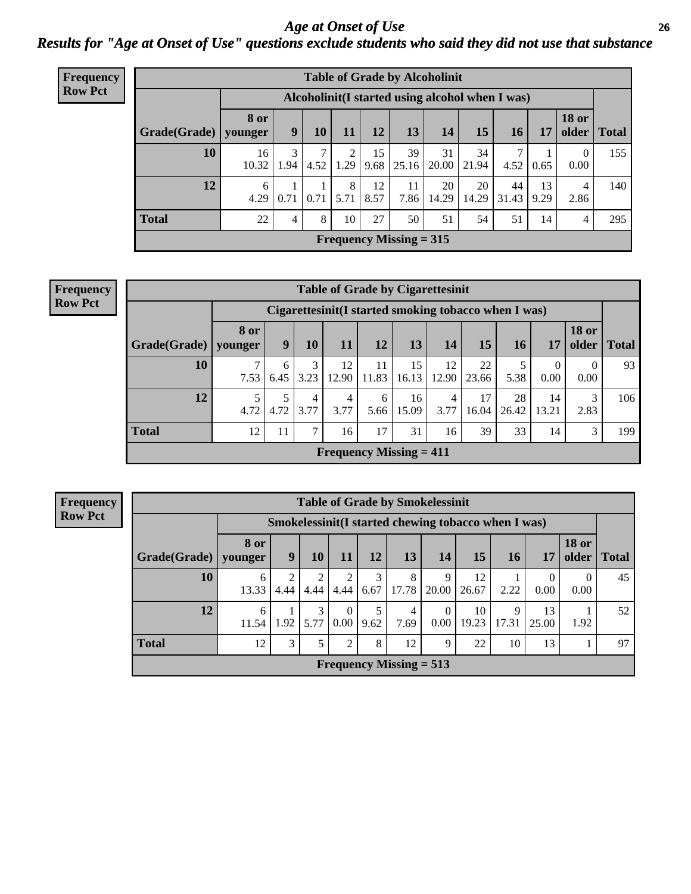# *Age at Onset of Use*

## *Results for "Age at Onset of Use" questions exclude students who said they did not use that substance*

**Frequency Row Pct**

| Table of Grade by Alcoholinit | | | | | | | | | | | | |
|---|---|---|---|---|---|---|---|---|---|---|---|---|
| | Alcoholinit(I started using alcohol when I was) | | | | | | | | | | | |
| **Grade(Grade)** | **8 or younger** | **9** | **10** | **11** | **12** | **13** | **14** | **15** | **16** | **17** | **18 or older** | **Total** |
| **10** | 16<br>10.32 | 3<br>1.94 | 7<br>4.52 | 2<br>1.29 | 15<br>9.68 | 39<br>25.16 | 31<br>20.00 | 34<br>21.94 | 7<br>4.52 | 1<br>0.65 | 0<br>0.00 | 155 |
| **12** | 6<br>4.29 | 1<br>0.71 | 1<br>0.71 | 8<br>5.71 | 12<br>8.57 | 11<br>7.86 | 20<br>14.29 | 20<br>14.29 | 44<br>31.43 | 13<br>9.29 | 4<br>2.86 | 140 |
| **Total** | 22 | 4 | 8 | 10 | 27 | 50 | 51 | 54 | 51 | 14 | 4 | 295 |
| **Frequency Missing = 315** | | | | | | | | | | | | |

**Frequency Row Pct**

| Table of Grade by Cigarettesinit | | | | | | | | | | | | |
|---|---|---|---|---|---|---|---|---|---|---|---|---|
| | Cigarettesinit(I started smoking tobacco when I was) | | | | | | | | | | | |
| **Grade(Grade)** | **8 or younger** | **9** | **10** | **11** | **12** | **13** | **14** | **15** | **16** | **17** | **18 or older** | **Total** |
| **10** | 7<br>7.53 | 6<br>6.45 | 3<br>3.23 | 12<br>12.90 | 11<br>11.83 | 15<br>16.13 | 12<br>12.90 | 22<br>23.66 | 5<br>5.38 | 0<br>0.00 | 0<br>0.00 | 93 |
| **12** | 5<br>4.72 | 5<br>4.72 | 4<br>3.77 | 4<br>3.77 | 6<br>5.66 | 16<br>15.09 | 4<br>3.77 | 17<br>16.04 | 28<br>26.42 | 14<br>13.21 | 3<br>2.83 | 106 |
| **Total** | 12 | 11 | 7 | 16 | 17 | 31 | 16 | 39 | 33 | 14 | 3 | 199 |
| **Frequency Missing = 411** | | | | | | | | | | | | |

**Frequency Row Pct**

| Table of Grade by Smokelessinit | | | | | | | | | | | | |
|---|---|---|---|---|---|---|---|---|---|---|---|---|
| | Smokelessinit(I started chewing tobacco when I was) | | | | | | | | | | | |
| **Grade(Grade)** | **8 or younger** | **9** | **10** | **11** | **12** | **13** | **14** | **15** | **16** | **17** | **18 or older** | **Total** |
| **10** | 6<br>13.33 | 2<br>4.44 | 2<br>4.44 | 2<br>4.44 | 3<br>6.67 | 8<br>17.78 | 9<br>20.00 | 12<br>26.67 | 1<br>2.22 | 0<br>0.00 | 0<br>0.00 | 45 |
| **12** | 6<br>11.54 | 1<br>1.92 | 3<br>5.77 | 0<br>0.00 | 5<br>9.62 | 4<br>7.69 | 0<br>0.00 | 10<br>19.23 | 9<br>17.31 | 13<br>25.00 | 1<br>1.92 | 52 |
| **Total** | 12 | 3 | 5 | 2 | 8 | 12 | 9 | 22 | 10 | 13 | 1 | 97 |
| **Frequency Missing = 513** | | | | | | | | | | | | |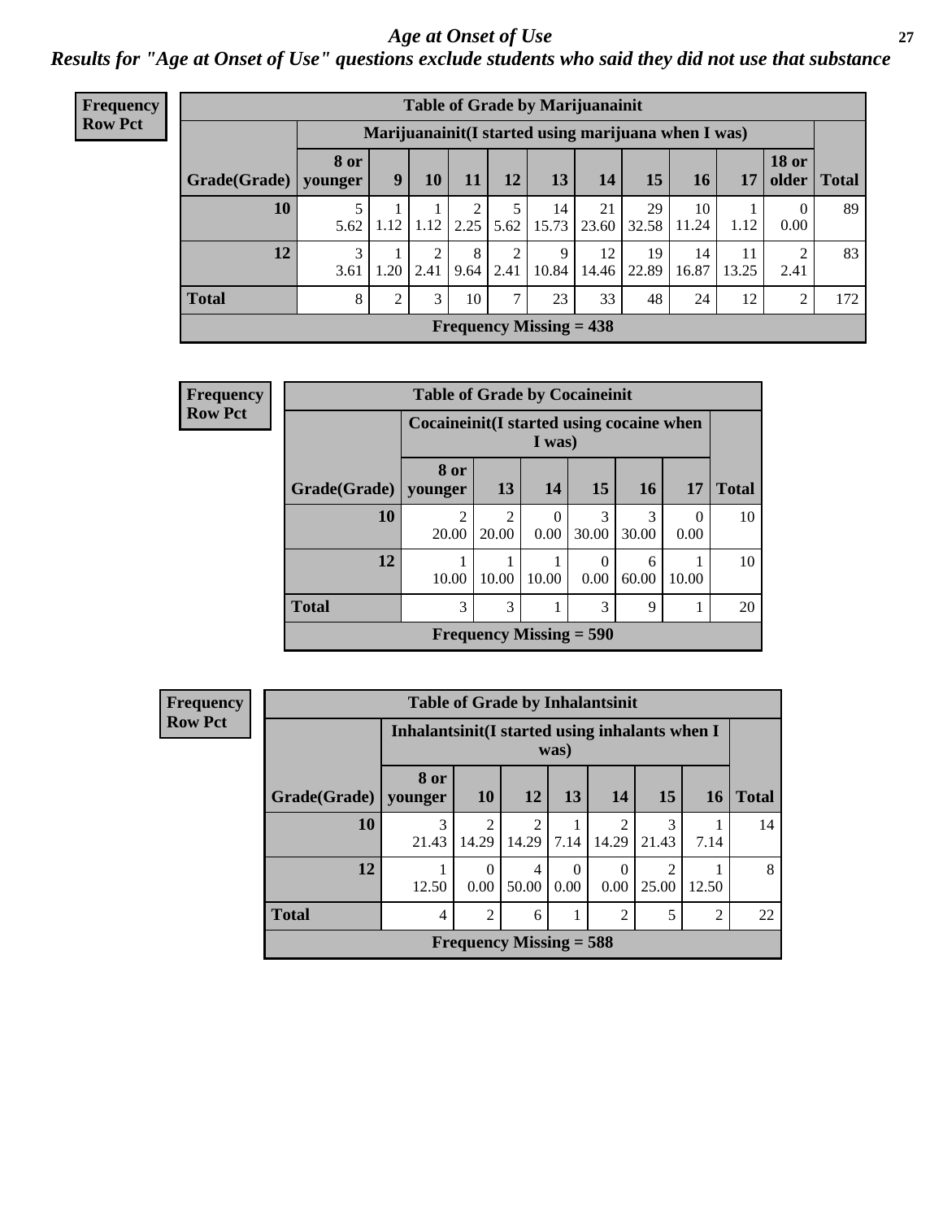# *Age at Onset of Use*

## *Results for "Age at Onset of Use" questions exclude students who said they did not use that substance*

**Frequency Row Pct**

**Table of Grade by Marijuanainit**

| | Marijuanainit(I started using marijuana when I was) | | | | | | | | | | | |
|---|---|---|---|---|---|---|---|---|---|---|---|---|
| **Grade(Grade)** | **8 or younger** | **9** | **10** | **11** | **12** | **13** | **14** | **15** | **16** | **17** | **18 or older** | **Total** |
| **10** | 5<br>5.62 | 1<br>1.12 | 1<br>1.12 | 2<br>2.25 | 5<br>5.62 | 14<br>15.73 | 21<br>23.60 | 29<br>32.58 | 10<br>11.24 | 1<br>1.12 | 0<br>0.00 | 89 |
| **12** | 3<br>3.61 | 1<br>1.20 | 2<br>2.41 | 8<br>9.64 | 2<br>2.41 | 9<br>10.84 | 12<br>14.46 | 19<br>22.89 | 14<br>16.87 | 11<br>13.25 | 2<br>2.41 | 83 |
| **Total** | 8 | 2 | 3 | 10 | 7 | 23 | 33 | 48 | 24 | 12 | 2 | 172 |

**Frequency Missing = 438**

**Frequency Row Pct**

**Table of Grade by Cocaineinit**

| | Cocaineinit(I started using cocaine when I was) | | | | | | |
|---|---|---|---|---|---|---|---|
| **Grade(Grade)** | **8 or younger** | **13** | **14** | **15** | **16** | **17** | **Total** |
| **10** | 2<br>20.00 | 2<br>20.00 | 0<br>0.00 | 3<br>30.00 | 3<br>30.00 | 0<br>0.00 | 10 |
| **12** | 1<br>10.00 | 1<br>10.00 | 1<br>10.00 | 0<br>0.00 | 6<br>60.00 | 1<br>10.00 | 10 |
| **Total** | 3 | 3 | 1 | 3 | 9 | 1 | 20 |

**Frequency Missing = 590**

**Frequency Row Pct**

**Table of Grade by Inhalantsinit**

| | Inhalantsinit(I started using inhalants when I was) | | | | | | | |
|---|---|---|---|---|---|---|---|---|
| **Grade(Grade)** | **8 or younger** | **10** | **12** | **13** | **14** | **15** | **16** | **Total** |
| **10** | 3<br>21.43 | 2<br>14.29 | 2<br>14.29 | 1<br>7.14 | 2<br>14.29 | 3<br>21.43 | 1<br>7.14 | 14 |
| **12** | 1<br>12.50 | 0<br>0.00 | 4<br>50.00 | 0<br>0.00 | 0<br>0.00 | 2<br>25.00 | 1<br>12.50 | 8 |
| **Total** | 4 | 2 | 6 | 1 | 2 | 5 | 2 | 22 |

**Frequency Missing = 588**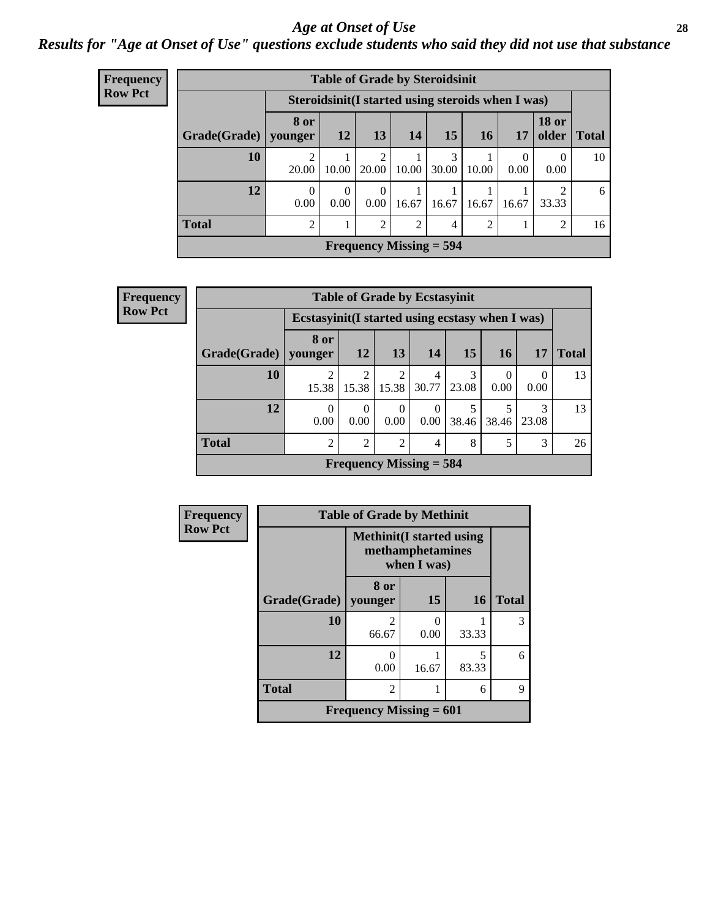# *Age at Onset of Use*

***Results for "Age at Onset of Use" questions exclude students who said they did not use that substance***

**Frequency**
**Row Pct**

| Table of Grade by Steroidsinit | | | | | | | | | |
|---|---|---|---|---|---|---|---|---|---|
| | Steroidsinit(I started using steroids when I was) | | | | | | | | |
| Grade(Grade) | 8 or younger | 12 | 13 | 14 | 15 | 16 | 17 | 18 or older | Total |
| 10 | 2<br>20.00 | 1<br>10.00 | 2<br>20.00 | 1<br>10.00 | 3<br>30.00 | 1<br>10.00 | 0<br>0.00 | 0<br>0.00 | 10 |
| 12 | 0<br>0.00 | 0<br>0.00 | 0<br>0.00 | 1<br>16.67 | 1<br>16.67 | 1<br>16.67 | 1<br>16.67 | 2<br>33.33 | 6 |
| Total | 2 | 1 | 2 | 2 | 4 | 2 | 1 | 2 | 16 |
| Frequency Missing = 594 | | | | | | | | | |

**Frequency**
**Row Pct**

| Table of Grade by Ecstasyinit | | | | | | | | |
|---|---|---|---|---|---|---|---|---|
| | Ecstasyinit(I started using ecstasy when I was) | | | | | | | |
| Grade(Grade) | 8 or younger | 12 | 13 | 14 | 15 | 16 | 17 | Total |
| 10 | 2<br>15.38 | 2<br>15.38 | 2<br>15.38 | 4<br>30.77 | 3<br>23.08 | 0<br>0.00 | 0<br>0.00 | 13 |
| 12 | 0<br>0.00 | 0<br>0.00 | 0<br>0.00 | 0<br>0.00 | 5<br>38.46 | 5<br>38.46 | 3<br>23.08 | 13 |
| Total | 2 | 2 | 2 | 4 | 8 | 5 | 3 | 26 |
| Frequency Missing = 584 | | | | | | | | |

**Frequency**
**Row Pct**

| Table of Grade by Methinit | | | | |
|---|---|---|---|---|
| | Methinit(I started using methamphetamines when I was) | | | |
| Grade(Grade) | 8 or younger | 15 | 16 | Total |
| 10 | 2<br>66.67 | 0<br>0.00 | 1<br>33.33 | 3 |
| 12 | 0<br>0.00 | 1<br>16.67 | 5<br>83.33 | 6 |
| Total | 2 | 1 | 6 | 9 |
| Frequency Missing = 601 | | | | |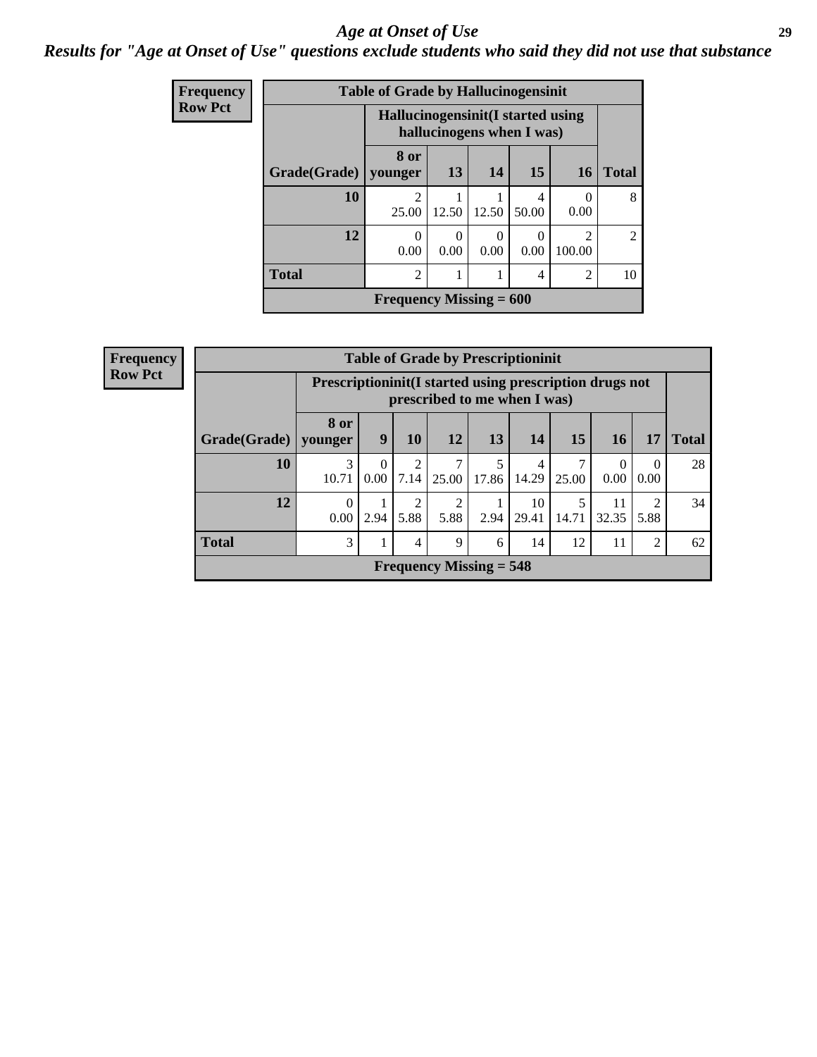# *Age at Onset of Use*

## *Results for "Age at Onset of Use" questions exclude students who said they did not use that substance*

**Frequency**
**Row Pct**

| Table of Grade by Hallucinogensinit | | | | | | |
|---|---|---|---|---|---|---|
| | Hallucinogensinit(I started using hallucinogens when I was) | | | | | |
| **Grade(Grade)** | **8 or younger** | **13** | **14** | **15** | **16** | **Total** |
| **10** | 2<br>25.00 | 1<br>12.50 | 1<br>12.50 | 4<br>50.00 | 0<br>0.00 | 8 |
| **12** | 0<br>0.00 | 0<br>0.00 | 0<br>0.00 | 0<br>0.00 | 2<br>100.00 | 2 |
| **Total** | 2 | 1 | 1 | 4 | 2 | 10 |
| **Frequency Missing = 600** | | | | | | |

**Frequency**
**Row Pct**

| Table of Grade by Prescriptioninit | | | | | | | | | | |
|---|---|---|---|---|---|---|---|---|---|---|
| | Prescriptioninit(I started using prescription drugs not prescribed to me when I was) | | | | | | | | | |
| **Grade(Grade)** | **8 or younger** | **9** | **10** | **12** | **13** | **14** | **15** | **16** | **17** | **Total** |
| **10** | 3<br>10.71 | 0<br>0.00 | 2<br>7.14 | 7<br>25.00 | 5<br>17.86 | 4<br>14.29 | 7<br>25.00 | 0<br>0.00 | 0<br>0.00 | 28 |
| **12** | 0<br>0.00 | 1<br>2.94 | 2<br>5.88 | 2<br>5.88 | 1<br>2.94 | 10<br>29.41 | 5<br>14.71 | 11<br>32.35 | 2<br>5.88 | 34 |
| **Total** | 3 | 1 | 4 | 9 | 6 | 14 | 12 | 11 | 2 | 62 |
| **Frequency Missing = 548** | | | | | | | | | | |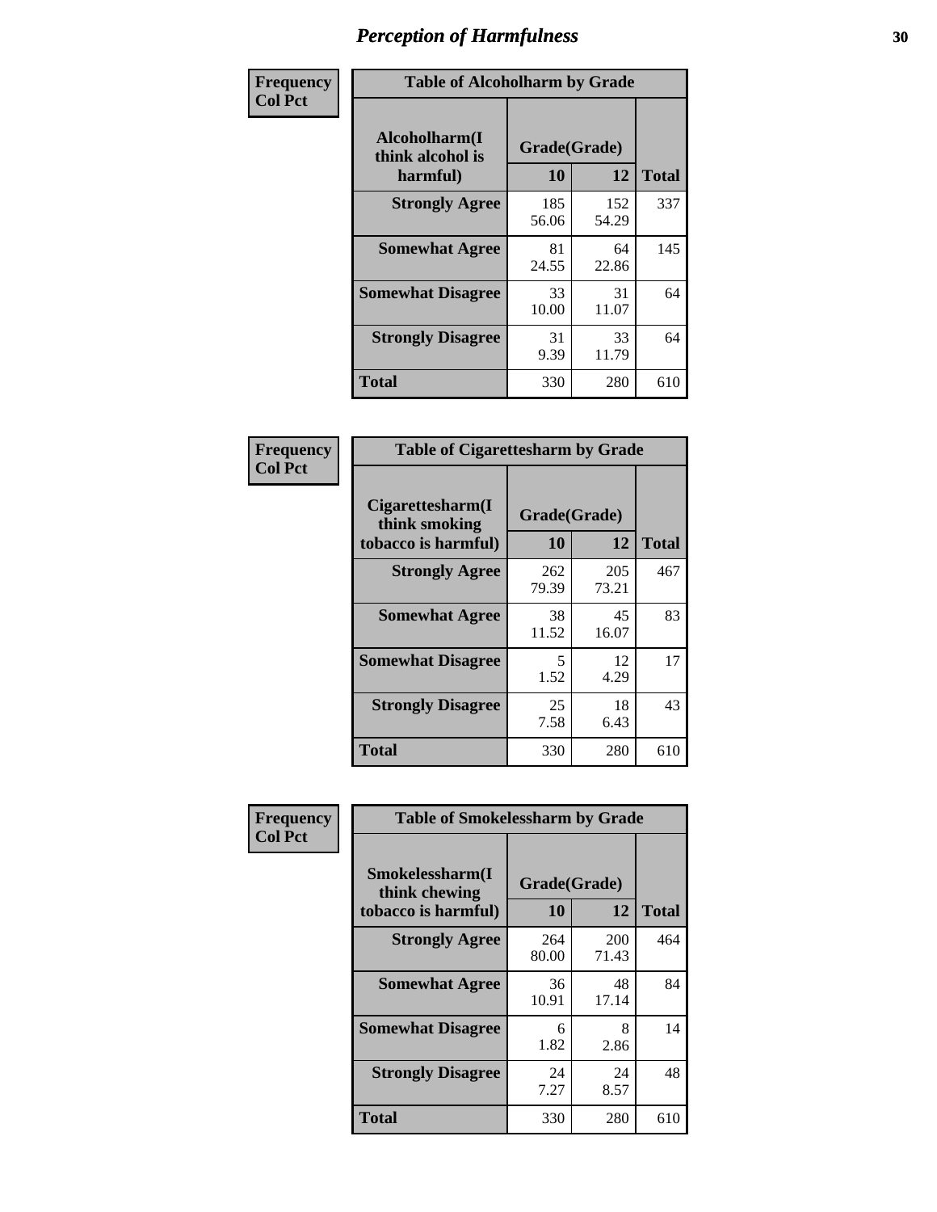# Perception of Harmfulness

**Frequency Col Pct**

| Table of Alcoholharm by Grade | | | |
|---|---|---|---|
| Alcoholharm(I think alcohol is harmful) | Grade(Grade) | | Total |
| | 10 | 12 | |
| **Strongly Agree** | 185<br>56.06 | 152<br>54.29 | 337 |
| **Somewhat Agree** | 81<br>24.55 | 64<br>22.86 | 145 |
| **Somewhat Disagree** | 33<br>10.00 | 31<br>11.07 | 64 |
| **Strongly Disagree** | 31<br>9.39 | 33<br>11.79 | 64 |
| **Total** | 330 | 280 | 610 |

**Frequency Col Pct**

| Table of Cigarettesharm by Grade | | | |
|---|---|---|---|
| Cigarettesharm(I think smoking tobacco is harmful) | Grade(Grade) | | Total |
| | 10 | 12 | |
| **Strongly Agree** | 262<br>79.39 | 205<br>73.21 | 467 |
| **Somewhat Agree** | 38<br>11.52 | 45<br>16.07 | 83 |
| **Somewhat Disagree** | 5<br>1.52 | 12<br>4.29 | 17 |
| **Strongly Disagree** | 25<br>7.58 | 18<br>6.43 | 43 |
| **Total** | 330 | 280 | 610 |

**Frequency Col Pct**

| Table of Smokelessharm by Grade | | | |
|---|---|---|---|
| Smokelessharm(I think chewing tobacco is harmful) | Grade(Grade) | | Total |
| | 10 | 12 | |
| **Strongly Agree** | 264<br>80.00 | 200<br>71.43 | 464 |
| **Somewhat Agree** | 36<br>10.91 | 48<br>17.14 | 84 |
| **Somewhat Disagree** | 6<br>1.82 | 8<br>2.86 | 14 |
| **Strongly Disagree** | 24<br>7.27 | 24<br>8.57 | 48 |
| **Total** | 330 | 280 | 610 |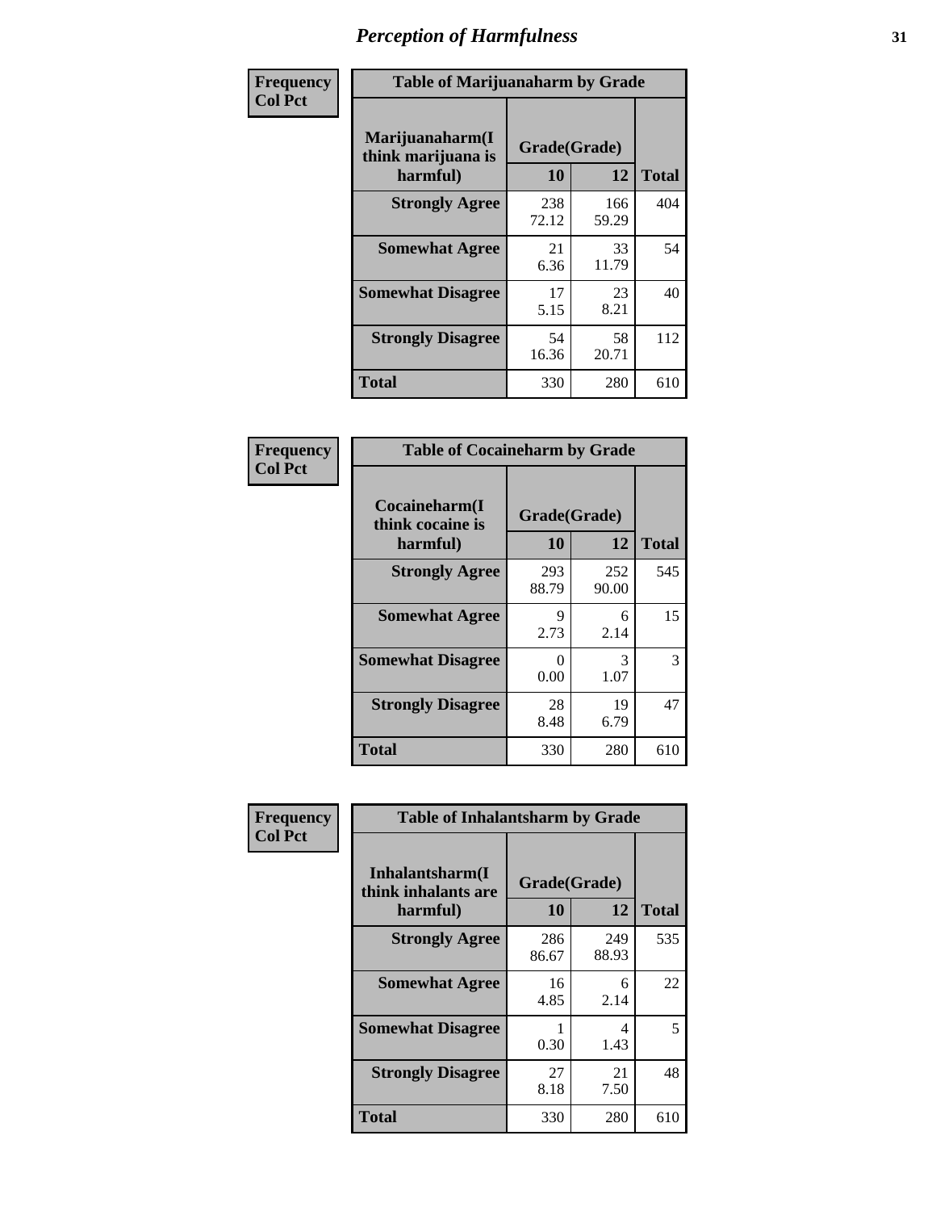# Perception of Harmfulness

**Frequency**
**Col Pct**

| Table of Marijuanaharm by Grade | | | |
|---|---|---|---|
| Marijuanaharm(I think marijuana is harmful) | Grade(Grade) | | |
| | 10 | 12 | Total |
| Strongly Agree | 238<br>72.12 | 166<br>59.29 | 404 |
| Somewhat Agree | 21<br>6.36 | 33<br>11.79 | 54 |
| Somewhat Disagree | 17<br>5.15 | 23<br>8.21 | 40 |
| Strongly Disagree | 54<br>16.36 | 58<br>20.71 | 112 |
| Total | 330 | 280 | 610 |

**Frequency**
**Col Pct**

| Table of Cocaineharm by Grade | | | |
|---|---|---|---|
| Cocaineharm(I think cocaine is harmful) | Grade(Grade) | | |
| | 10 | 12 | Total |
| Strongly Agree | 293<br>88.79 | 252<br>90.00 | 545 |
| Somewhat Agree | 9<br>2.73 | 6<br>2.14 | 15 |
| Somewhat Disagree | 0<br>0.00 | 3<br>1.07 | 3 |
| Strongly Disagree | 28<br>8.48 | 19<br>6.79 | 47 |
| Total | 330 | 280 | 610 |

**Frequency**
**Col Pct**

| Table of Inhalantsharm by Grade | | | |
|---|---|---|---|
| Inhalantsharm(I think inhalants are harmful) | Grade(Grade) | | |
| | 10 | 12 | Total |
| Strongly Agree | 286<br>86.67 | 249<br>88.93 | 535 |
| Somewhat Agree | 16<br>4.85 | 6<br>2.14 | 22 |
| Somewhat Disagree | 1<br>0.30 | 4<br>1.43 | 5 |
| Strongly Disagree | 27<br>8.18 | 21<br>7.50 | 48 |
| Total | 330 | 280 | 610 |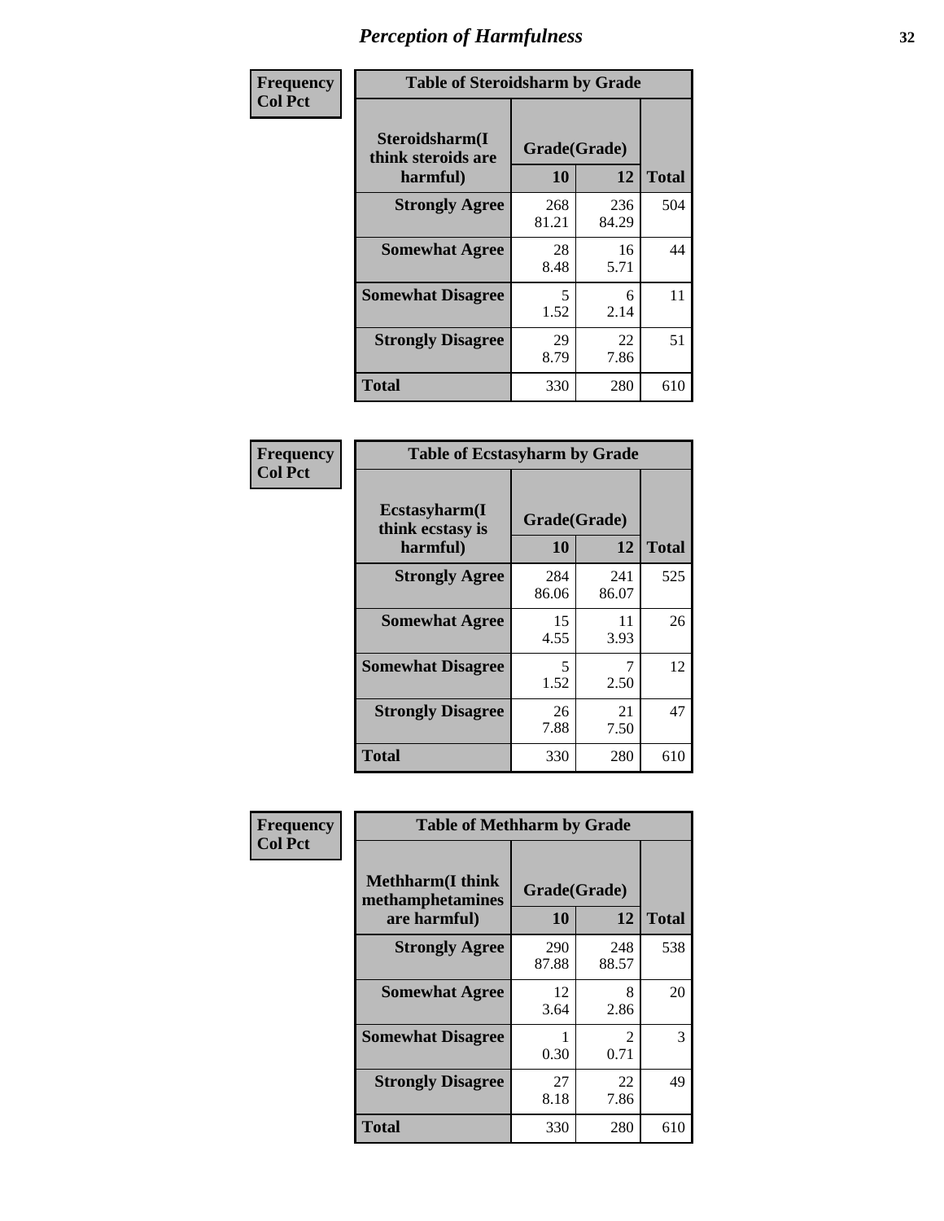# Perception of Harmfulness

**Frequency**
**Col Pct**

| Table of Steroidsharm by Grade | | | |
|---|---|---|---|
| Steroidsharm(I think steroids are harmful) | Grade(Grade) | | |
| | 10 | 12 | Total |
| **Strongly Agree** | 268<br>81.21 | 236<br>84.29 | 504 |
| **Somewhat Agree** | 28<br>8.48 | 16<br>5.71 | 44 |
| **Somewhat Disagree** | 5<br>1.52 | 6<br>2.14 | 11 |
| **Strongly Disagree** | 29<br>8.79 | 22<br>7.86 | 51 |
| **Total** | 330 | 280 | 610 |

**Frequency**
**Col Pct**

| Table of Ecstasyharm by Grade | | | |
|---|---|---|---|
| Ecstasyharm(I think ecstasy is harmful) | Grade(Grade) | | |
| | 10 | 12 | Total |
| **Strongly Agree** | 284<br>86.06 | 241<br>86.07 | 525 |
| **Somewhat Agree** | 15<br>4.55 | 11<br>3.93 | 26 |
| **Somewhat Disagree** | 5<br>1.52 | 7<br>2.50 | 12 |
| **Strongly Disagree** | 26<br>7.88 | 21<br>7.50 | 47 |
| **Total** | 330 | 280 | 610 |

**Frequency**
**Col Pct**

| Table of Methharm by Grade | | | |
|---|---|---|---|
| Methharm(I think methamphetamines are harmful) | Grade(Grade) | | |
| | 10 | 12 | Total |
| **Strongly Agree** | 290<br>87.88 | 248<br>88.57 | 538 |
| **Somewhat Agree** | 12<br>3.64 | 8<br>2.86 | 20 |
| **Somewhat Disagree** | 1<br>0.30 | 2<br>0.71 | 3 |
| **Strongly Disagree** | 27<br>8.18 | 22<br>7.86 | 49 |
| **Total** | 330 | 280 | 610 |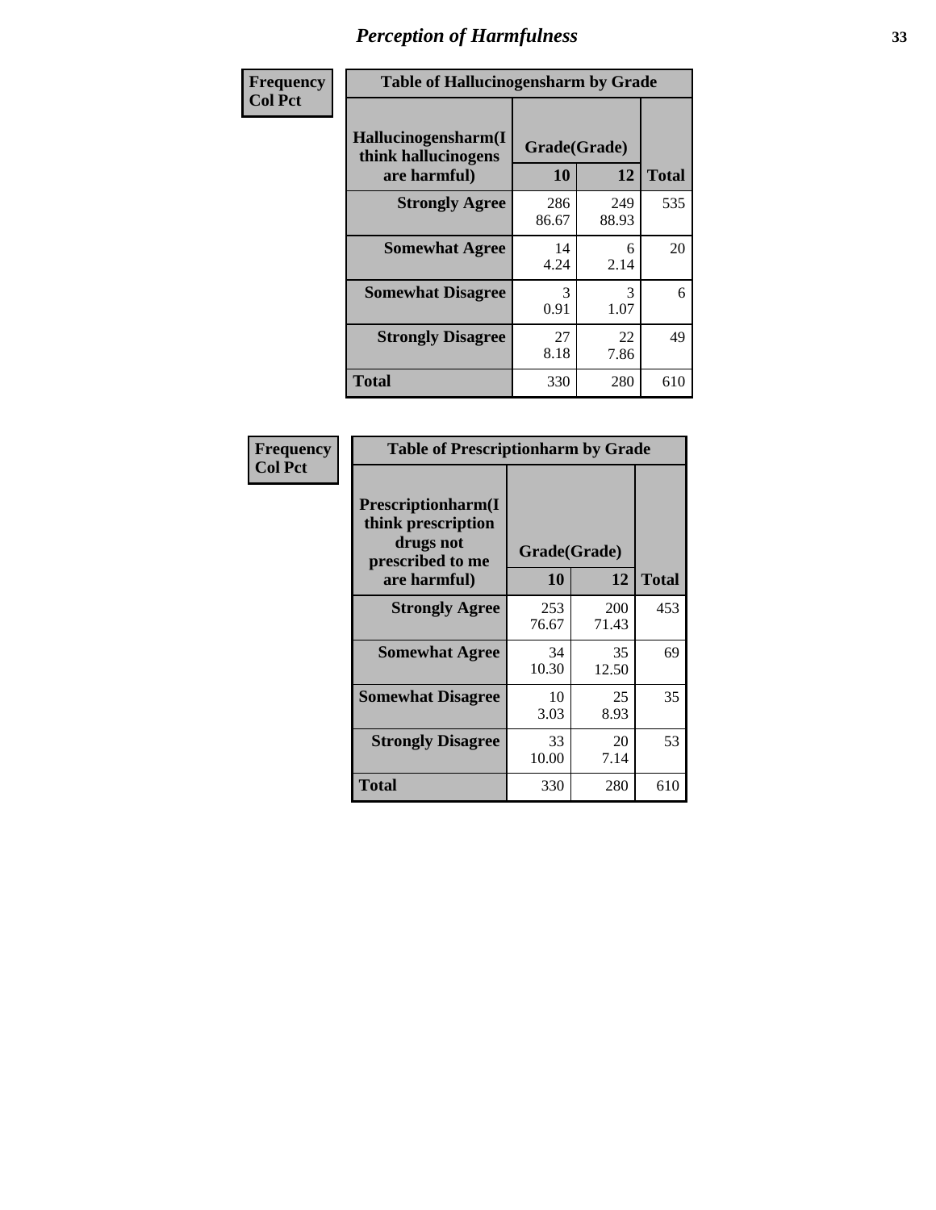# Perception of Harmfulness

**Frequency**
**Col Pct**

**Table of Hallucinogensharm by Grade**

| Hallucinogensharm(I think hallucinogens are harmful) | Grade(Grade) 10 | 12 | Total |
|---|---|---|---|
| **Strongly Agree** | 286<br>86.67 | 249<br>88.93 | 535 |
| **Somewhat Agree** | 14<br>4.24 | 6<br>2.14 | 20 |
| **Somewhat Disagree** | 3<br>0.91 | 3<br>1.07 | 6 |
| **Strongly Disagree** | 27<br>8.18 | 22<br>7.86 | 49 |
| **Total** | 330 | 280 | 610 |

**Frequency**
**Col Pct**

**Table of Prescriptionharm by Grade**

| Prescriptionharm(I think prescription drugs not prescribed to me are harmful) | Grade(Grade) 10 | 12 | Total |
|---|---|---|---|
| **Strongly Agree** | 253<br>76.67 | 200<br>71.43 | 453 |
| **Somewhat Agree** | 34<br>10.30 | 35<br>12.50 | 69 |
| **Somewhat Disagree** | 10<br>3.03 | 25<br>8.93 | 35 |
| **Strongly Disagree** | 33<br>10.00 | 20<br>7.14 | 53 |
| **Total** | 330 | 280 | 610 |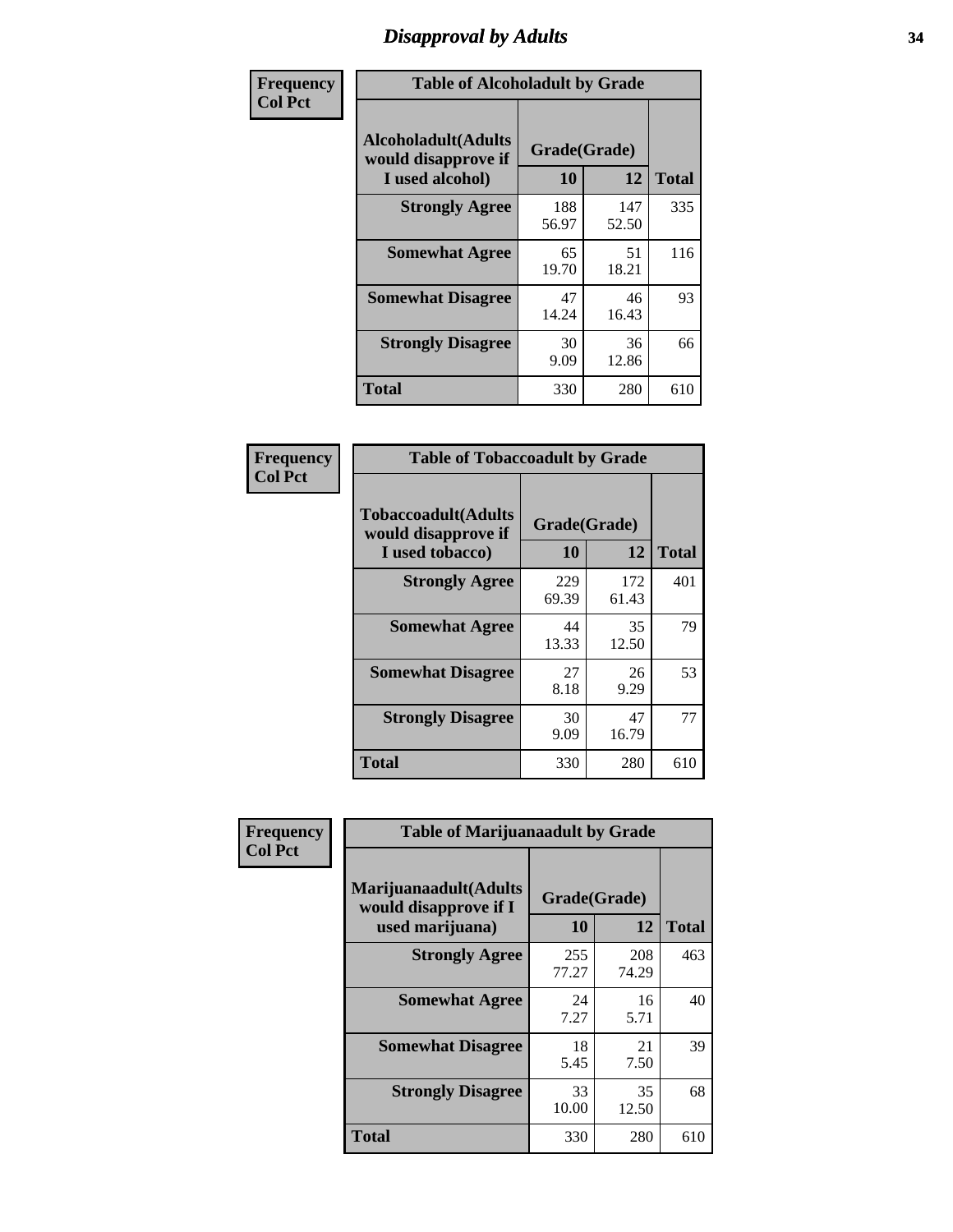# Disapproval by Adults

| Frequency Col Pct | Table of Alcoholadult by Grade | | |
|---|---|---|---|
| **Alcoholadult(Adults would disapprove if I used alcohol)** | **Grade(Grade)** | | |
| | **10** | **12** | **Total** |
| **Strongly Agree** | 188 56.97 | 147 52.50 | 335 |
| **Somewhat Agree** | 65 19.70 | 51 18.21 | 116 |
| **Somewhat Disagree** | 47 14.24 | 46 16.43 | 93 |
| **Strongly Disagree** | 30 9.09 | 36 12.86 | 66 |
| **Total** | 330 | 280 | 610 |

| Frequency Col Pct | Table of Tobaccoadult by Grade | | |
|---|---|---|---|
| **Tobaccoadult(Adults would disapprove if I used tobacco)** | **Grade(Grade)** | | |
| | **10** | **12** | **Total** |
| **Strongly Agree** | 229 69.39 | 172 61.43 | 401 |
| **Somewhat Agree** | 44 13.33 | 35 12.50 | 79 |
| **Somewhat Disagree** | 27 8.18 | 26 9.29 | 53 |
| **Strongly Disagree** | 30 9.09 | 47 16.79 | 77 |
| **Total** | 330 | 280 | 610 |

| Frequency Col Pct | Table of Marijuanaadult by Grade | | |
|---|---|---|---|
| **Marijuanaadult(Adults would disapprove if I used marijuana)** | **Grade(Grade)** | | |
| | **10** | **12** | **Total** |
| **Strongly Agree** | 255 77.27 | 208 74.29 | 463 |
| **Somewhat Agree** | 24 7.27 | 16 5.71 | 40 |
| **Somewhat Disagree** | 18 5.45 | 21 7.50 | 39 |
| **Strongly Disagree** | 33 10.00 | 35 12.50 | 68 |
| **Total** | 330 | 280 | 610 |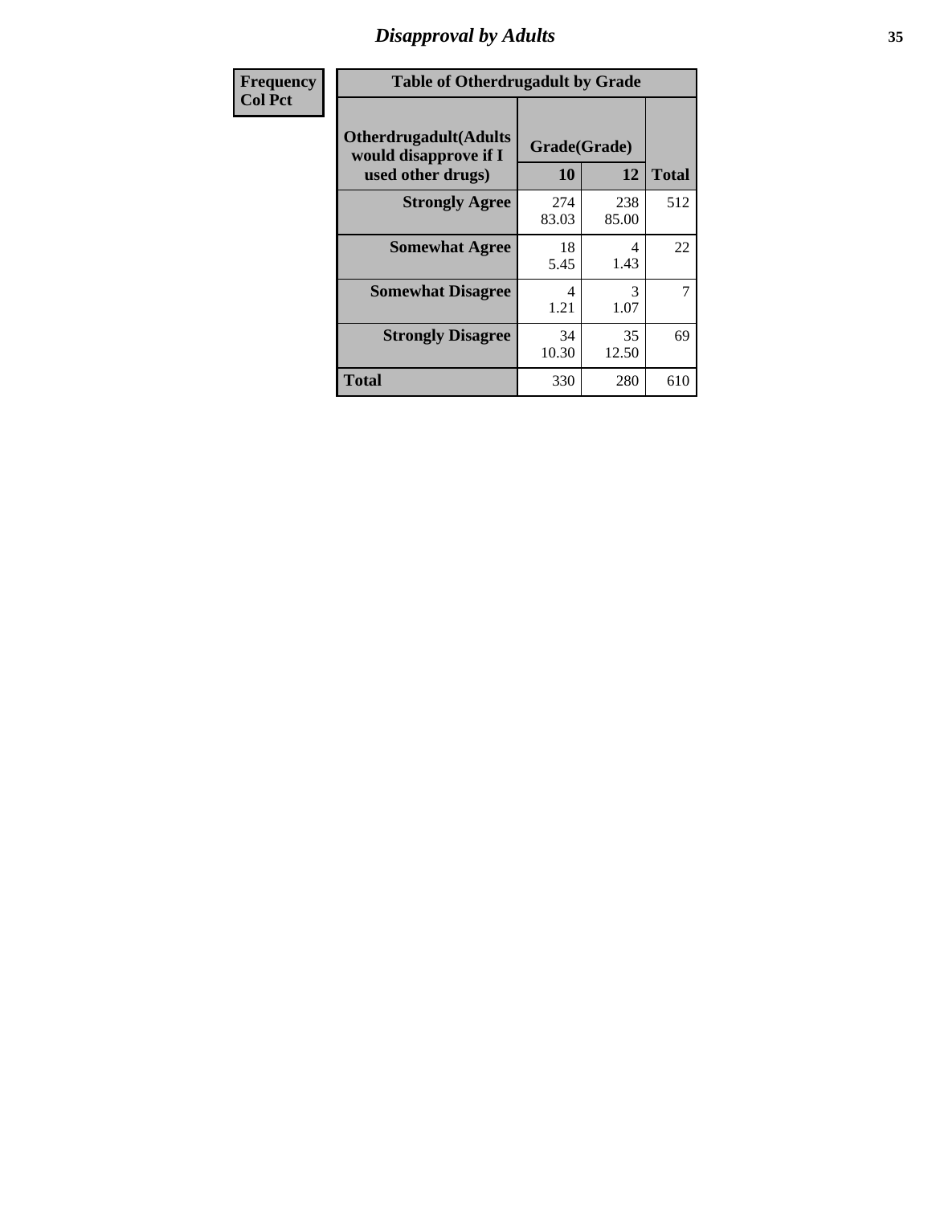# Disapproval by Adults

| Frequency Col Pct | Table of Otherdrugadult by Grade | | |
|---|---|---|---|
| Otherdrugadult(Adults would disapprove if I used other drugs) | Grade(Grade) | | |
| | 10 | 12 | Total |
| Strongly Agree | 274<br>83.03 | 238<br>85.00 | 512 |
| Somewhat Agree | 18<br>5.45 | 4<br>1.43 | 22 |
| Somewhat Disagree | 4<br>1.21 | 3<br>1.07 | 7 |
| Strongly Disagree | 34<br>10.30 | 35<br>12.50 | 69 |
| Total | 330 | 280 | 610 |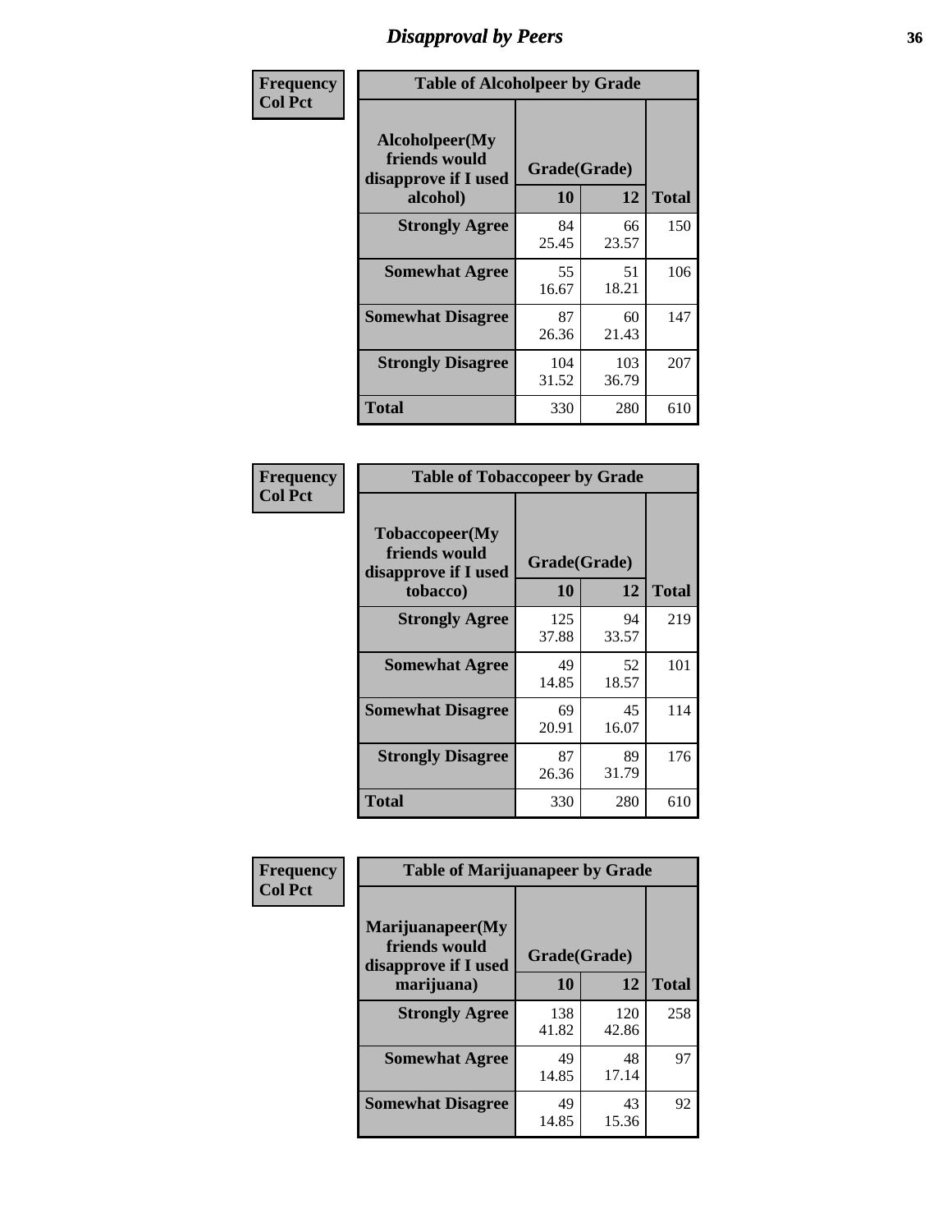## Disapproval by Peers

| Frequency Col Pct | Table of Alcoholpeer by Grade | | |
|---|---|---|---|
| Alcoholpeer(My friends would disapprove if I used alcohol) | Grade(Grade) | | |
| | 10 | 12 | Total |
| Strongly Agree | 84<br>25.45 | 66<br>23.57 | 150 |
| Somewhat Agree | 55<br>16.67 | 51<br>18.21 | 106 |
| Somewhat Disagree | 87<br>26.36 | 60<br>21.43 | 147 |
| Strongly Disagree | 104<br>31.52 | 103<br>36.79 | 207 |
| Total | 330 | 280 | 610 |

| Frequency Col Pct | Table of Tobaccopeer by Grade | | |
|---|---|---|---|
| Tobaccopeer(My friends would disapprove if I used tobacco) | Grade(Grade) | | |
| | 10 | 12 | Total |
| Strongly Agree | 125<br>37.88 | 94<br>33.57 | 219 |
| Somewhat Agree | 49<br>14.85 | 52<br>18.57 | 101 |
| Somewhat Disagree | 69<br>20.91 | 45<br>16.07 | 114 |
| Strongly Disagree | 87<br>26.36 | 89<br>31.79 | 176 |
| Total | 330 | 280 | 610 |

| Frequency Col Pct | Table of Marijuanapeer by Grade | | |
|---|---|---|---|
| Marijuanapeer(My friends would disapprove if I used marijuana) | Grade(Grade) | | |
| | 10 | 12 | Total |
| Strongly Agree | 138<br>41.82 | 120<br>42.86 | 258 |
| Somewhat Agree | 49<br>14.85 | 48<br>17.14 | 97 |
| Somewhat Disagree | 49<br>14.85 | 43<br>15.36 | 92 |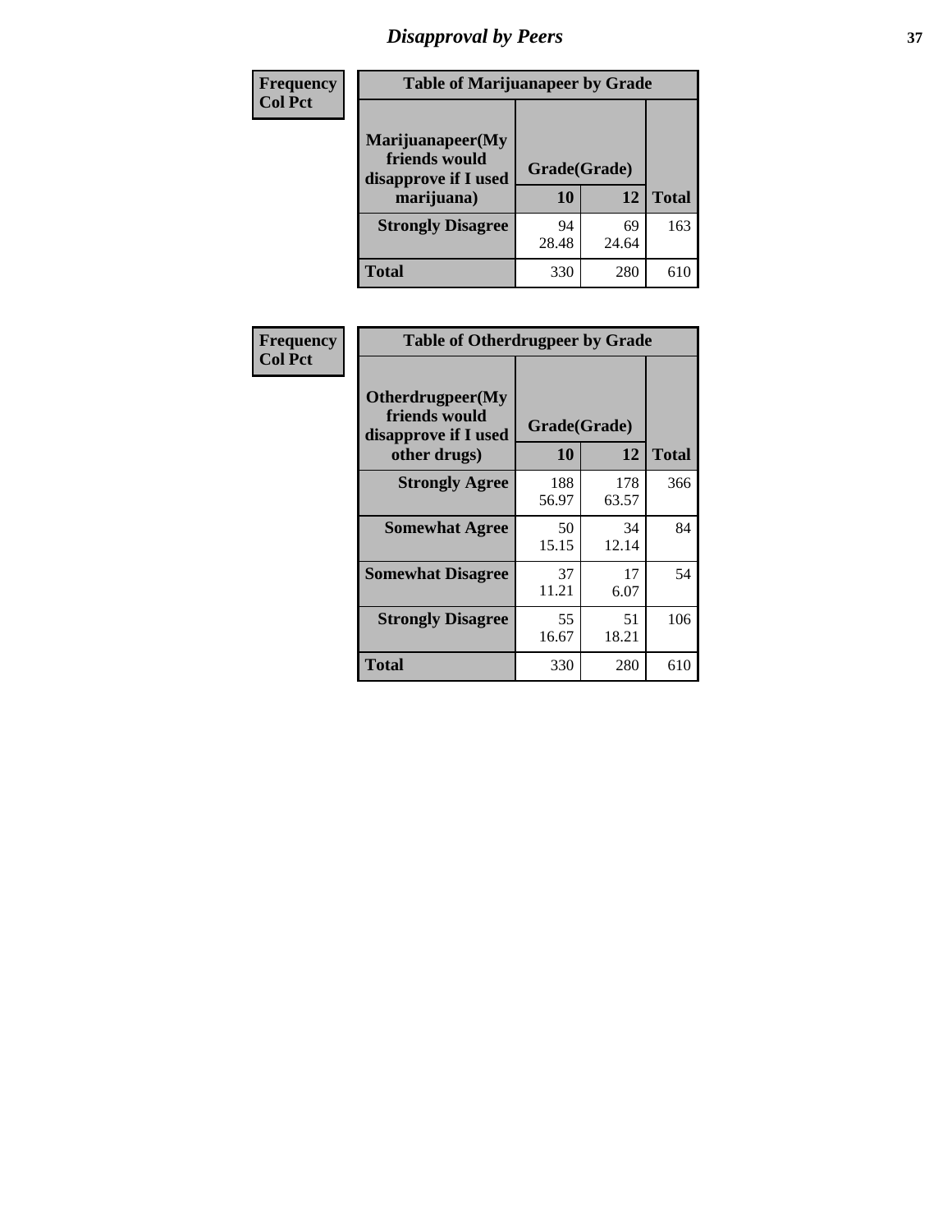# Disapproval by Peers

| Frequency Col Pct | Table of Marijuanapeer by Grade | | |
|---|---|---|---|
| **Marijuanapeer(My friends would disapprove if I used marijuana)** | **Grade(Grade)** | | |
| | **10** | **12** | **Total** |
| **Strongly Disagree** | 94<br>28.48 | 69<br>24.64 | 163 |
| **Total** | 330 | 280 | 610 |

| Frequency Col Pct | Table of Otherdrugpeer by Grade | | |
|---|---|---|---|
| **Otherdrugpeer(My friends would disapprove if I used other drugs)** | **Grade(Grade)** | | |
| | **10** | **12** | **Total** |
| **Strongly Agree** | 188<br>56.97 | 178<br>63.57 | 366 |
| **Somewhat Agree** | 50<br>15.15 | 34<br>12.14 | 84 |
| **Somewhat Disagree** | 37<br>11.21 | 17<br>6.07 | 54 |
| **Strongly Disagree** | 55<br>16.67 | 51<br>18.21 | 106 |
| **Total** | 330 | 280 | 610 |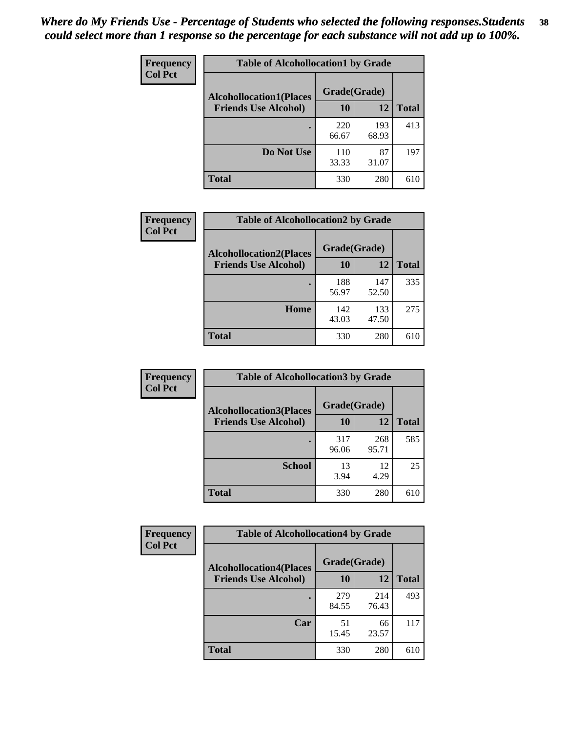*Where do My Friends Use - Percentage of Students who selected the following responses.Students could select more than 1 response so the percentage for each substance will not add up to 100%.*

**Frequency**
**Col Pct**

**Table of Alcohollocation1 by Grade**

| Alcohollocation1(Places Friends Use Alcohol) | Grade(Grade) 10 | 12 | Total |
|---|---|---|---|
| . | 220<br>66.67 | 193<br>68.93 | 413 |
| Do Not Use | 110<br>33.33 | 87<br>31.07 | 197 |
| Total | 330 | 280 | 610 |

**Frequency**
**Col Pct**

**Table of Alcohollocation2 by Grade**

| Alcohollocation2(Places Friends Use Alcohol) | Grade(Grade) 10 | 12 | Total |
|---|---|---|---|
| . | 188<br>56.97 | 147<br>52.50 | 335 |
| Home | 142<br>43.03 | 133<br>47.50 | 275 |
| Total | 330 | 280 | 610 |

**Frequency**
**Col Pct**

**Table of Alcohollocation3 by Grade**

| Alcohollocation3(Places Friends Use Alcohol) | Grade(Grade) 10 | 12 | Total |
|---|---|---|---|
| . | 317<br>96.06 | 268<br>95.71 | 585 |
| School | 13<br>3.94 | 12<br>4.29 | 25 |
| Total | 330 | 280 | 610 |

**Frequency**
**Col Pct**

**Table of Alcohollocation4 by Grade**

| Alcohollocation4(Places Friends Use Alcohol) | Grade(Grade) 10 | 12 | Total |
|---|---|---|---|
| . | 279<br>84.55 | 214<br>76.43 | 493 |
| Car | 51<br>15.45 | 66<br>23.57 | 117 |
| Total | 330 | 280 | 610 |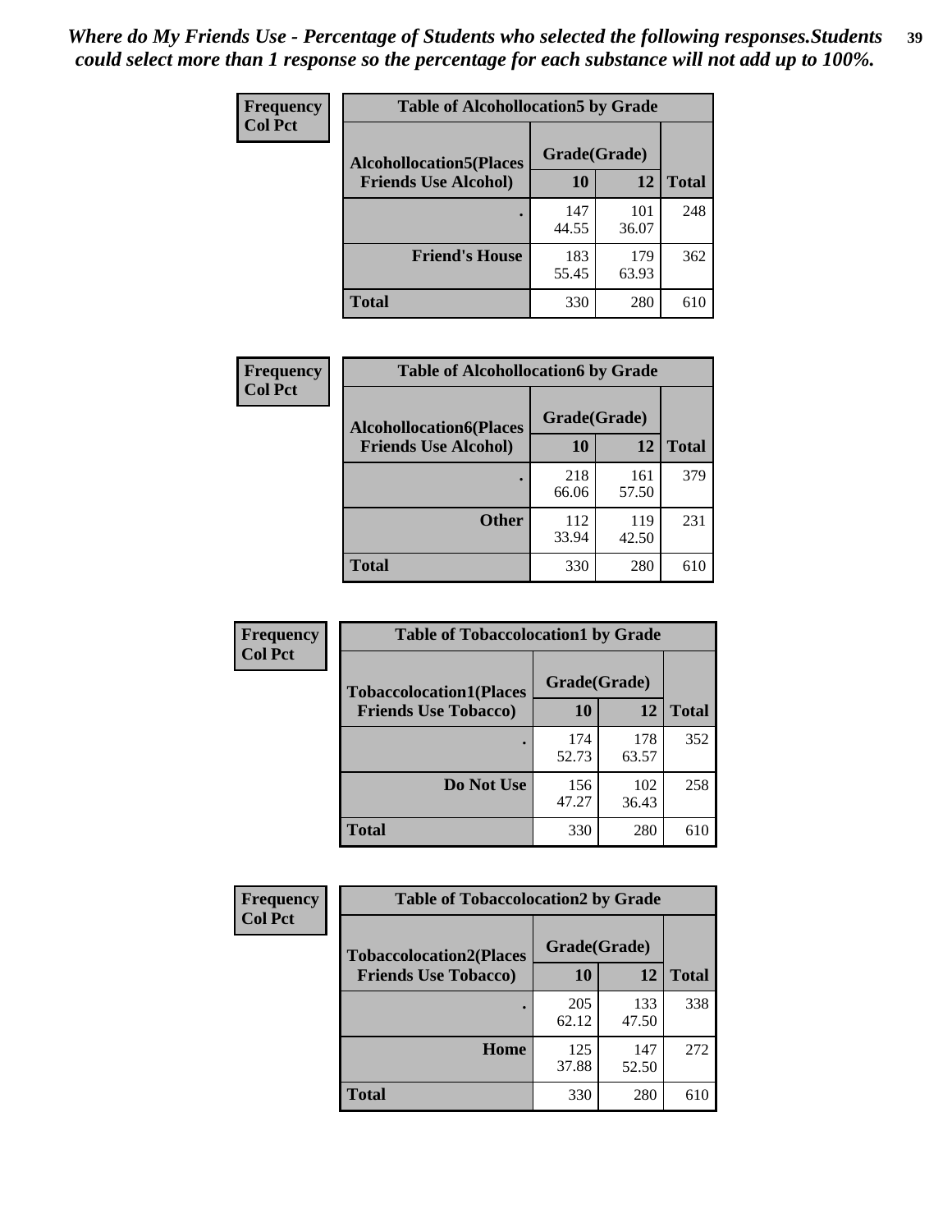*Where do My Friends Use - Percentage of Students who selected the following responses.Students could select more than 1 response so the percentage for each substance will not add up to 100%.*

**Frequency**
**Col Pct**

| Table of Alcohollocation5 by Grade | | | |
|---|---|---|---|
| **Alcohollocation5(Places Friends Use Alcohol)** | **Grade(Grade)** | | **Total** |
| | **10** | **12** | |
| **.** | 147<br>44.55 | 101<br>36.07 | 248 |
| **Friend's House** | 183<br>55.45 | 179<br>63.93 | 362 |
| **Total** | 330 | 280 | 610 |

**Frequency**
**Col Pct**

| Table of Alcohollocation6 by Grade | | | |
|---|---|---|---|
| **Alcohollocation6(Places Friends Use Alcohol)** | **Grade(Grade)** | | **Total** |
| | **10** | **12** | |
| **.** | 218<br>66.06 | 161<br>57.50 | 379 |
| **Other** | 112<br>33.94 | 119<br>42.50 | 231 |
| **Total** | 330 | 280 | 610 |

**Frequency**
**Col Pct**

| Table of Tobaccolocation1 by Grade | | | |
|---|---|---|---|
| **Tobaccolocation1(Places Friends Use Tobacco)** | **Grade(Grade)** | | **Total** |
| | **10** | **12** | |
| **.** | 174<br>52.73 | 178<br>63.57 | 352 |
| **Do Not Use** | 156<br>47.27 | 102<br>36.43 | 258 |
| **Total** | 330 | 280 | 610 |

**Frequency**
**Col Pct**

| Table of Tobaccolocation2 by Grade | | | |
|---|---|---|---|
| **Tobaccolocation2(Places Friends Use Tobacco)** | **Grade(Grade)** | | **Total** |
| | **10** | **12** | |
| **.** | 205<br>62.12 | 133<br>47.50 | 338 |
| **Home** | 125<br>37.88 | 147<br>52.50 | 272 |
| **Total** | 330 | 280 | 610 |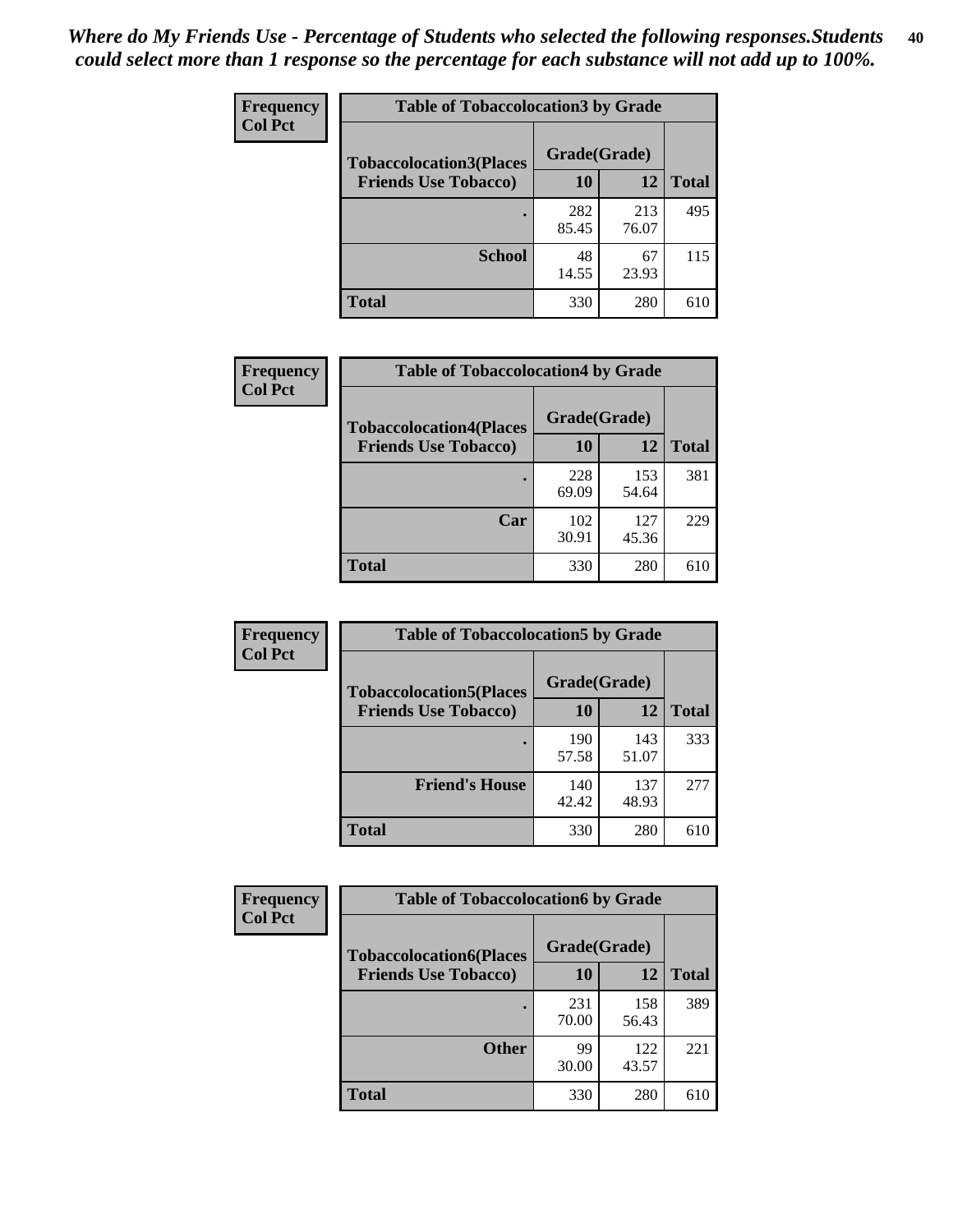*Where do My Friends Use - Percentage of Students who selected the following responses.Students could select more than 1 response so the percentage for each substance will not add up to 100%.*

| Frequency Col Pct | Table of Tobaccolocation3 by Grade | | |
|---|---|---|---|
| **Tobaccolocation3(Places Friends Use Tobacco)** | **Grade(Grade)** | | |
| | **10** | **12** | **Total** |
| **.** | 282<br>85.45 | 213<br>76.07 | 495 |
| **School** | 48<br>14.55 | 67<br>23.93 | 115 |
| **Total** | 330 | 280 | 610 |

| Frequency Col Pct | Table of Tobaccolocation4 by Grade | | |
|---|---|---|---|
| **Tobaccolocation4(Places Friends Use Tobacco)** | **Grade(Grade)** | | |
| | **10** | **12** | **Total** |
| **.** | 228<br>69.09 | 153<br>54.64 | 381 |
| **Car** | 102<br>30.91 | 127<br>45.36 | 229 |
| **Total** | 330 | 280 | 610 |

| Frequency Col Pct | Table of Tobaccolocation5 by Grade | | |
|---|---|---|---|
| **Tobaccolocation5(Places Friends Use Tobacco)** | **Grade(Grade)** | | |
| | **10** | **12** | **Total** |
| **.** | 190<br>57.58 | 143<br>51.07 | 333 |
| **Friend's House** | 140<br>42.42 | 137<br>48.93 | 277 |
| **Total** | 330 | 280 | 610 |

| Frequency Col Pct | Table of Tobaccolocation6 by Grade | | |
|---|---|---|---|
| **Tobaccolocation6(Places Friends Use Tobacco)** | **Grade(Grade)** | | |
| | **10** | **12** | **Total** |
| **.** | 231<br>70.00 | 158<br>56.43 | 389 |
| **Other** | 99<br>30.00 | 122<br>43.57 | 221 |
| **Total** | 330 | 280 | 610 |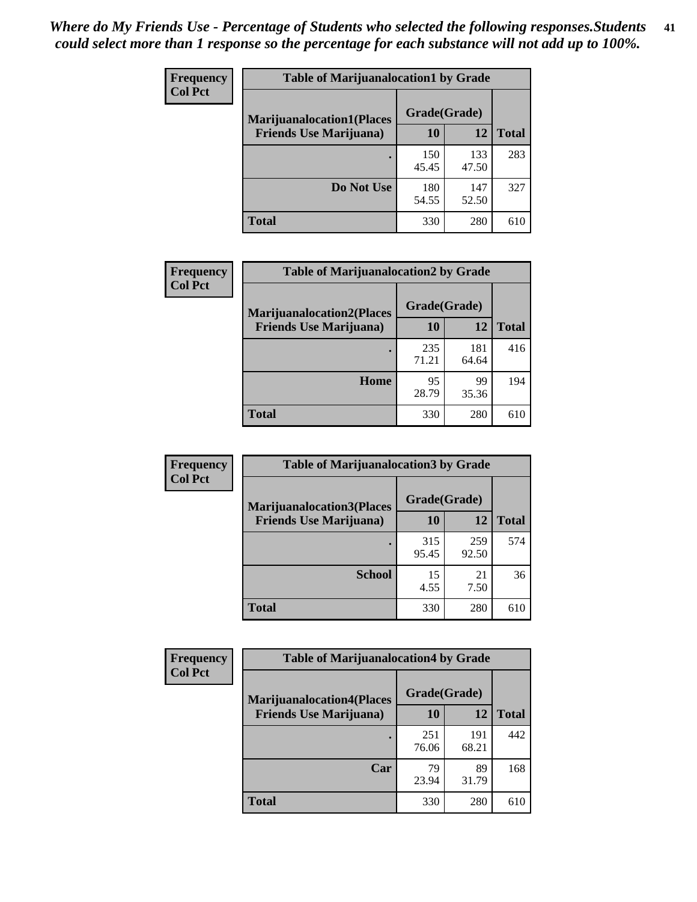*Where do My Friends Use - Percentage of Students who selected the following responses.Students could select more than 1 response so the percentage for each substance will not add up to 100%.*

**Frequency**
**Col Pct**

| Table of Marijuanalocation1 by Grade | | | |
|---|---|---|---|
| **Marijuanalocation1(Places Friends Use Marijuana)** | **Grade(Grade)** | | **Total** |
| | **10** | **12** | |
| **.** | 150<br>45.45 | 133<br>47.50 | 283 |
| **Do Not Use** | 180<br>54.55 | 147<br>52.50 | 327 |
| **Total** | 330 | 280 | 610 |

**Frequency**
**Col Pct**

| Table of Marijuanalocation2 by Grade | | | |
|---|---|---|---|
| **Marijuanalocation2(Places Friends Use Marijuana)** | **Grade(Grade)** | | **Total** |
| | **10** | **12** | |
| **.** | 235<br>71.21 | 181<br>64.64 | 416 |
| **Home** | 95<br>28.79 | 99<br>35.36 | 194 |
| **Total** | 330 | 280 | 610 |

**Frequency**
**Col Pct**

| Table of Marijuanalocation3 by Grade | | | |
|---|---|---|---|
| **Marijuanalocation3(Places Friends Use Marijuana)** | **Grade(Grade)** | | **Total** |
| | **10** | **12** | |
| **.** | 315<br>95.45 | 259<br>92.50 | 574 |
| **School** | 15<br>4.55 | 21<br>7.50 | 36 |
| **Total** | 330 | 280 | 610 |

**Frequency**
**Col Pct**

| Table of Marijuanalocation4 by Grade | | | |
|---|---|---|---|
| **Marijuanalocation4(Places Friends Use Marijuana)** | **Grade(Grade)** | | **Total** |
| | **10** | **12** | |
| **.** | 251<br>76.06 | 191<br>68.21 | 442 |
| **Car** | 79<br>23.94 | 89<br>31.79 | 168 |
| **Total** | 330 | 280 | 610 |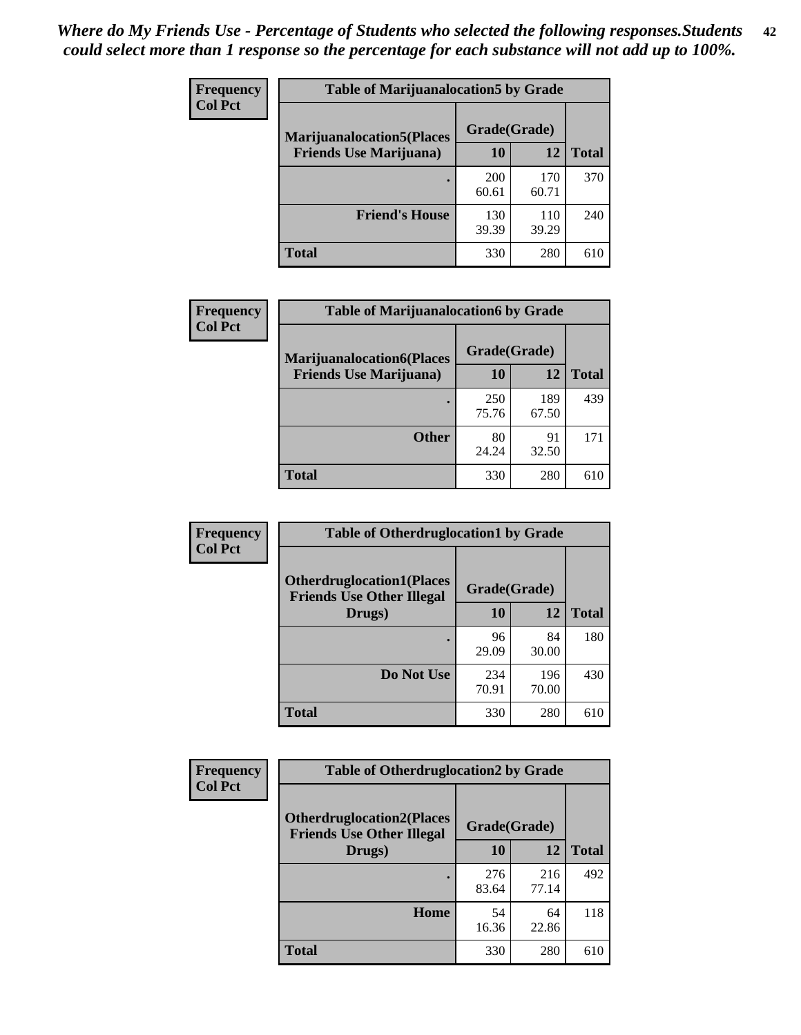*Where do My Friends Use - Percentage of Students who selected the following responses.Students could select more than 1 response so the percentage for each substance will not add up to 100%.*

| Frequency<br>Col Pct | Table of Marijuanalocation5 by Grade | | |
|---|---|---|---|
| Marijuanalocation5(Places Friends Use Marijuana) | Grade(Grade) | | Total |
| | 10 | 12 | |
| . | 200<br>60.61 | 170<br>60.71 | 370 |
| Friend's House | 130<br>39.39 | 110<br>39.29 | 240 |
| Total | 330 | 280 | 610 |

| Frequency<br>Col Pct | Table of Marijuanalocation6 by Grade | | |
|---|---|---|---|
| Marijuanalocation6(Places Friends Use Marijuana) | Grade(Grade) | | Total |
| | 10 | 12 | |
| . | 250<br>75.76 | 189<br>67.50 | 439 |
| Other | 80<br>24.24 | 91<br>32.50 | 171 |
| Total | 330 | 280 | 610 |

| Frequency<br>Col Pct | Table of Otherdruglocation1 by Grade | | |
|---|---|---|---|
| Otherdruglocation1(Places Friends Use Other Illegal Drugs) | Grade(Grade) | | Total |
| | 10 | 12 | |
| . | 96<br>29.09 | 84<br>30.00 | 180 |
| Do Not Use | 234<br>70.91 | 196<br>70.00 | 430 |
| Total | 330 | 280 | 610 |

| Frequency<br>Col Pct | Table of Otherdruglocation2 by Grade | | |
|---|---|---|---|
| Otherdruglocation2(Places Friends Use Other Illegal Drugs) | Grade(Grade) | | Total |
| | 10 | 12 | |
| . | 276<br>83.64 | 216<br>77.14 | 492 |
| Home | 54<br>16.36 | 64<br>22.86 | 118 |
| Total | 330 | 280 | 610 |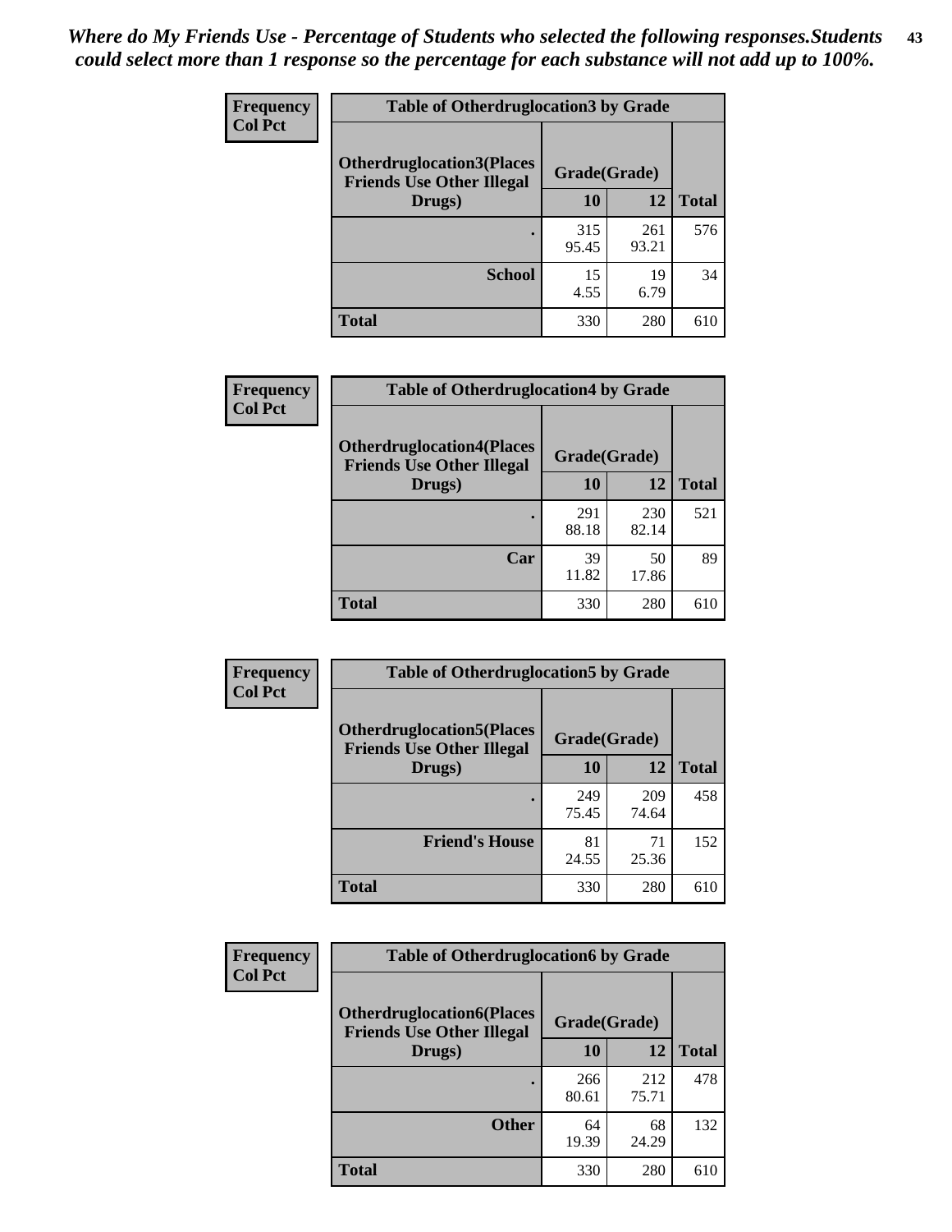*Where do My Friends Use - Percentage of Students who selected the following responses.Students could select more than 1 response so the percentage for each substance will not add up to 100%.*

| Frequency Col Pct | Table of Otherdruglocation3 by Grade | | |
|---|---|---|---|
| Otherdruglocation3(Places Friends Use Other Illegal Drugs) | Grade(Grade) | | |
| | 10 | 12 | Total |
| . | 315<br>95.45 | 261<br>93.21 | 576 |
| School | 15<br>4.55 | 19<br>6.79 | 34 |
| Total | 330 | 280 | 610 |

| Frequency Col Pct | Table of Otherdruglocation4 by Grade | | |
|---|---|---|---|
| Otherdruglocation4(Places Friends Use Other Illegal Drugs) | Grade(Grade) | | |
| | 10 | 12 | Total |
| . | 291<br>88.18 | 230<br>82.14 | 521 |
| Car | 39<br>11.82 | 50<br>17.86 | 89 |
| Total | 330 | 280 | 610 |

| Frequency Col Pct | Table of Otherdruglocation5 by Grade | | |
|---|---|---|---|
| Otherdruglocation5(Places Friends Use Other Illegal Drugs) | Grade(Grade) | | |
| | 10 | 12 | Total |
| . | 249<br>75.45 | 209<br>74.64 | 458 |
| Friend's House | 81<br>24.55 | 71<br>25.36 | 152 |
| Total | 330 | 280 | 610 |

| Frequency Col Pct | Table of Otherdruglocation6 by Grade | | |
|---|---|---|---|
| Otherdruglocation6(Places Friends Use Other Illegal Drugs) | Grade(Grade) | | |
| | 10 | 12 | Total |
| . | 266<br>80.61 | 212<br>75.71 | 478 |
| Other | 64<br>19.39 | 68<br>24.29 | 132 |
| Total | 330 | 280 | 610 |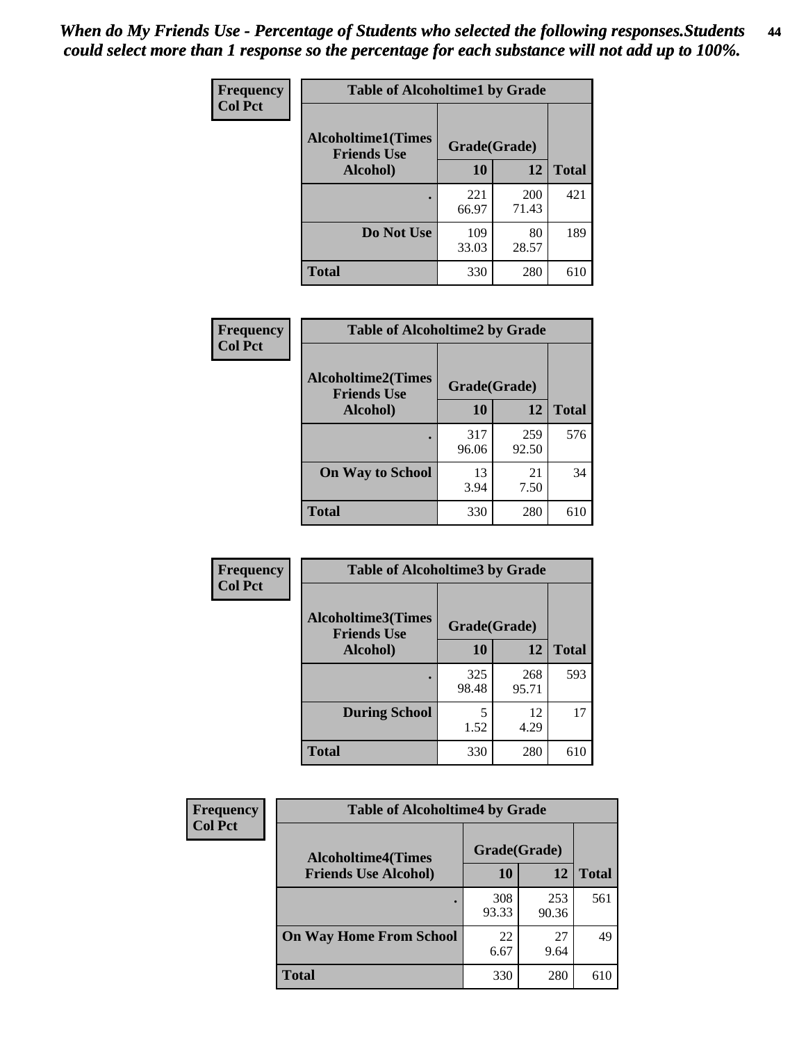*When do My Friends Use - Percentage of Students who selected the following responses.Students could select more than 1 response so the percentage for each substance will not add up to 100%.*

**Frequency**
**Col Pct**

| Table of Alcoholtime1 by Grade | | | |
|---|---|---|---|
| **Alcoholtime1(Times Friends Use Alcohol)** | **Grade(Grade)** | | |
| | **10** | **12** | **Total** |
| **.** | 221<br>66.97 | 200<br>71.43 | 421 |
| **Do Not Use** | 109<br>33.03 | 80<br>28.57 | 189 |
| **Total** | 330 | 280 | 610 |

**Frequency**
**Col Pct**

| Table of Alcoholtime2 by Grade | | | |
|---|---|---|---|
| **Alcoholtime2(Times Friends Use Alcohol)** | **Grade(Grade)** | | |
| | **10** | **12** | **Total** |
| **.** | 317<br>96.06 | 259<br>92.50 | 576 |
| **On Way to School** | 13<br>3.94 | 21<br>7.50 | 34 |
| **Total** | 330 | 280 | 610 |

**Frequency**
**Col Pct**

| Table of Alcoholtime3 by Grade | | | |
|---|---|---|---|
| **Alcoholtime3(Times Friends Use Alcohol)** | **Grade(Grade)** | | |
| | **10** | **12** | **Total** |
| **.** | 325<br>98.48 | 268<br>95.71 | 593 |
| **During School** | 5<br>1.52 | 12<br>4.29 | 17 |
| **Total** | 330 | 280 | 610 |

**Frequency**
**Col Pct**

| Table of Alcoholtime4 by Grade | | | |
|---|---|---|---|
| **Alcoholtime4(Times Friends Use Alcohol)** | **Grade(Grade)** | | |
| | **10** | **12** | **Total** |
| **.** | 308<br>93.33 | 253<br>90.36 | 561 |
| **On Way Home From School** | 22<br>6.67 | 27<br>9.64 | 49 |
| **Total** | 330 | 280 | 610 |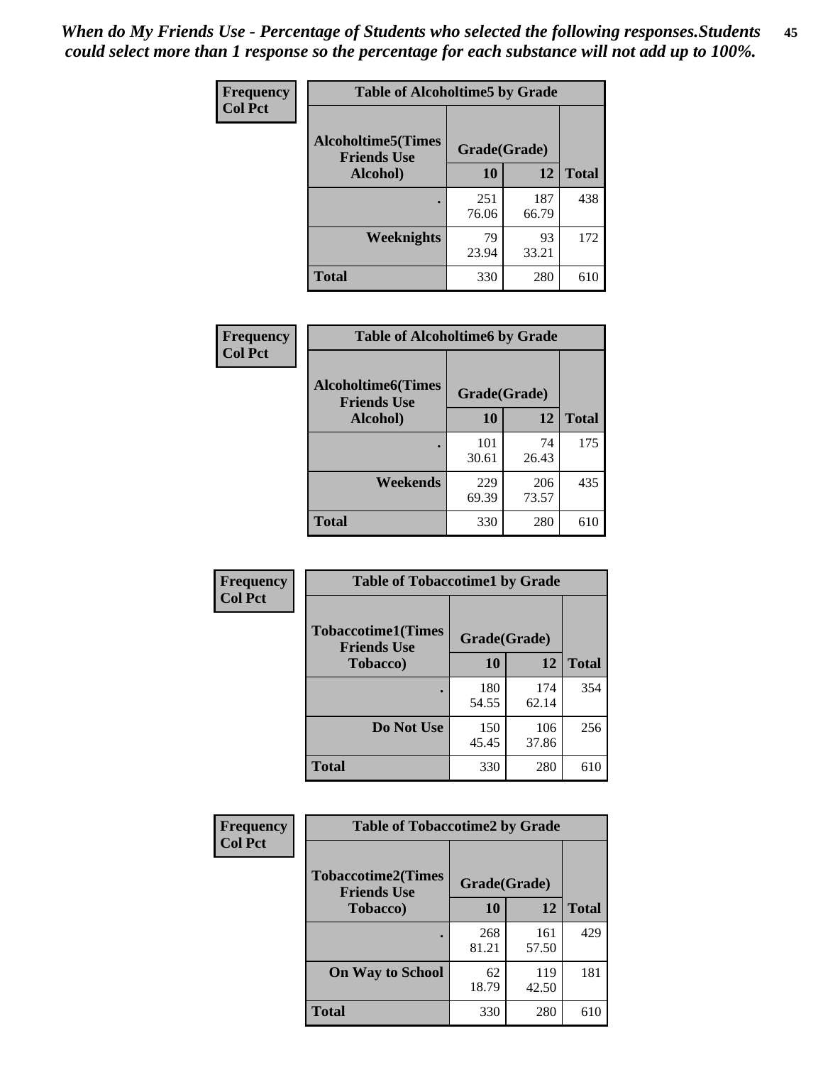*When do My Friends Use - Percentage of Students who selected the following responses.Students could select more than 1 response so the percentage for each substance will not add up to 100%.*

**Frequency**
**Col Pct**

**Table of Alcoholtime5 by Grade**

| Alcoholtime5(Times Friends Use Alcohol) | Grade(Grade) | | Total |
|---|---|---|---|
| | 10 | 12 | |
| . | 251<br>76.06 | 187<br>66.79 | 438 |
| Weeknights | 79<br>23.94 | 93<br>33.21 | 172 |
| Total | 330 | 280 | 610 |

**Frequency**
**Col Pct**

**Table of Alcoholtime6 by Grade**

| Alcoholtime6(Times Friends Use Alcohol) | Grade(Grade) | | Total |
|---|---|---|---|
| | 10 | 12 | |
| . | 101<br>30.61 | 74<br>26.43 | 175 |
| Weekends | 229<br>69.39 | 206<br>73.57 | 435 |
| Total | 330 | 280 | 610 |

**Frequency**
**Col Pct**

**Table of Tobaccotime1 by Grade**

| Tobaccotime1(Times Friends Use Tobacco) | Grade(Grade) | | Total |
|---|---|---|---|
| | 10 | 12 | |
| . | 180<br>54.55 | 174<br>62.14 | 354 |
| Do Not Use | 150<br>45.45 | 106<br>37.86 | 256 |
| Total | 330 | 280 | 610 |

**Frequency**
**Col Pct**

**Table of Tobaccotime2 by Grade**

| Tobaccotime2(Times Friends Use Tobacco) | Grade(Grade) | | Total |
|---|---|---|---|
| | 10 | 12 | |
| . | 268<br>81.21 | 161<br>57.50 | 429 |
| On Way to School | 62<br>18.79 | 119<br>42.50 | 181 |
| Total | 330 | 280 | 610 |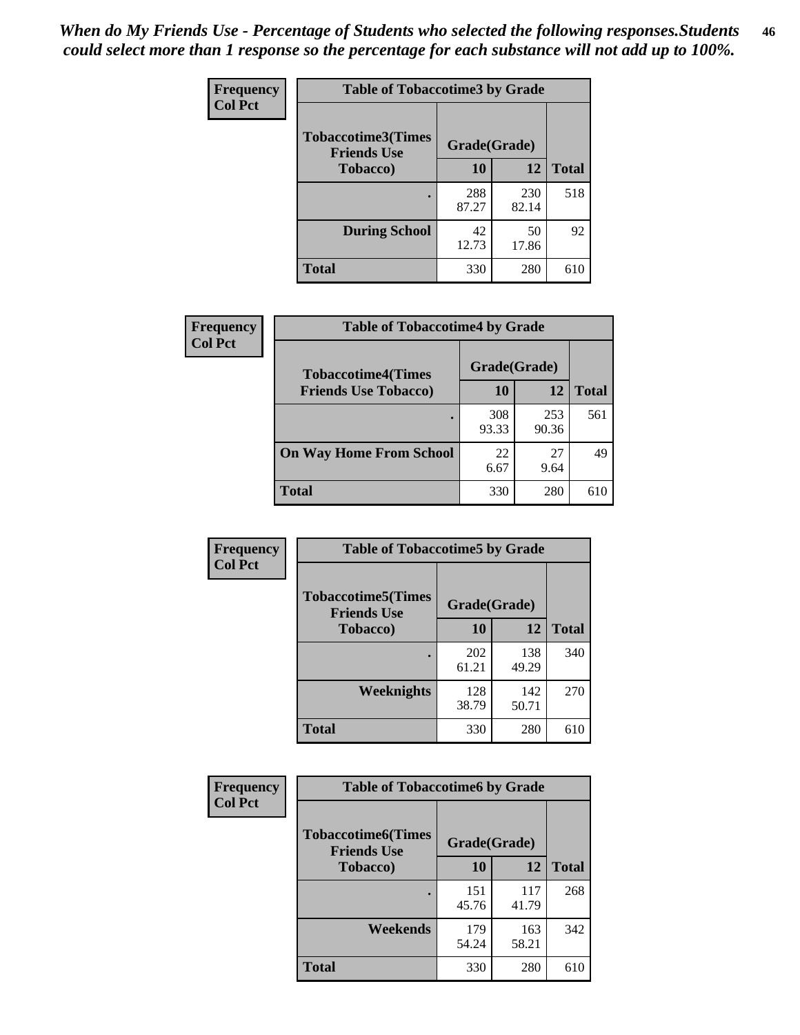*When do My Friends Use - Percentage of Students who selected the following responses.Students could select more than 1 response so the percentage for each substance will not add up to 100%.*

**Frequency**
**Col Pct**

| Table of Tobaccotime3 by Grade | | | |
|---|---|---|---|
| **Tobaccotime3(Times Friends Use Tobacco)** | **Grade(Grade)** | | |
| | **10** | **12** | **Total** |
| **.** | 288<br>87.27 | 230<br>82.14 | 518 |
| **During School** | 42<br>12.73 | 50<br>17.86 | 92 |
| **Total** | 330 | 280 | 610 |

**Frequency**
**Col Pct**

| Table of Tobaccotime4 by Grade | | | |
|---|---|---|---|
| **Tobaccotime4(Times Friends Use Tobacco)** | **Grade(Grade)** | | |
| | **10** | **12** | **Total** |
| **.** | 308<br>93.33 | 253<br>90.36 | 561 |
| **On Way Home From School** | 22<br>6.67 | 27<br>9.64 | 49 |
| **Total** | 330 | 280 | 610 |

**Frequency**
**Col Pct**

| Table of Tobaccotime5 by Grade | | | |
|---|---|---|---|
| **Tobaccotime5(Times Friends Use Tobacco)** | **Grade(Grade)** | | |
| | **10** | **12** | **Total** |
| **.** | 202<br>61.21 | 138<br>49.29 | 340 |
| **Weeknights** | 128<br>38.79 | 142<br>50.71 | 270 |
| **Total** | 330 | 280 | 610 |

**Frequency**
**Col Pct**

| Table of Tobaccotime6 by Grade | | | |
|---|---|---|---|
| **Tobaccotime6(Times Friends Use Tobacco)** | **Grade(Grade)** | | |
| | **10** | **12** | **Total** |
| **.** | 151<br>45.76 | 117<br>41.79 | 268 |
| **Weekends** | 179<br>54.24 | 163<br>58.21 | 342 |
| **Total** | 330 | 280 | 610 |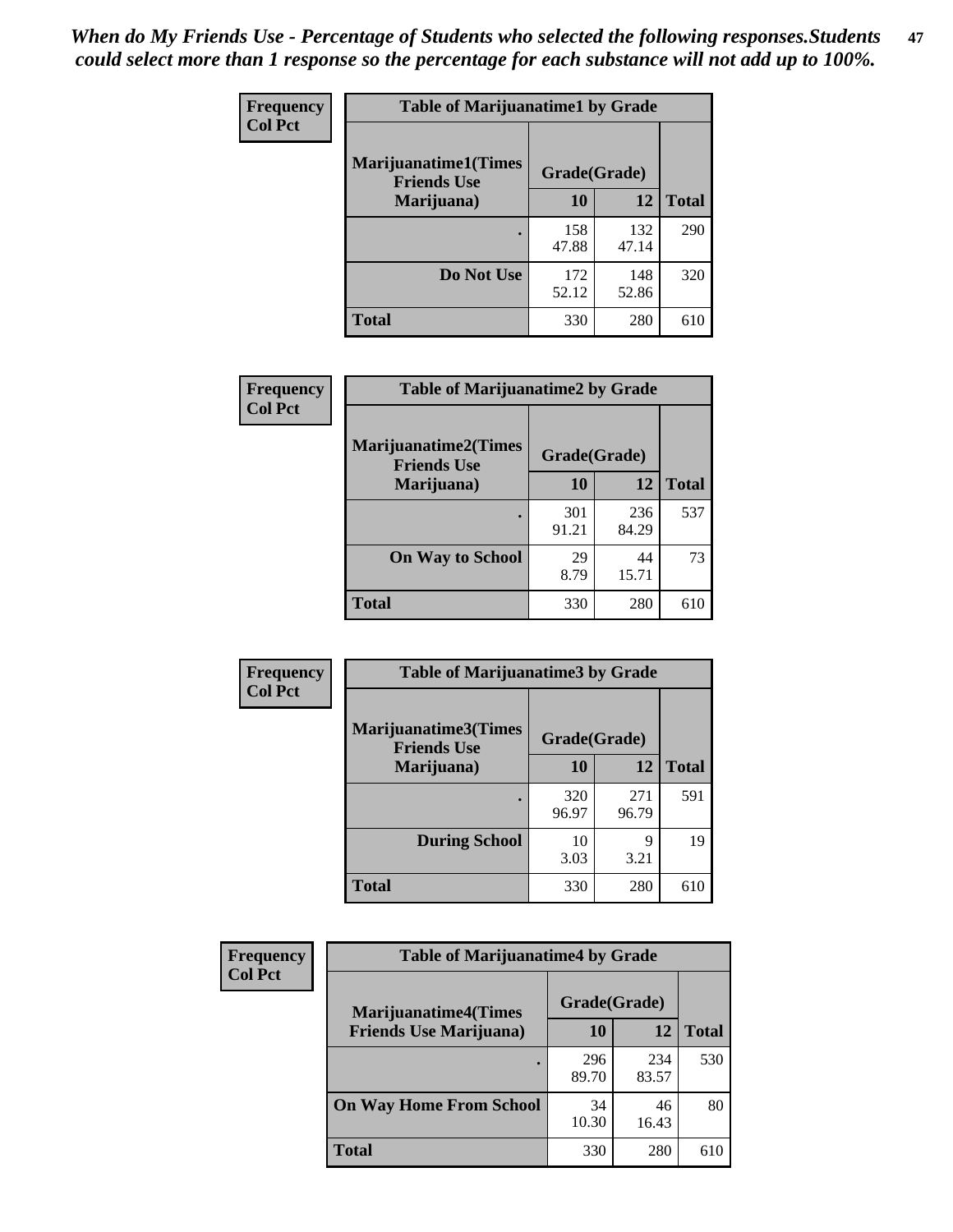*When do My Friends Use - Percentage of Students who selected the following responses.Students could select more than 1 response so the percentage for each substance will not add up to 100%.*

**Frequency**
**Col Pct**

**Table of Marijuanatime1 by Grade**

| Marijuanatime1(Times Friends Use Marijuana) | Grade(Grade) | | Total |
|---|---|---|---|
| | 10 | 12 | |
| . | 158<br>47.88 | 132<br>47.14 | 290 |
| Do Not Use | 172<br>52.12 | 148<br>52.86 | 320 |
| Total | 330 | 280 | 610 |

**Frequency**
**Col Pct**

**Table of Marijuanatime2 by Grade**

| Marijuanatime2(Times Friends Use Marijuana) | Grade(Grade) | | Total |
|---|---|---|---|
| | 10 | 12 | |
| . | 301<br>91.21 | 236<br>84.29 | 537 |
| On Way to School | 29<br>8.79 | 44<br>15.71 | 73 |
| Total | 330 | 280 | 610 |

**Frequency**
**Col Pct**

**Table of Marijuanatime3 by Grade**

| Marijuanatime3(Times Friends Use Marijuana) | Grade(Grade) | | Total |
|---|---|---|---|
| | 10 | 12 | |
| . | 320<br>96.97 | 271<br>96.79 | 591 |
| During School | 10<br>3.03 | 9<br>3.21 | 19 |
| Total | 330 | 280 | 610 |

**Frequency**
**Col Pct**

**Table of Marijuanatime4 by Grade**

| Marijuanatime4(Times Friends Use Marijuana) | Grade(Grade) | | Total |
|---|---|---|---|
| | 10 | 12 | |
| . | 296<br>89.70 | 234<br>83.57 | 530 |
| On Way Home From School | 34<br>10.30 | 46<br>16.43 | 80 |
| Total | 330 | 280 | 610 |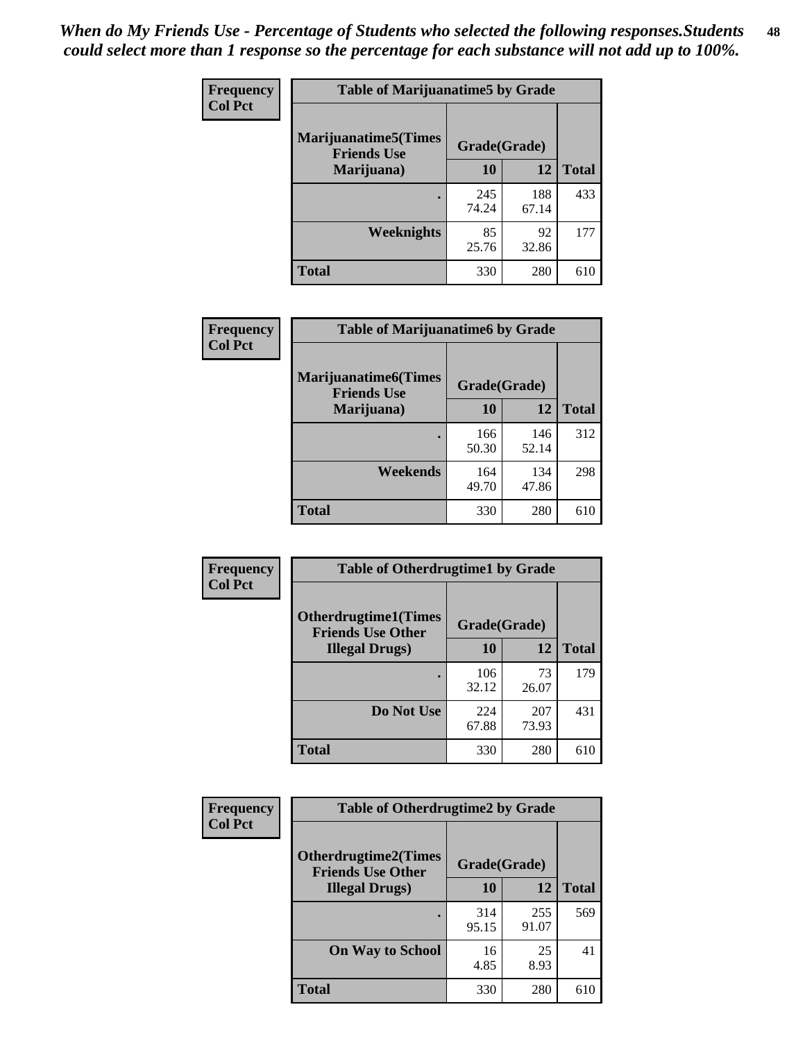*When do My Friends Use - Percentage of Students who selected the following responses.Students could select more than 1 response so the percentage for each substance will not add up to 100%.*

**Frequency Col Pct**

| Table of Marijuanatime5 by Grade | | | |
|---|---|---|---|
| **Marijuanatime5(Times Friends Use Marijuana)** | **Grade(Grade)** | | |
| | **10** | **12** | **Total** |
| . | 245<br>74.24 | 188<br>67.14 | 433 |
| **Weeknights** | 85<br>25.76 | 92<br>32.86 | 177 |
| **Total** | 330 | 280 | 610 |

**Frequency Col Pct**

| Table of Marijuanatime6 by Grade | | | |
|---|---|---|---|
| **Marijuanatime6(Times Friends Use Marijuana)** | **Grade(Grade)** | | |
| | **10** | **12** | **Total** |
| . | 166<br>50.30 | 146<br>52.14 | 312 |
| **Weekends** | 164<br>49.70 | 134<br>47.86 | 298 |
| **Total** | 330 | 280 | 610 |

**Frequency Col Pct**

| Table of Otherdrugtime1 by Grade | | | |
|---|---|---|---|
| **Otherdrugtime1(Times Friends Use Other Illegal Drugs)** | **Grade(Grade)** | | |
| | **10** | **12** | **Total** |
| . | 106<br>32.12 | 73<br>26.07 | 179 |
| **Do Not Use** | 224<br>67.88 | 207<br>73.93 | 431 |
| **Total** | 330 | 280 | 610 |

**Frequency Col Pct**

| Table of Otherdrugtime2 by Grade | | | |
|---|---|---|---|
| **Otherdrugtime2(Times Friends Use Other Illegal Drugs)** | **Grade(Grade)** | | |
| | **10** | **12** | **Total** |
| . | 314<br>95.15 | 255<br>91.07 | 569 |
| **On Way to School** | 16<br>4.85 | 25<br>8.93 | 41 |
| **Total** | 330 | 280 | 610 |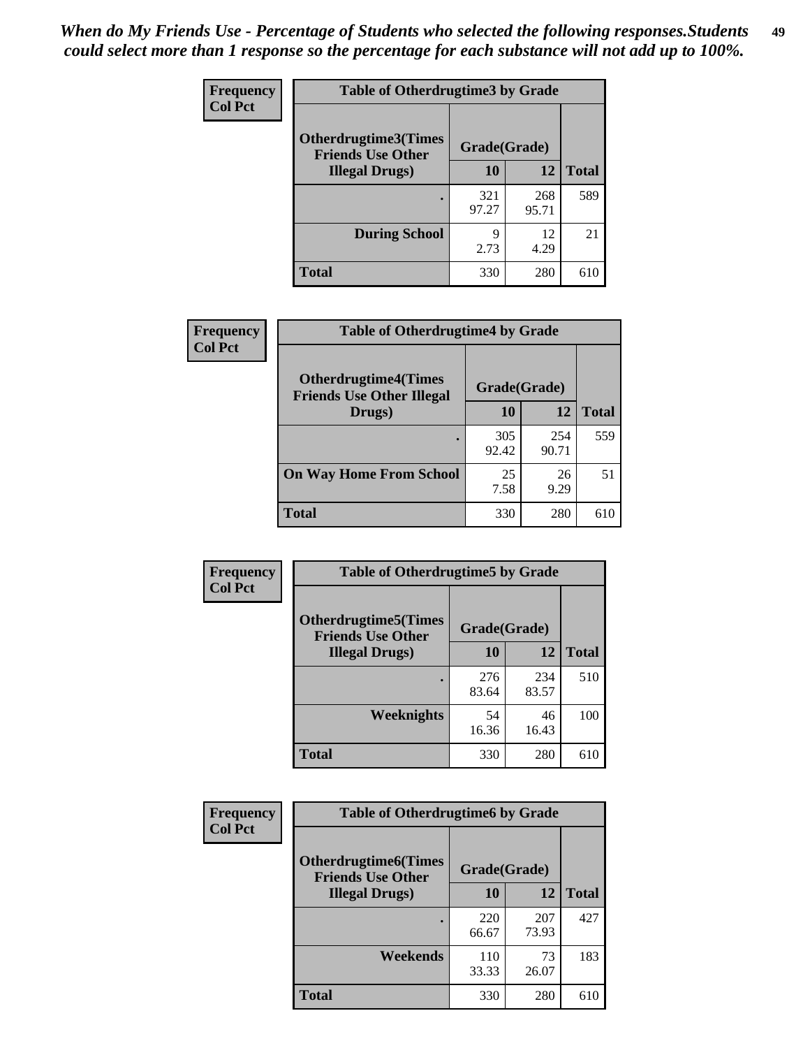*When do My Friends Use - Percentage of Students who selected the following responses.Students could select more than 1 response so the percentage for each substance will not add up to 100%.*

**Frequency**
**Col Pct**

| Table of Otherdrugtime3 by Grade | | | |
|---|---|---|---|
| **Otherdrugtime3(Times Friends Use Other Illegal Drugs)** | **Grade(Grade)** | | |
| | **10** | **12** | **Total** |
| . | 321<br>97.27 | 268<br>95.71 | 589 |
| **During School** | 9<br>2.73 | 12<br>4.29 | 21 |
| **Total** | 330 | 280 | 610 |

**Frequency**
**Col Pct**

| Table of Otherdrugtime4 by Grade | | | |
|---|---|---|---|
| **Otherdrugtime4(Times Friends Use Other Illegal Drugs)** | **Grade(Grade)** | | |
| | **10** | **12** | **Total** |
| . | 305<br>92.42 | 254<br>90.71 | 559 |
| **On Way Home From School** | 25<br>7.58 | 26<br>9.29 | 51 |
| **Total** | 330 | 280 | 610 |

**Frequency**
**Col Pct**

| Table of Otherdrugtime5 by Grade | | | |
|---|---|---|---|
| **Otherdrugtime5(Times Friends Use Other Illegal Drugs)** | **Grade(Grade)** | | |
| | **10** | **12** | **Total** |
| . | 276<br>83.64 | 234<br>83.57 | 510 |
| **Weeknights** | 54<br>16.36 | 46<br>16.43 | 100 |
| **Total** | 330 | 280 | 610 |

**Frequency**
**Col Pct**

| Table of Otherdrugtime6 by Grade | | | |
|---|---|---|---|
| **Otherdrugtime6(Times Friends Use Other Illegal Drugs)** | **Grade(Grade)** | | |
| | **10** | **12** | **Total** |
| . | 220<br>66.67 | 207<br>73.93 | 427 |
| **Weekends** | 110<br>33.33 | 73<br>26.07 | 183 |
| **Total** | 330 | 280 | 610 |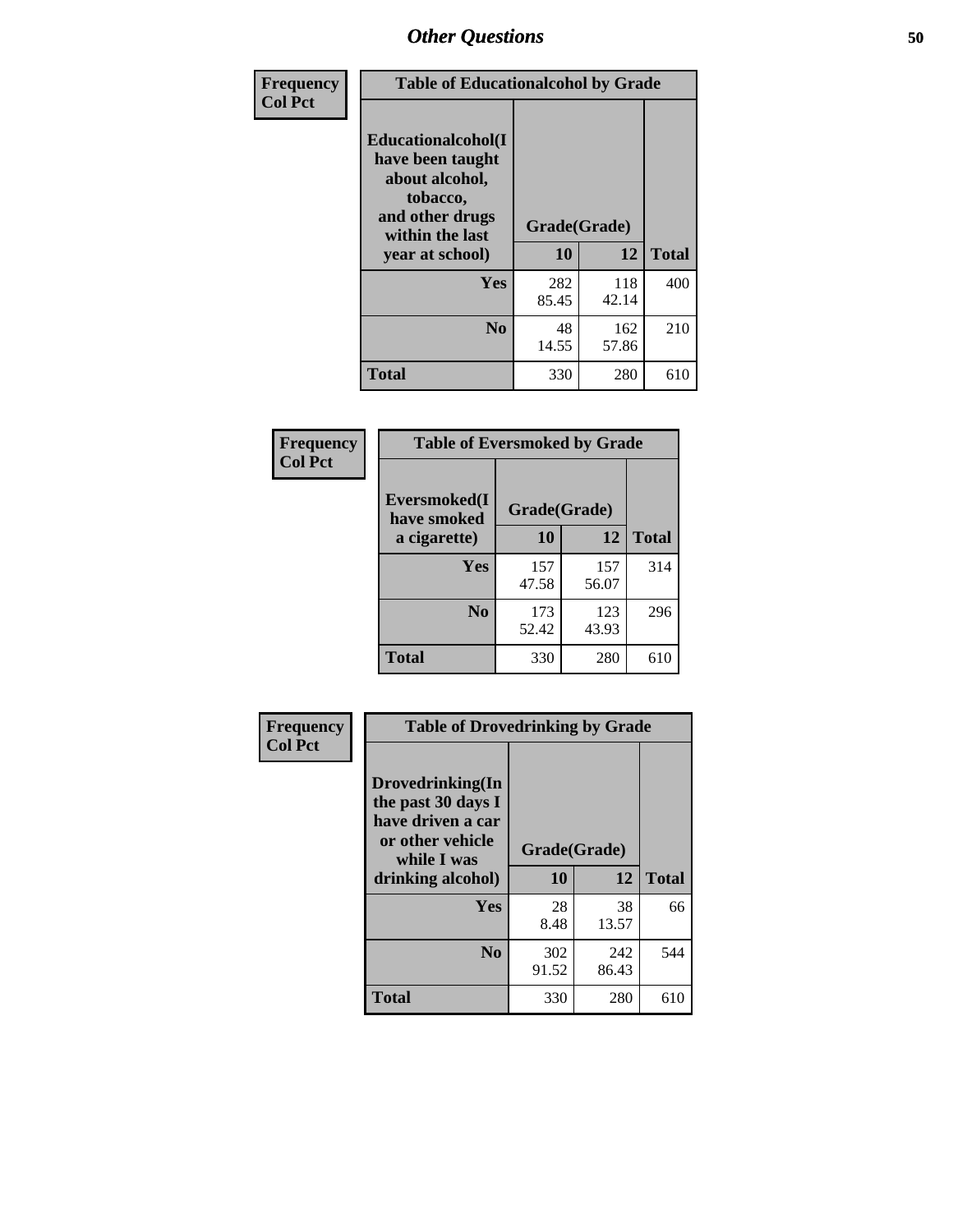## Other Questions

| Frequency<br>Col Pct | Table of Educationalalcohol by Grade | | |
|---|---|---|---|
| Educationalalcohol(I have been taught about alcohol, tobacco, and other drugs within the last year at school) | Grade(Grade) | | |
| | 10 | 12 | Total |
| Yes | 282<br>85.45 | 118<br>42.14 | 400 |
| No | 48<br>14.55 | 162<br>57.86 | 210 |
| Total | 330 | 280 | 610 |

| Frequency<br>Col Pct | Table of Eversmoked by Grade | | |
|---|---|---|---|
| Eversmoked(I have smoked a cigarette) | Grade(Grade) | | |
| | 10 | 12 | Total |
| Yes | 157<br>47.58 | 157<br>56.07 | 314 |
| No | 173<br>52.42 | 123<br>43.93 | 296 |
| Total | 330 | 280 | 610 |

| Frequency<br>Col Pct | Table of Drovedrinking by Grade | | |
|---|---|---|---|
| Drovedrinking(In the past 30 days I have driven a car or other vehicle while I was drinking alcohol) | Grade(Grade) | | |
| | 10 | 12 | Total |
| Yes | 28<br>8.48 | 38<br>13.57 | 66 |
| No | 302<br>91.52 | 242<br>86.43 | 544 |
| Total | 330 | 280 | 610 |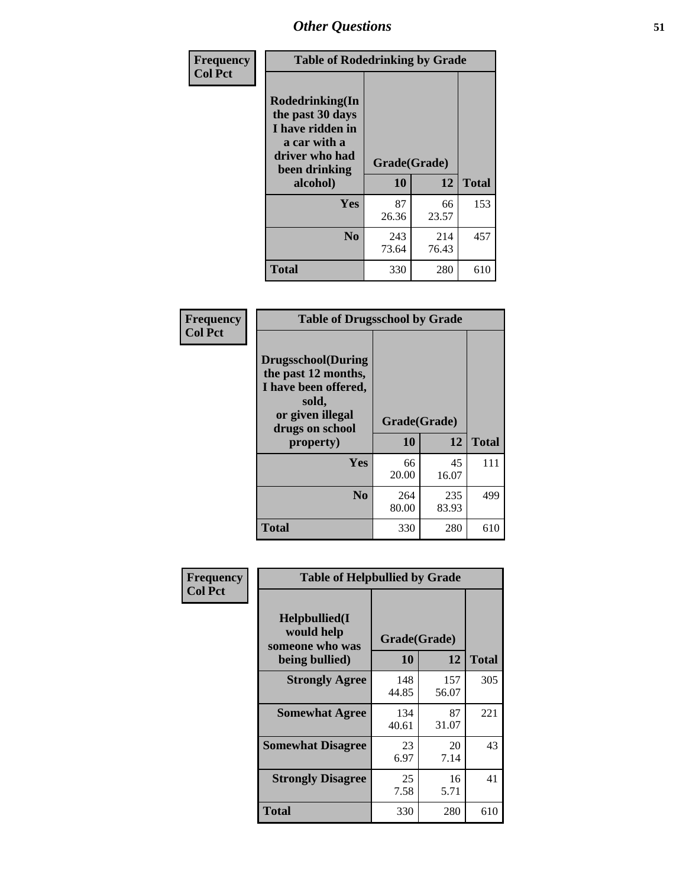# Other Questions

**Frequency**
**Col Pct**

| Table of Rodedrinking by Grade | | | |
|---|---|---|---|
| **Rodedrinking(In the past 30 days I have ridden in a car with a driver who had been drinking alcohol)** | **Grade(Grade)** | | |
| | **10** | **12** | **Total** |
| **Yes** | 87<br>26.36 | 66<br>23.57 | 153 |
| **No** | 243<br>73.64 | 214<br>76.43 | 457 |
| **Total** | 330 | 280 | 610 |

**Frequency**
**Col Pct**

| Table of Drugsschool by Grade | | | |
|---|---|---|---|
| **Drugsschool(During the past 12 months, I have been offered, sold, or given illegal drugs on school property)** | **Grade(Grade)** | | |
| | **10** | **12** | **Total** |
| **Yes** | 66<br>20.00 | 45<br>16.07 | 111 |
| **No** | 264<br>80.00 | 235<br>83.93 | 499 |
| **Total** | 330 | 280 | 610 |

**Frequency**
**Col Pct**

| Table of Helpbullied by Grade | | | |
|---|---|---|---|
| **Helpbullied(I would help someone who was being bullied)** | **Grade(Grade)** | | |
| | **10** | **12** | **Total** |
| **Strongly Agree** | 148<br>44.85 | 157<br>56.07 | 305 |
| **Somewhat Agree** | 134<br>40.61 | 87<br>31.07 | 221 |
| **Somewhat Disagree** | 23<br>6.97 | 20<br>7.14 | 43 |
| **Strongly Disagree** | 25<br>7.58 | 16<br>5.71 | 41 |
| **Total** | 330 | 280 | 610 |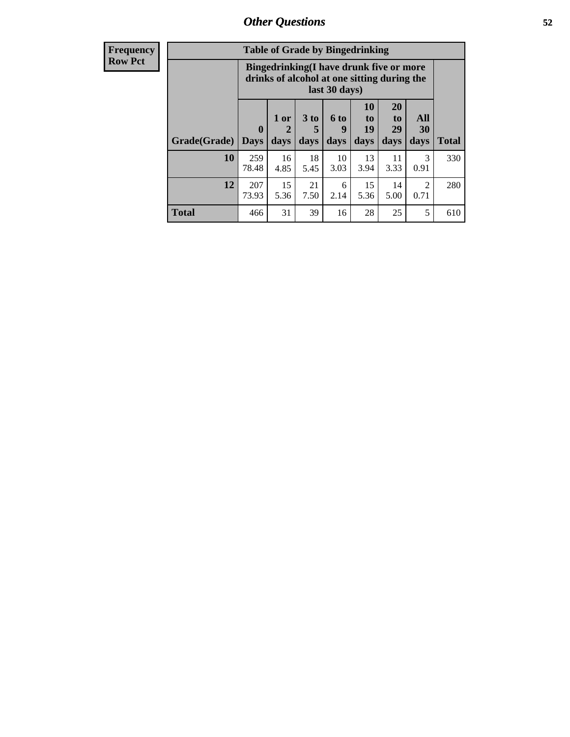## Other Questions

**Frequency**
**Row Pct**

| Table of Grade by Bingedrinking | | | | | | | | |
|---|---|---|---|---|---|---|---|---|
| | Bingedrinking(I have drunk five or more drinks of alcohol at one sitting during the last 30 days) | | | | | | | |
| Grade(Grade) | 0 Days | 1 or 2 days | 3 to 5 days | 6 to 9 days | 10 to 19 days | 20 to 29 days | All 30 days | Total |
| 10 | 259<br>78.48 | 16<br>4.85 | 18<br>5.45 | 10<br>3.03 | 13<br>3.94 | 11<br>3.33 | 3<br>0.91 | 330 |
| 12 | 207<br>73.93 | 15<br>5.36 | 21<br>7.50 | 6<br>2.14 | 15<br>5.36 | 14<br>5.00 | 2<br>0.71 | 280 |
| Total | 466 | 31 | 39 | 16 | 28 | 25 | 5 | 610 |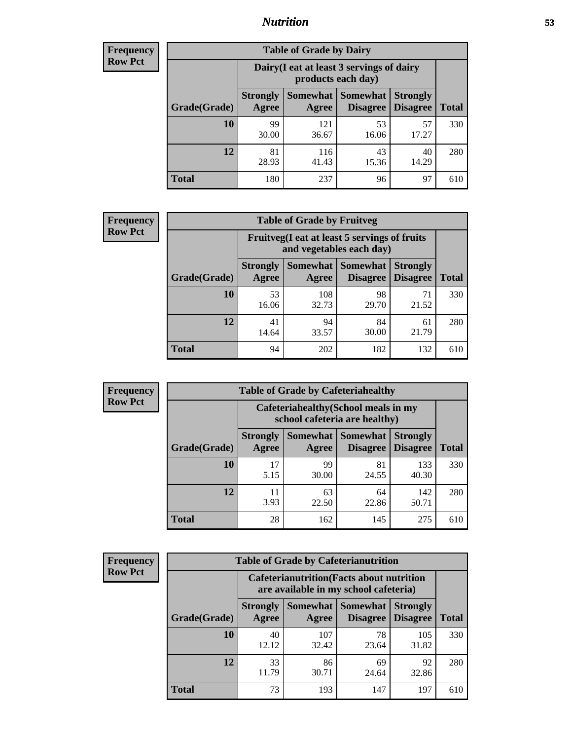# Nutrition

**Frequency**
**Row Pct**

| Table of Grade by Dairy | | | | | |
|---|---|---|---|---|---|
| | Dairy(I eat at least 3 servings of dairy products each day) | | | | |
| Grade(Grade) | Strongly Agree | Somewhat Agree | Somewhat Disagree | Strongly Disagree | Total |
| 10 | 99<br>30.00 | 121<br>36.67 | 53<br>16.06 | 57<br>17.27 | 330 |
| 12 | 81<br>28.93 | 116<br>41.43 | 43<br>15.36 | 40<br>14.29 | 280 |
| Total | 180 | 237 | 96 | 97 | 610 |

**Frequency**
**Row Pct**

| Table of Grade by Fruitveg | | | | | |
|---|---|---|---|---|---|
| | Fruitveg(I eat at least 5 servings of fruits and vegetables each day) | | | | |
| Grade(Grade) | Strongly Agree | Somewhat Agree | Somewhat Disagree | Strongly Disagree | Total |
| 10 | 53<br>16.06 | 108<br>32.73 | 98<br>29.70 | 71<br>21.52 | 330 |
| 12 | 41<br>14.64 | 94<br>33.57 | 84<br>30.00 | 61<br>21.79 | 280 |
| Total | 94 | 202 | 182 | 132 | 610 |

**Frequency**
**Row Pct**

| Table of Grade by Cafeteriahealthy | | | | | |
|---|---|---|---|---|---|
| | Cafeteriahealthy(School meals in my school cafeteria are healthy) | | | | |
| Grade(Grade) | Strongly Agree | Somewhat Agree | Somewhat Disagree | Strongly Disagree | Total |
| 10 | 17<br>5.15 | 99<br>30.00 | 81<br>24.55 | 133<br>40.30 | 330 |
| 12 | 11<br>3.93 | 63<br>22.50 | 64<br>22.86 | 142<br>50.71 | 280 |
| Total | 28 | 162 | 145 | 275 | 610 |

**Frequency**
**Row Pct**

| Table of Grade by Cafeterianutrition | | | | | |
|---|---|---|---|---|---|
| | Cafeterianutrition(Facts about nutrition are available in my school cafeteria) | | | | |
| Grade(Grade) | Strongly Agree | Somewhat Agree | Somewhat Disagree | Strongly Disagree | Total |
| 10 | 40<br>12.12 | 107<br>32.42 | 78<br>23.64 | 105<br>31.82 | 330 |
| 12 | 33<br>11.79 | 86<br>30.71 | 69<br>24.64 | 92<br>32.86 | 280 |
| Total | 73 | 193 | 147 | 197 | 610 |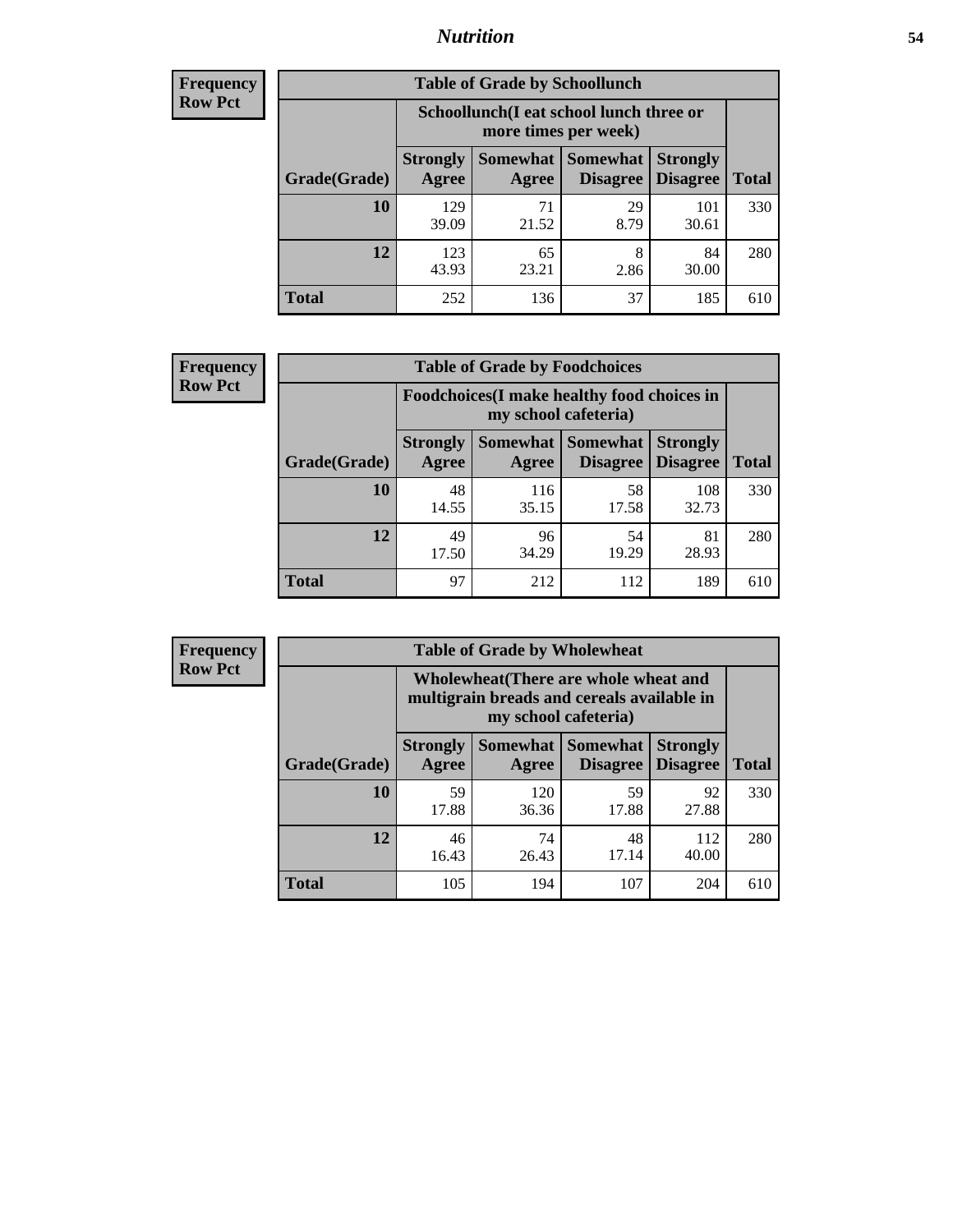## Nutrition

**Frequency**
**Row Pct**

| Table of Grade by Schoollunch | | | | | |
|---|---|---|---|---|---|
| | Schoollunch(I eat school lunch three or more times per week) | | | | |
| Grade(Grade) | Strongly Agree | Somewhat Agree | Somewhat Disagree | Strongly Disagree | Total |
| 10 | 129<br>39.09 | 71<br>21.52 | 29<br>8.79 | 101<br>30.61 | 330 |
| 12 | 123<br>43.93 | 65<br>23.21 | 8<br>2.86 | 84<br>30.00 | 280 |
| Total | 252 | 136 | 37 | 185 | 610 |

**Frequency**
**Row Pct**

| Table of Grade by Foodchoices | | | | | |
|---|---|---|---|---|---|
| | Foodchoices(I make healthy food choices in my school cafeteria) | | | | |
| Grade(Grade) | Strongly Agree | Somewhat Agree | Somewhat Disagree | Strongly Disagree | Total |
| 10 | 48<br>14.55 | 116<br>35.15 | 58<br>17.58 | 108<br>32.73 | 330 |
| 12 | 49<br>17.50 | 96<br>34.29 | 54<br>19.29 | 81<br>28.93 | 280 |
| Total | 97 | 212 | 112 | 189 | 610 |

**Frequency**
**Row Pct**

| Table of Grade by Wholewheat | | | | | |
|---|---|---|---|---|---|
| | Wholewheat(There are whole wheat and multigrain breads and cereals available in my school cafeteria) | | | | |
| Grade(Grade) | Strongly Agree | Somewhat Agree | Somewhat Disagree | Strongly Disagree | Total |
| 10 | 59<br>17.88 | 120<br>36.36 | 59<br>17.88 | 92<br>27.88 | 330 |
| 12 | 46<br>16.43 | 74<br>26.43 | 48<br>17.14 | 112<br>40.00 | 280 |
| Total | 105 | 194 | 107 | 204 | 610 |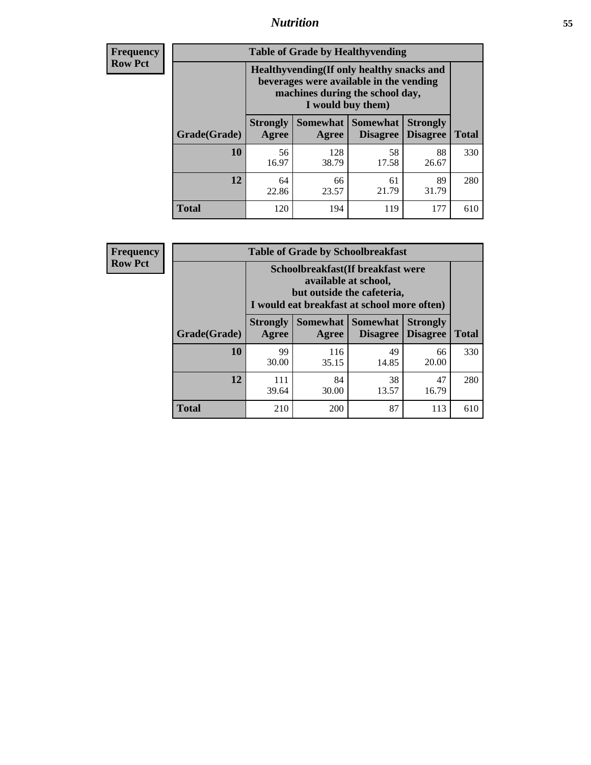**Frequency**
**Row Pct**

| Table of Grade by Healthyvending | | | | | |
|---|---|---|---|---|---|
| | Healthyvending(If only healthy snacks and beverages were available in the vending machines during the school day, I would buy them) | | | | |
| Grade(Grade) | Strongly Agree | Somewhat Agree | Somewhat Disagree | Strongly Disagree | Total |
| **10** | 56<br>16.97 | 128<br>38.79 | 58<br>17.58 | 88<br>26.67 | 330 |
| **12** | 64<br>22.86 | 66<br>23.57 | 61<br>21.79 | 89<br>31.79 | 280 |
| **Total** | 120 | 194 | 119 | 177 | 610 |

**Frequency**
**Row Pct**

| Table of Grade by Schoolbreakfast | | | | | |
|---|---|---|---|---|---|
| | Schoolbreakfast(If breakfast were available at school, but outside the cafeteria, I would eat breakfast at school more often) | | | | |
| Grade(Grade) | Strongly Agree | Somewhat Agree | Somewhat Disagree | Strongly Disagree | Total |
| **10** | 99<br>30.00 | 116<br>35.15 | 49<br>14.85 | 66<br>20.00 | 330 |
| **12** | 111<br>39.64 | 84<br>30.00 | 38<br>13.57 | 47<br>16.79 | 280 |
| **Total** | 210 | 200 | 87 | 113 | 610 |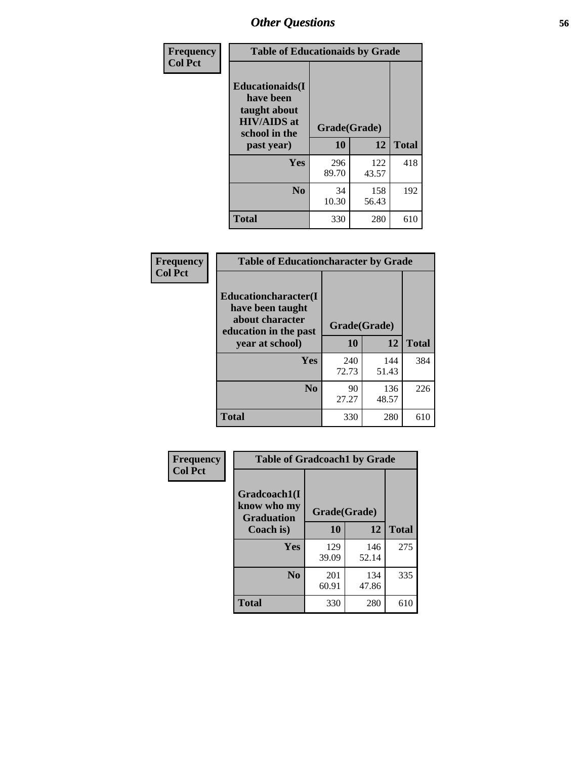## Other Questions

**Frequency**
**Col Pct**

| Educationaids(I have been taught about HIV/AIDS at school in the past year) | Grade(Grade) 10 | 12 | Total |
|---|---|---|---|
| **Yes** | 296<br>89.70 | 122<br>43.57 | 418 |
| **No** | 34<br>10.30 | 158<br>56.43 | 192 |
| **Total** | 330 | 280 | 610 |

Table of Educationaids by Grade

**Frequency**
**Col Pct**

| Educationcharacter(I have been taught about character education in the past year at school) | Grade(Grade) 10 | 12 | Total |
|---|---|---|---|
| **Yes** | 240<br>72.73 | 144<br>51.43 | 384 |
| **No** | 90<br>27.27 | 136<br>48.57 | 226 |
| **Total** | 330 | 280 | 610 |

Table of Educationcharacter by Grade

**Frequency**
**Col Pct**

| Gradcoach1(I know who my Graduation Coach is) | Grade(Grade) 10 | 12 | Total |
|---|---|---|---|
| **Yes** | 129<br>39.09 | 146<br>52.14 | 275 |
| **No** | 201<br>60.91 | 134<br>47.86 | 335 |
| **Total** | 330 | 280 | 610 |

Table of Gradcoach1 by Grade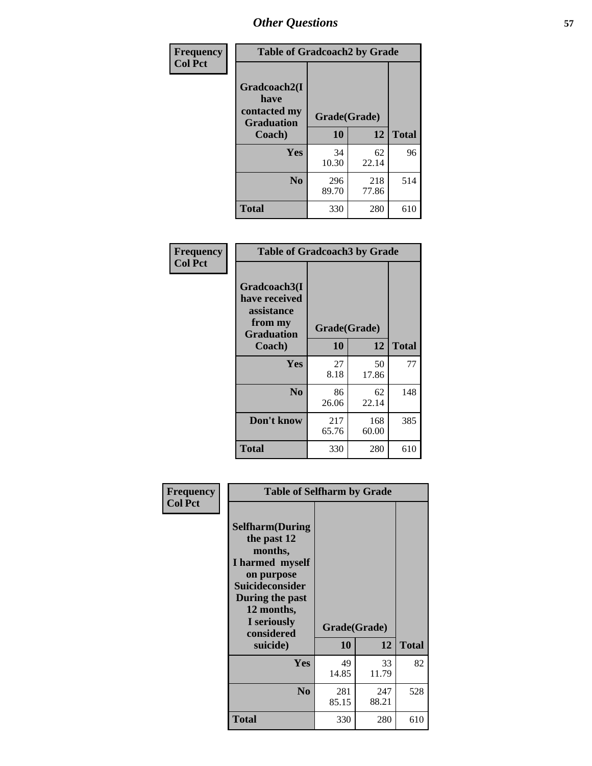# Other Questions

**Frequency**
**Col Pct**

| Table of Gradcoach2 by Grade | | | |
|---|---|---|---|
| Gradcoach2(I have contacted my Graduation Coach) | Grade(Grade) | | |
| | 10 | 12 | Total |
| Yes | 34<br>10.30 | 62<br>22.14 | 96 |
| No | 296<br>89.70 | 218<br>77.86 | 514 |
| Total | 330 | 280 | 610 |

**Frequency**
**Col Pct**

| Table of Gradcoach3 by Grade | | | |
|---|---|---|---|
| Gradcoach3(I have received assistance from my Graduation Coach) | Grade(Grade) | | |
| | 10 | 12 | Total |
| Yes | 27<br>8.18 | 50<br>17.86 | 77 |
| No | 86<br>26.06 | 62<br>22.14 | 148 |
| Don't know | 217<br>65.76 | 168<br>60.00 | 385 |
| Total | 330 | 280 | 610 |

**Frequency**
**Col Pct**

| Table of Selfharm by Grade | | | |
|---|---|---|---|
| Selfharm(During the past 12 months, I harmed myself on purpose Suicideconsider During the past 12 months, I seriously considered suicide) | Grade(Grade) | | |
| | 10 | 12 | Total |
| Yes | 49<br>14.85 | 33<br>11.79 | 82 |
| No | 281<br>85.15 | 247<br>88.21 | 528 |
| Total | 330 | 280 | 610 |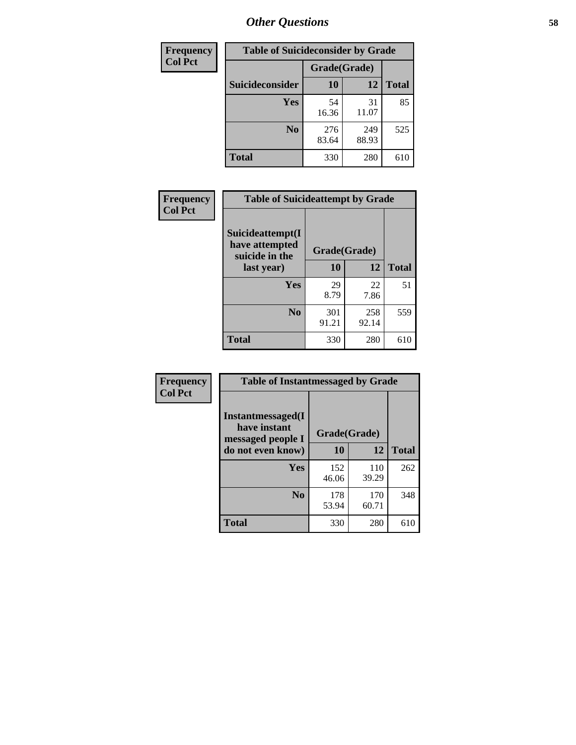# Other Questions

**Frequency**
**Col Pct**

| Table of Suicideconsider by Grade | | | |
|---|---|---|---|
| | Grade(Grade) | | |
| Suicideconsider | 10 | 12 | Total |
| Yes | 54<br>16.36 | 31<br>11.07 | 85 |
| No | 276<br>83.64 | 249<br>88.93 | 525 |
| Total | 330 | 280 | 610 |

**Frequency**
**Col Pct**

| Table of Suicideattempt by Grade | | | |
|---|---|---|---|
| Suicideattempt(I have attempted suicide in the last year) | Grade(Grade) | | |
| | 10 | 12 | Total |
| Yes | 29<br>8.79 | 22<br>7.86 | 51 |
| No | 301<br>91.21 | 258<br>92.14 | 559 |
| Total | 330 | 280 | 610 |

**Frequency**
**Col Pct**

| Table of Instantmessaged by Grade | | | |
|---|---|---|---|
| Instantmessaged(I have instant messaged people I do not even know) | Grade(Grade) | | |
| | 10 | 12 | Total |
| Yes | 152<br>46.06 | 110<br>39.29 | 262 |
| No | 178<br>53.94 | 170<br>60.71 | 348 |
| Total | 330 | 280 | 610 |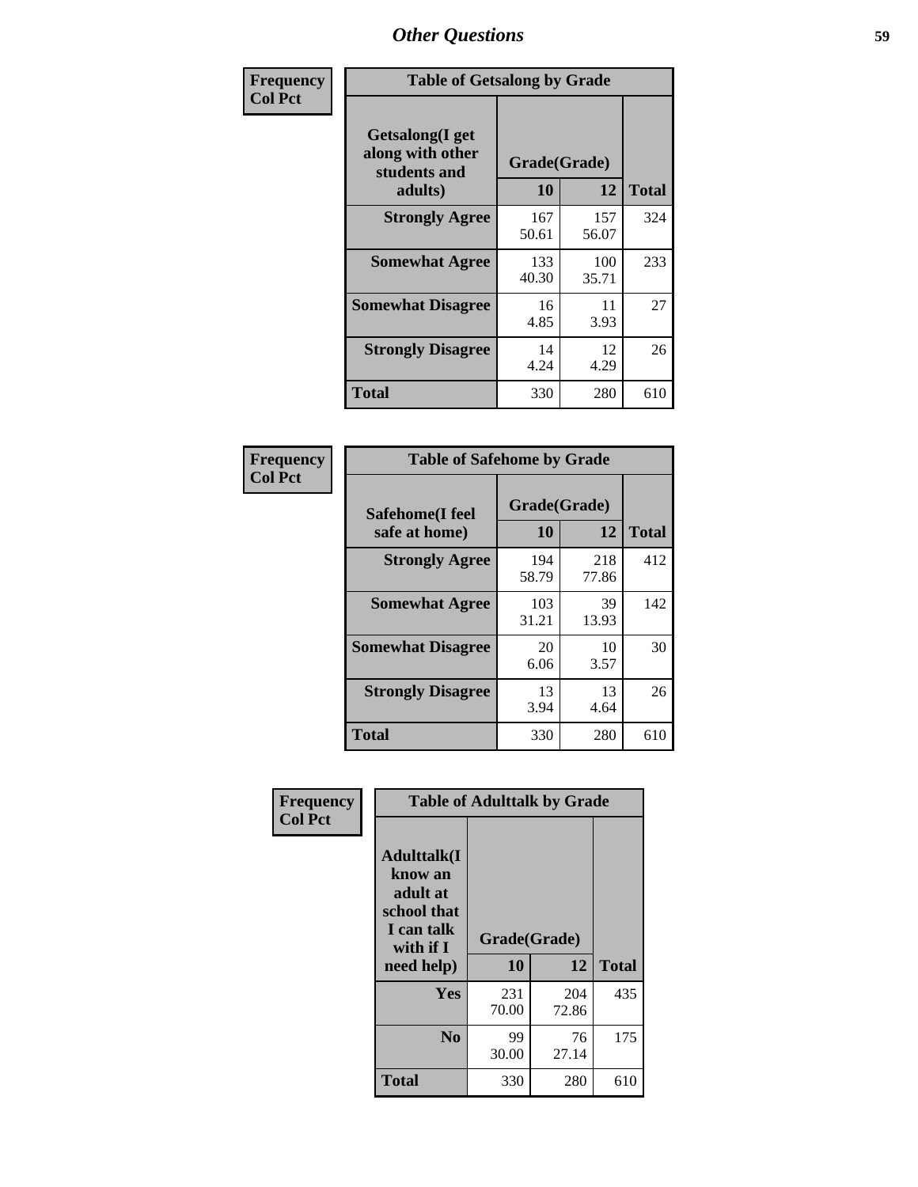# Other Questions

**Frequency**
**Col Pct**

| Table of Getsalong by Grade | | | |
|---|---|---|---|
| Getsalong(I get along with other students and adults) | Grade(Grade) | | |
| | 10 | 12 | Total |
| **Strongly Agree** | 167<br>50.61 | 157<br>56.07 | 324 |
| **Somewhat Agree** | 133<br>40.30 | 100<br>35.71 | 233 |
| **Somewhat Disagree** | 16<br>4.85 | 11<br>3.93 | 27 |
| **Strongly Disagree** | 14<br>4.24 | 12<br>4.29 | 26 |
| **Total** | 330 | 280 | 610 |

**Frequency**
**Col Pct**

| Table of Safehome by Grade | | | |
|---|---|---|---|
| Safehome(I feel safe at home) | Grade(Grade) | | |
| | 10 | 12 | Total |
| **Strongly Agree** | 194<br>58.79 | 218<br>77.86 | 412 |
| **Somewhat Agree** | 103<br>31.21 | 39<br>13.93 | 142 |
| **Somewhat Disagree** | 20<br>6.06 | 10<br>3.57 | 30 |
| **Strongly Disagree** | 13<br>3.94 | 13<br>4.64 | 26 |
| **Total** | 330 | 280 | 610 |

**Frequency**
**Col Pct**

| Table of Adulttalk by Grade | | | |
|---|---|---|---|
| Adulttalk(I know an adult at school that I can talk with if I need help) | Grade(Grade) | | |
| | 10 | 12 | Total |
| **Yes** | 231<br>70.00 | 204<br>72.86 | 435 |
| **No** | 99<br>30.00 | 76<br>27.14 | 175 |
| **Total** | 330 | 280 | 610 |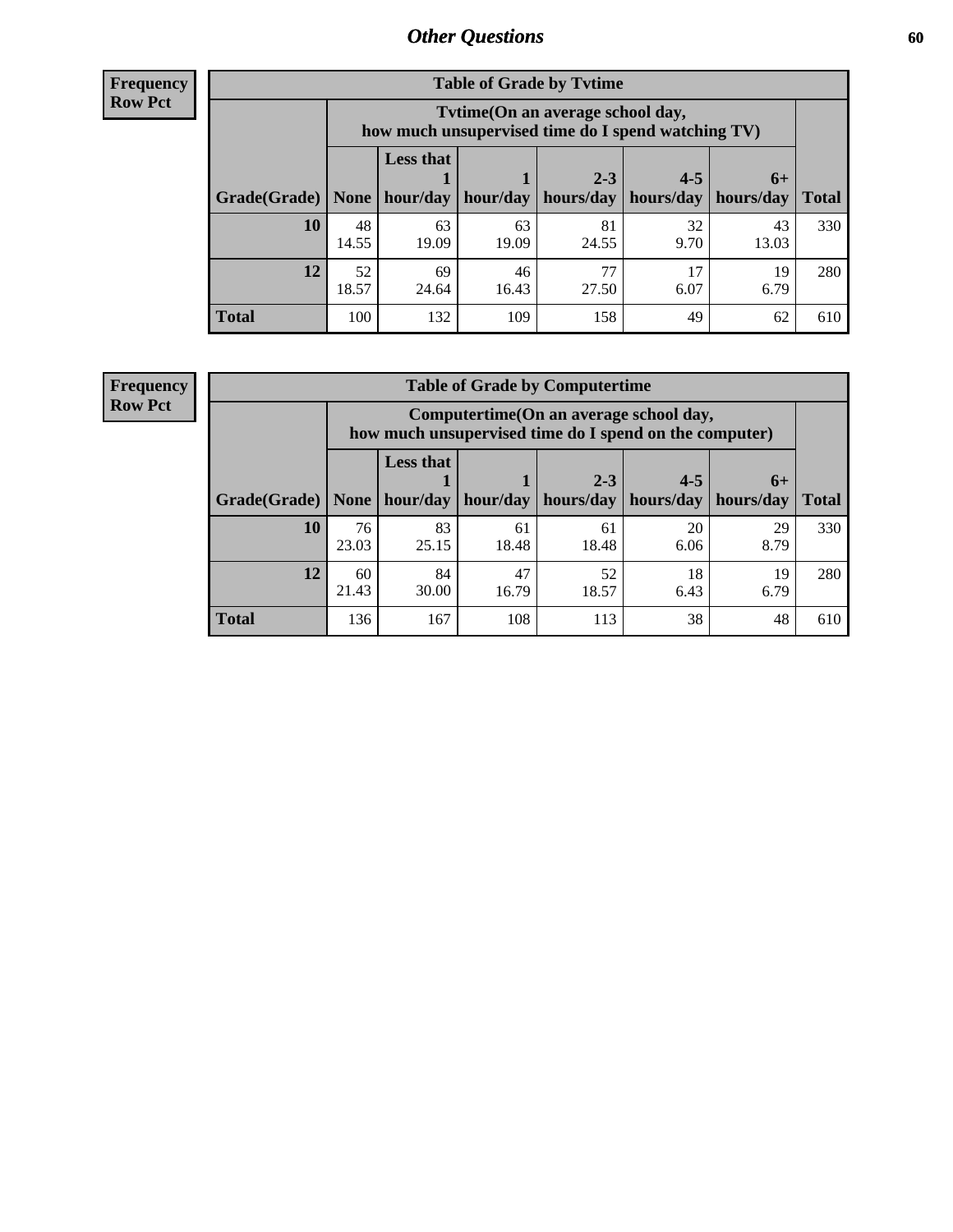# Other Questions

**Frequency**
**Row Pct**

**Table of Grade by Tvtime**

| Grade(Grade) | Tvtime(On an average school day, how much unsupervised time do I spend watching TV) | | | | | | Total |
|---|---|---|---|---|---|---|---|
| | None | Less that 1 hour/day | 1 hour/day | 2-3 hours/day | 4-5 hours/day | 6+ hours/day | |
| **10** | 48<br>14.55 | 63<br>19.09 | 63<br>19.09 | 81<br>24.55 | 32<br>9.70 | 43<br>13.03 | 330 |
| **12** | 52<br>18.57 | 69<br>24.64 | 46<br>16.43 | 77<br>27.50 | 17<br>6.07 | 19<br>6.79 | 280 |
| **Total** | 100 | 132 | 109 | 158 | 49 | 62 | 610 |

**Frequency**
**Row Pct**

**Table of Grade by Computertime**

| Grade(Grade) | Computertime(On an average school day, how much unsupervised time do I spend on the computer) | | | | | | Total |
|---|---|---|---|---|---|---|---|
| | None | Less that 1 hour/day | 1 hour/day | 2-3 hours/day | 4-5 hours/day | 6+ hours/day | |
| **10** | 76<br>23.03 | 83<br>25.15 | 61<br>18.48 | 61<br>18.48 | 20<br>6.06 | 29<br>8.79 | 330 |
| **12** | 60<br>21.43 | 84<br>30.00 | 47<br>16.79 | 52<br>18.57 | 18<br>6.43 | 19<br>6.79 | 280 |
| **Total** | 136 | 167 | 108 | 113 | 38 | 48 | 610 |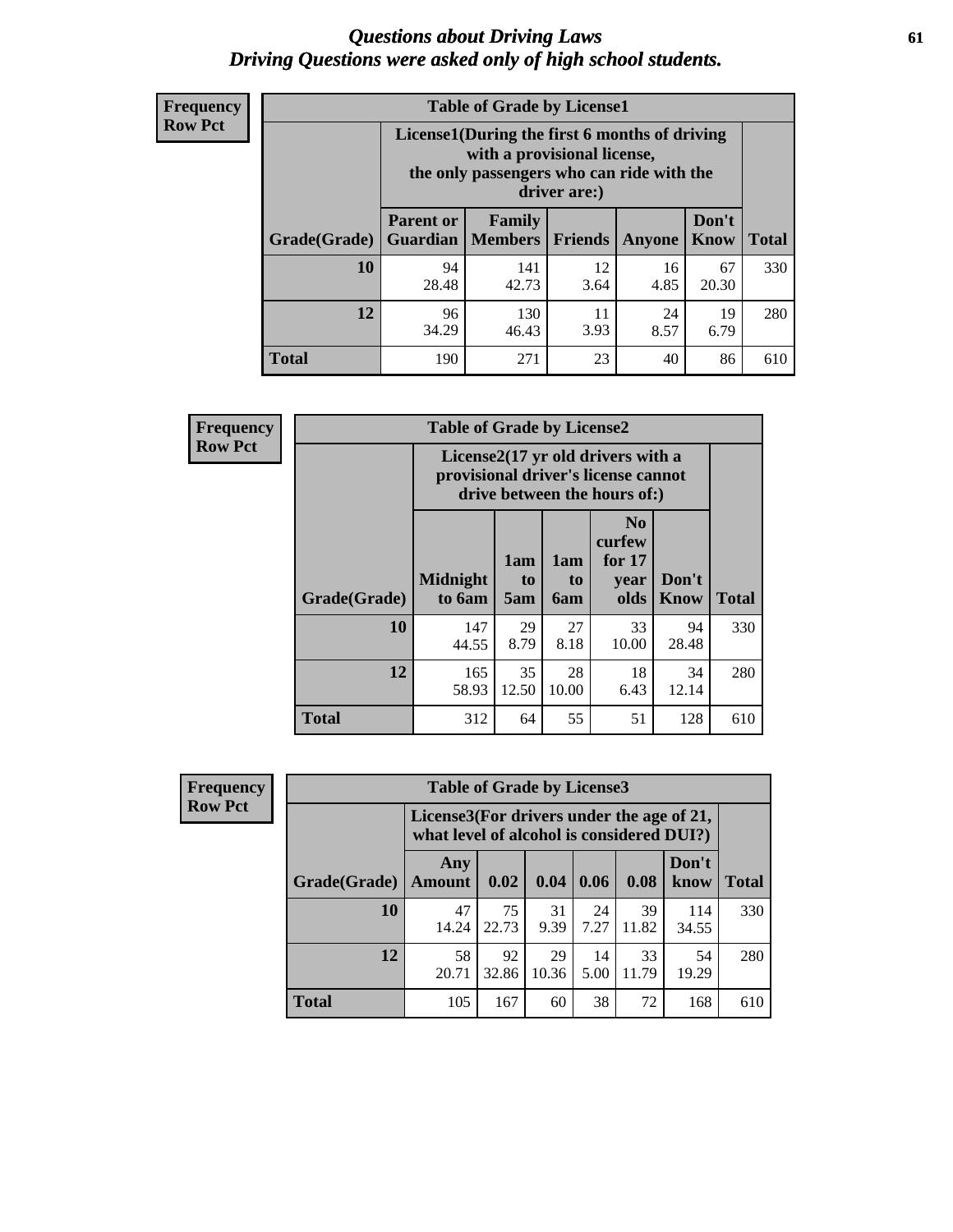# *Questions about Driving Laws*
# *Driving Questions were asked only of high school students.*

**Frequency**
**Row Pct**

| Table of Grade by License1 | | | | | | |
|---|---|---|---|---|---|---|
| | License1(During the first 6 months of driving with a provisional license, the only passengers who can ride with the driver are:) | | | | | |
| Grade(Grade) | Parent or Guardian | Family Members | Friends | Anyone | Don't Know | Total |
| 10 | 94<br>28.48 | 141<br>42.73 | 12<br>3.64 | 16<br>4.85 | 67<br>20.30 | 330 |
| 12 | 96<br>34.29 | 130<br>46.43 | 11<br>3.93 | 24<br>8.57 | 19<br>6.79 | 280 |
| Total | 190 | 271 | 23 | 40 | 86 | 610 |

**Frequency**
**Row Pct**

| Table of Grade by License2 | | | | | | |
|---|---|---|---|---|---|---|
| | License2(17 yr old drivers with a provisional driver's license cannot drive between the hours of:) | | | | | |
| Grade(Grade) | Midnight to 6am | 1am to 5am | 1am to 6am | No curfew for 17 year olds | Don't Know | Total |
| 10 | 147<br>44.55 | 29<br>8.79 | 27<br>8.18 | 33<br>10.00 | 94<br>28.48 | 330 |
| 12 | 165<br>58.93 | 35<br>12.50 | 28<br>10.00 | 18<br>6.43 | 34<br>12.14 | 280 |
| Total | 312 | 64 | 55 | 51 | 128 | 610 |

**Frequency**
**Row Pct**

| Table of Grade by License3 | | | | | | | |
|---|---|---|---|---|---|---|---|
| | License3(For drivers under the age of 21, what level of alcohol is considered DUI?) | | | | | | |
| Grade(Grade) | Any Amount | 0.02 | 0.04 | 0.06 | 0.08 | Don't know | Total |
| 10 | 47<br>14.24 | 75<br>22.73 | 31<br>9.39 | 24<br>7.27 | 39<br>11.82 | 114<br>34.55 | 330 |
| 12 | 58<br>20.71 | 92<br>32.86 | 29<br>10.36 | 14<br>5.00 | 33<br>11.79 | 54<br>19.29 | 280 |
| Total | 105 | 167 | 60 | 38 | 72 | 168 | 610 |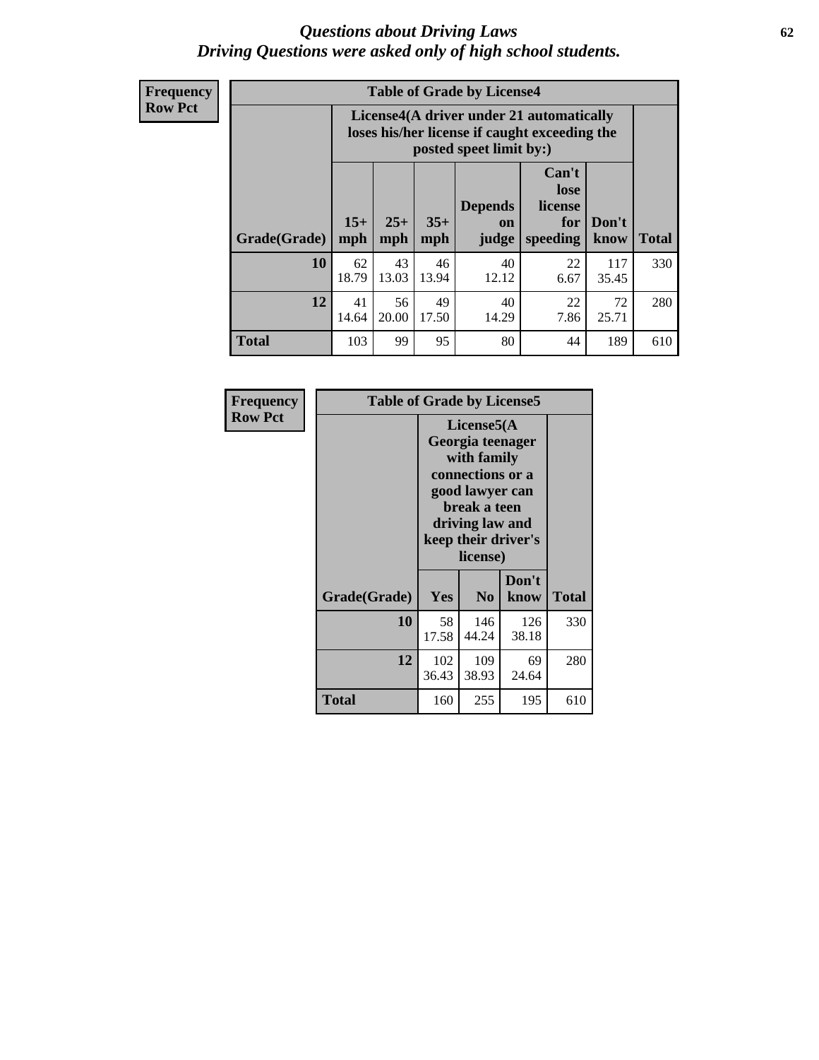# *Questions about Driving Laws*
## *Driving Questions were asked only of high school students.*

**Frequency**
**Row Pct**

| Table of Grade by License4 | | | | | | | |
|---|---|---|---|---|---|---|---|
| | License4(A driver under 21 automatically loses his/her license if caught exceeding the posted speet limit by:) | | | | | | |
| Grade(Grade) | 15+ mph | 25+ mph | 35+ mph | Depends on judge | Can't lose license for speeding | Don't know | Total |
| **10** | 62<br>18.79 | 43<br>13.03 | 46<br>13.94 | 40<br>12.12 | 22<br>6.67 | 117<br>35.45 | 330 |
| **12** | 41<br>14.64 | 56<br>20.00 | 49<br>17.50 | 40<br>14.29 | 22<br>7.86 | 72<br>25.71 | 280 |
| **Total** | 103 | 99 | 95 | 80 | 44 | 189 | 610 |

**Frequency**
**Row Pct**

| Table of Grade by License5 | | | | |
|---|---|---|---|---|
| | License5(A Georgia teenager with family connections or a good lawyer can break a teen driving law and keep their driver's license) | | | |
| Grade(Grade) | Yes | No | Don't know | Total |
| **10** | 58<br>17.58 | 146<br>44.24 | 126<br>38.18 | 330 |
| **12** | 102<br>36.43 | 109<br>38.93 | 69<br>24.64 | 280 |
| **Total** | 160 | 255 | 195 | 610 |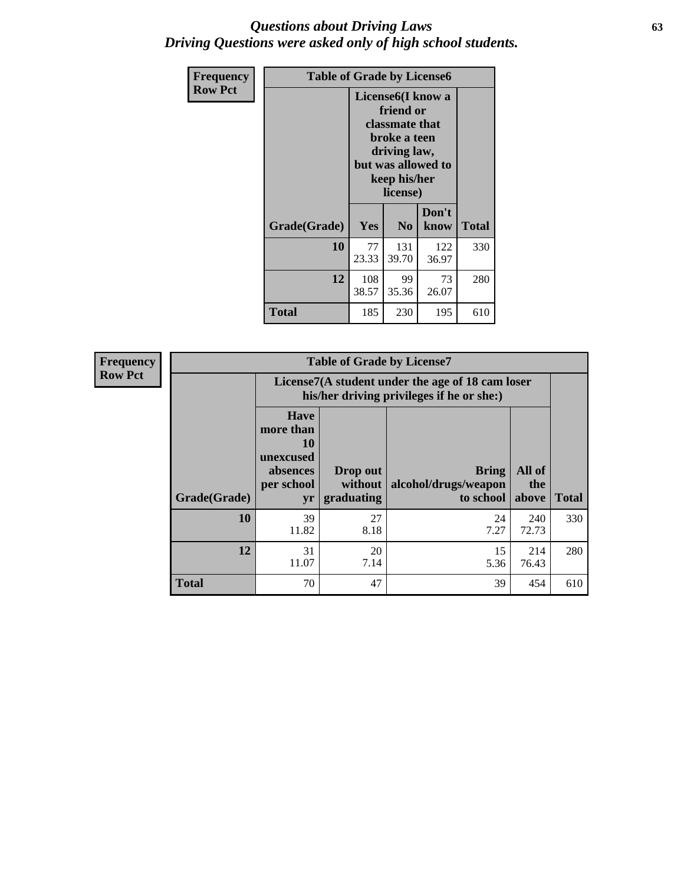# *Questions about Driving Laws*
## *Driving Questions were asked only of high school students.*

**Frequency**
**Row Pct**

**Table of Grade by License6**

| Grade(Grade) | License6(I know a friend or classmate that broke a teen driving law, but was allowed to keep his/her license) | | | Total |
|---|---|---|---|---|
| | Yes | No | Don't know | |
| **10** | 77<br>23.33 | 131<br>39.70 | 122<br>36.97 | 330 |
| **12** | 108<br>38.57 | 99<br>35.36 | 73<br>26.07 | 280 |
| **Total** | 185 | 230 | 195 | 610 |

**Frequency**
**Row Pct**

**Table of Grade by License7**

| Grade(Grade) | License7(A student under the age of 18 cam loser his/her driving privileges if he or she:) | | | | Total |
|---|---|---|---|---|---|
| | Have more than 10 unexcused absences per school yr | Drop out without graduating | Bring alcohol/drugs/weapon to school | All of the above | |
| **10** | 39<br>11.82 | 27<br>8.18 | 24<br>7.27 | 240<br>72.73 | 330 |
| **12** | 31<br>11.07 | 20<br>7.14 | 15<br>5.36 | 214<br>76.43 | 280 |
| **Total** | 70 | 47 | 39 | 454 | 610 |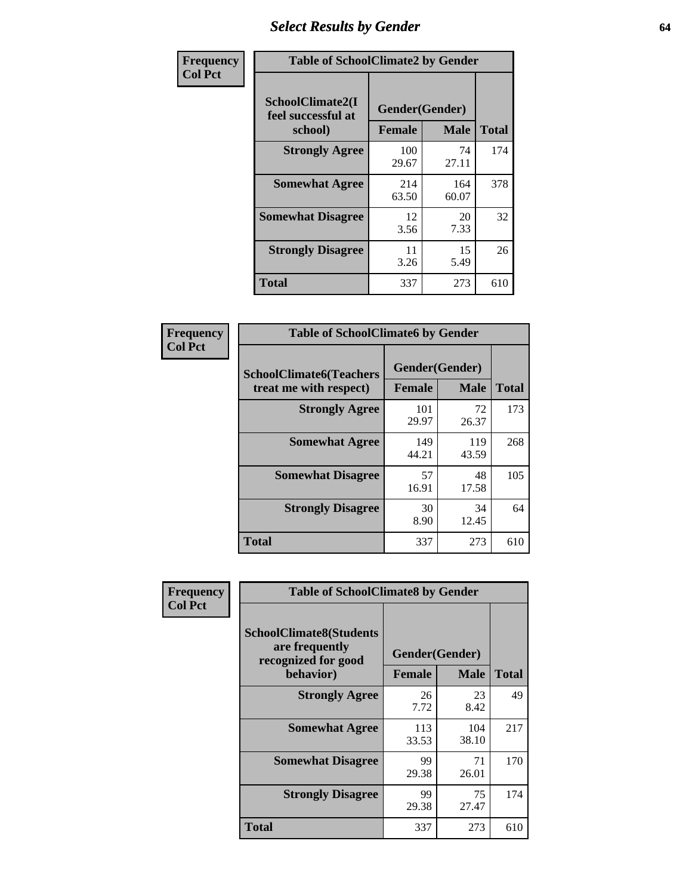# Select Results by Gender

**Frequency / Col Pct**

| Table of SchoolClimate2 by Gender | | | |
|---|---|---|---|
| SchoolClimate2(I feel successful at school) | Gender(Gender) | | |
| | Female | Male | Total |
| Strongly Agree | 100<br>29.67 | 74<br>27.11 | 174 |
| Somewhat Agree | 214<br>63.50 | 164<br>60.07 | 378 |
| Somewhat Disagree | 12<br>3.56 | 20<br>7.33 | 32 |
| Strongly Disagree | 11<br>3.26 | 15<br>5.49 | 26 |
| Total | 337 | 273 | 610 |

**Frequency / Col Pct**

| Table of SchoolClimate6 by Gender | | | |
|---|---|---|---|
| SchoolClimate6(Teachers treat me with respect) | Gender(Gender) | | |
| | Female | Male | Total |
| Strongly Agree | 101<br>29.97 | 72<br>26.37 | 173 |
| Somewhat Agree | 149<br>44.21 | 119<br>43.59 | 268 |
| Somewhat Disagree | 57<br>16.91 | 48<br>17.58 | 105 |
| Strongly Disagree | 30<br>8.90 | 34<br>12.45 | 64 |
| Total | 337 | 273 | 610 |

**Frequency / Col Pct**

| Table of SchoolClimate8 by Gender | | | |
|---|---|---|---|
| SchoolClimate8(Students are frequently recognized for good behavior) | Gender(Gender) | | |
| | Female | Male | Total |
| Strongly Agree | 26<br>7.72 | 23<br>8.42 | 49 |
| Somewhat Agree | 113<br>33.53 | 104<br>38.10 | 217 |
| Somewhat Disagree | 99<br>29.38 | 71<br>26.01 | 170 |
| Strongly Disagree | 99<br>29.38 | 75<br>27.47 | 174 |
| Total | 337 | 273 | 610 |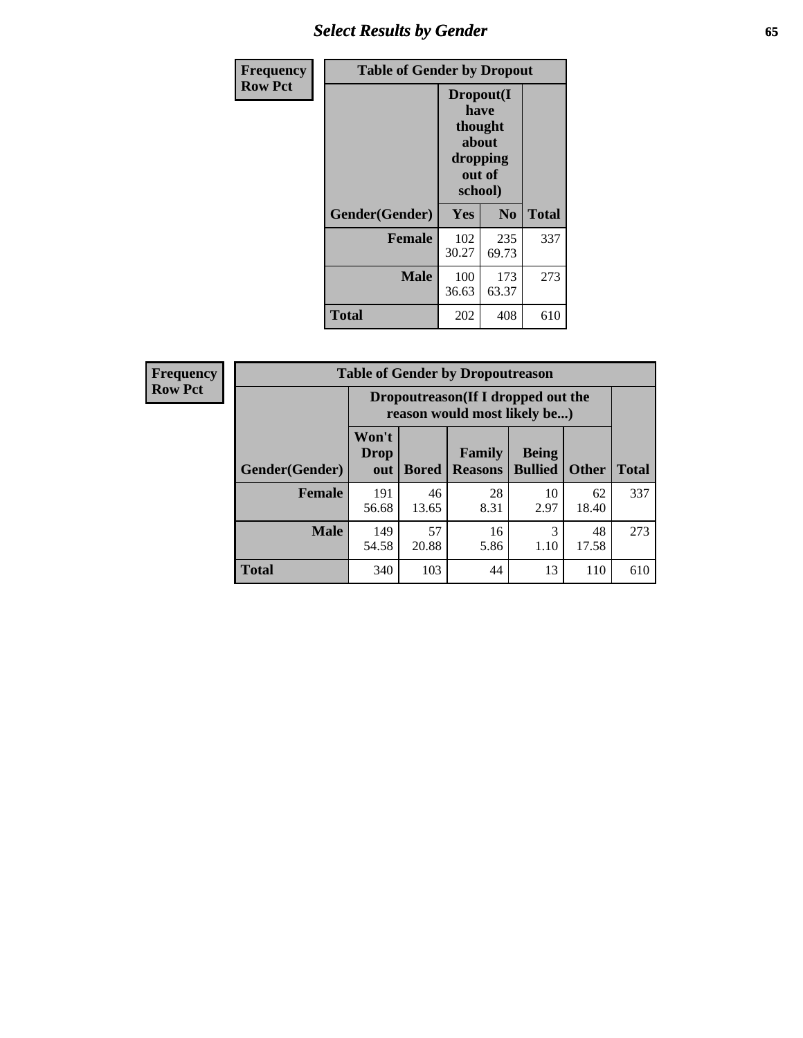| Frequency Row Pct | Table of Gender by Dropout | | |
|---|---|---|---|
| | Dropout(I have thought about dropping out of school) | | |
| Gender(Gender) | Yes | No | Total |
| Female | 102<br>30.27 | 235<br>69.73 | 337 |
| Male | 100<br>36.63 | 173<br>63.37 | 273 |
| Total | 202 | 408 | 610 |

| Frequency Row Pct | Table of Gender by Dropoutreason | | | | | |
|---|---|---|---|---|---|---|
| | Dropoutreason(If I dropped out the reason would most likely be...) | | | | | |
| Gender(Gender) | Won't Drop out | Bored | Family Reasons | Being Bullied | Other | Total |
| Female | 191<br>56.68 | 46<br>13.65 | 28<br>8.31 | 10<br>2.97 | 62<br>18.40 | 337 |
| Male | 149<br>54.58 | 57<br>20.88 | 16<br>5.86 | 3<br>1.10 | 48<br>17.58 | 273 |
| Total | 340 | 103 | 44 | 13 | 110 | 610 |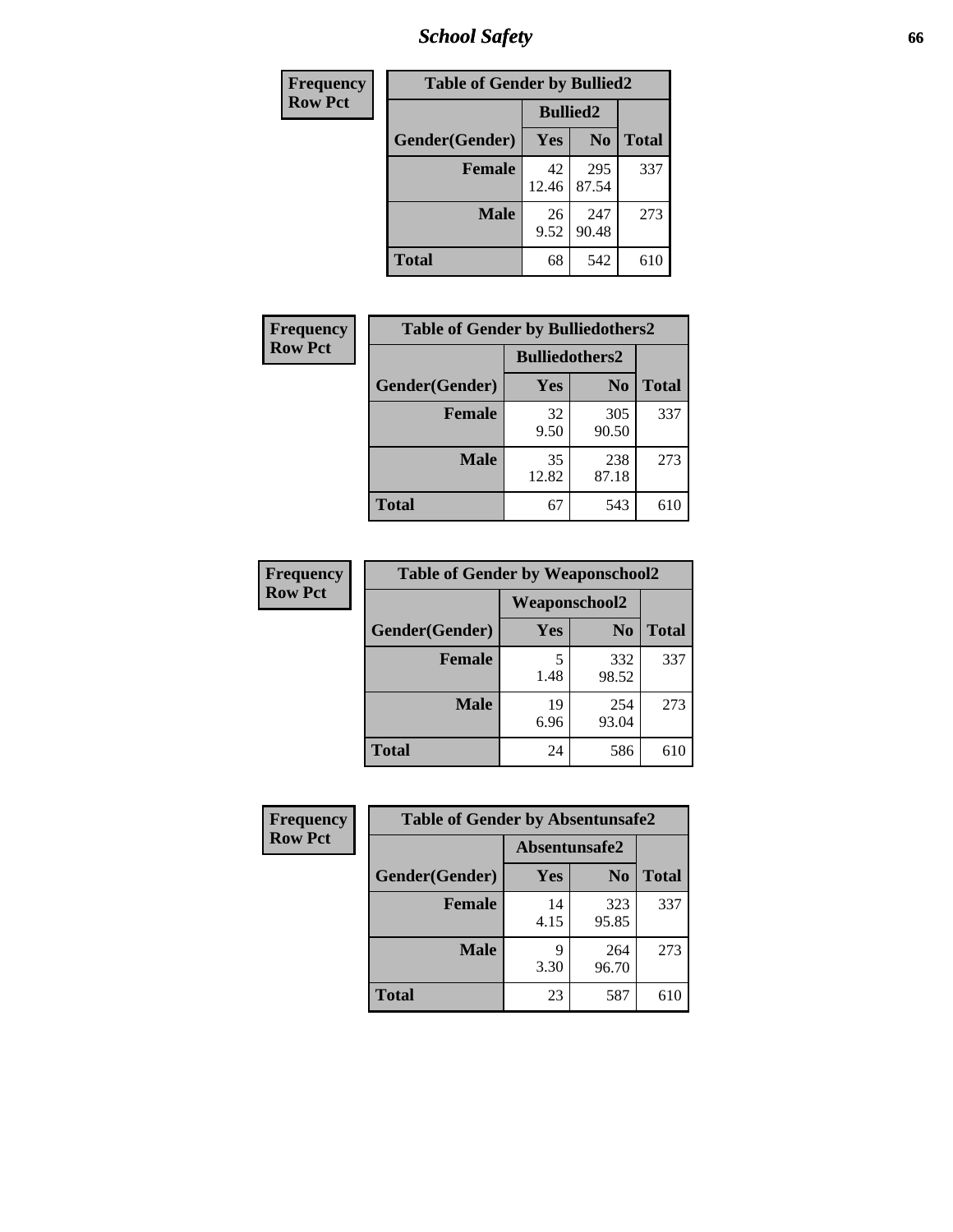## School Safety

| Frequency Row Pct |
|---|

**Table of Gender by Bullied2**

| Gender(Gender) | Bullied2 Yes | Bullied2 No | Total |
|---|---|---|---|
| **Female** | 42 12.46 | 295 87.54 | 337 |
| **Male** | 26 9.52 | 247 90.48 | 273 |
| **Total** | 68 | 542 | 610 |

| Frequency Row Pct |
|---|

**Table of Gender by Bulliedothers2**

| Gender(Gender) | Bulliedothers2 Yes | Bulliedothers2 No | Total |
|---|---|---|---|
| **Female** | 32 9.50 | 305 90.50 | 337 |
| **Male** | 35 12.82 | 238 87.18 | 273 |
| **Total** | 67 | 543 | 610 |

| Frequency Row Pct |
|---|

**Table of Gender by Weaponschool2**

| Gender(Gender) | Weaponschool2 Yes | Weaponschool2 No | Total |
|---|---|---|---|
| **Female** | 5 1.48 | 332 98.52 | 337 |
| **Male** | 19 6.96 | 254 93.04 | 273 |
| **Total** | 24 | 586 | 610 |

| Frequency Row Pct |
|---|

**Table of Gender by Absentunsafe2**

| Gender(Gender) | Absentunsafe2 Yes | Absentunsafe2 No | Total |
|---|---|---|---|
| **Female** | 14 4.15 | 323 95.85 | 337 |
| **Male** | 9 3.30 | 264 96.70 | 273 |
| **Total** | 23 | 587 | 610 |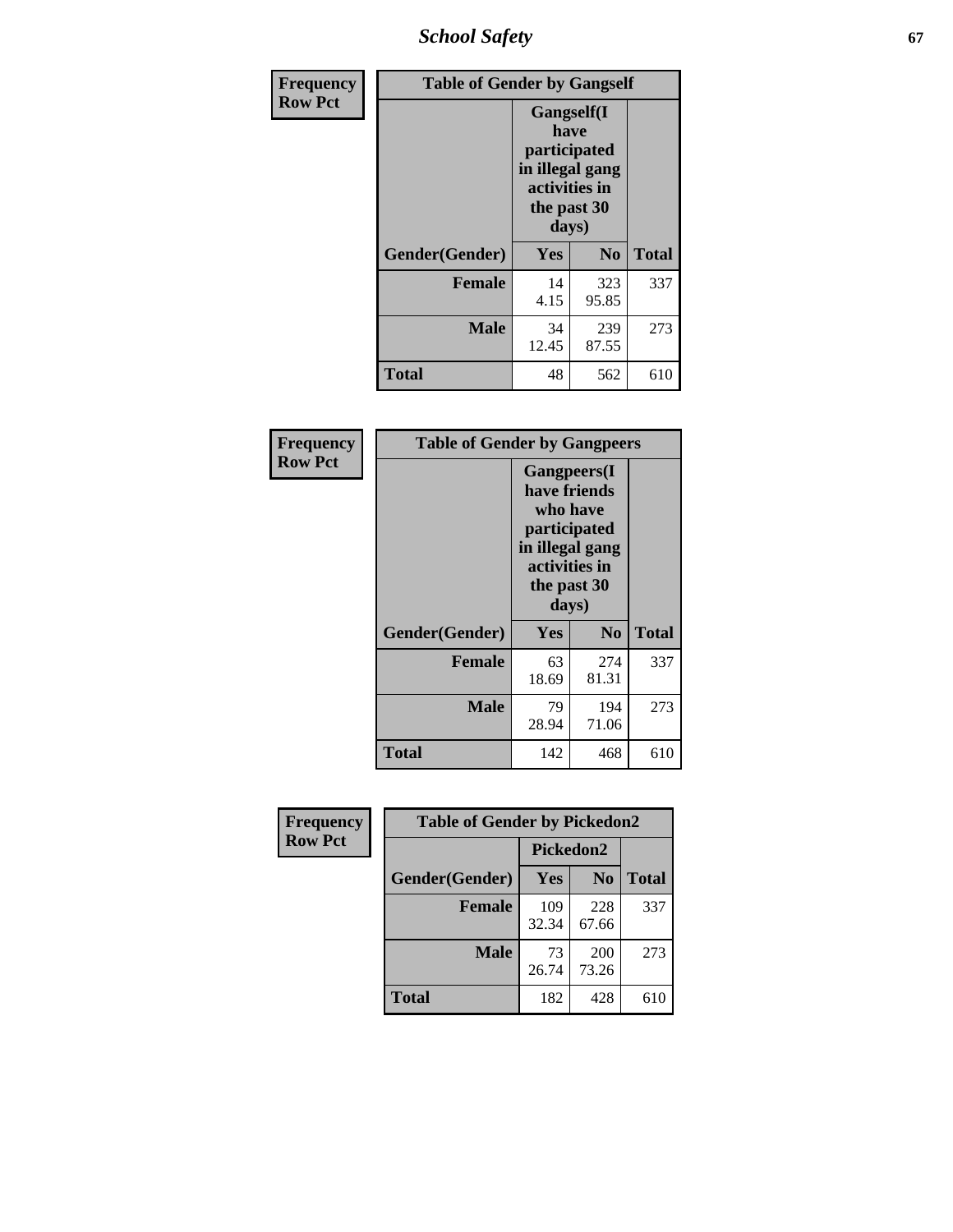| Frequency<br>Row Pct | Table of Gender by Gangself | | |
|---|---|---|---|
| | Gangself(I have participated in illegal gang activities in the past 30 days) | | |
| Gender(Gender) | Yes | No | Total |
| Female | 14<br>4.15 | 323<br>95.85 | 337 |
| Male | 34<br>12.45 | 239<br>87.55 | 273 |
| Total | 48 | 562 | 610 |

| Frequency<br>Row Pct | Table of Gender by Gangpeers | | |
|---|---|---|---|
| | Gangpeers(I have friends who have participated in illegal gang activities in the past 30 days) | | |
| Gender(Gender) | Yes | No | Total |
| Female | 63<br>18.69 | 274<br>81.31 | 337 |
| Male | 79<br>28.94 | 194<br>71.06 | 273 |
| Total | 142 | 468 | 610 |

| Frequency<br>Row Pct | Table of Gender by Pickedon2 | | |
|---|---|---|---|
| | Pickedon2 | | |
| Gender(Gender) | Yes | No | Total |
| Female | 109<br>32.34 | 228<br>67.66 | 337 |
| Male | 73<br>26.74 | 200<br>73.26 | 273 |
| Total | 182 | 428 | 610 |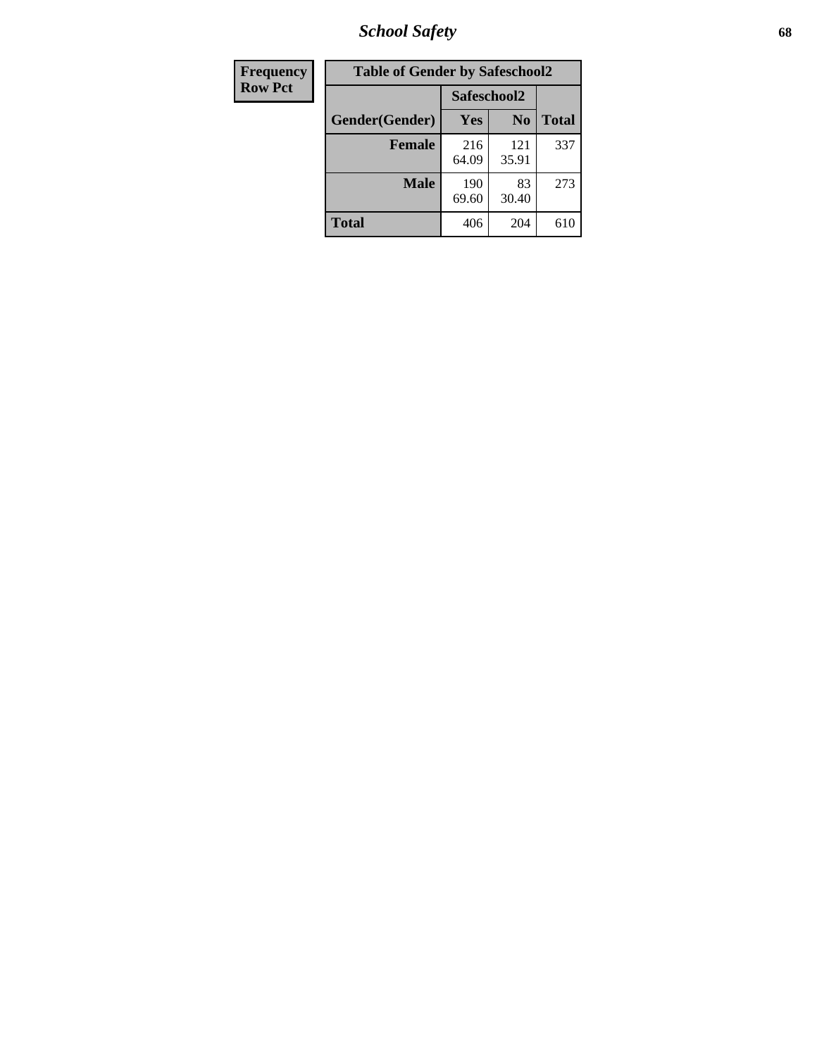| Frequency<br>Row Pct |
|---|

**Table of Gender by Safeschool2**

| Gender(Gender) | Safeschool2 | | Total |
|---|---|---|---|
| | Yes | No | |
| Female | 216<br>64.09 | 121<br>35.91 | 337 |
| Male | 190<br>69.60 | 83<br>30.40 | 273 |
| Total | 406 | 204 | 610 |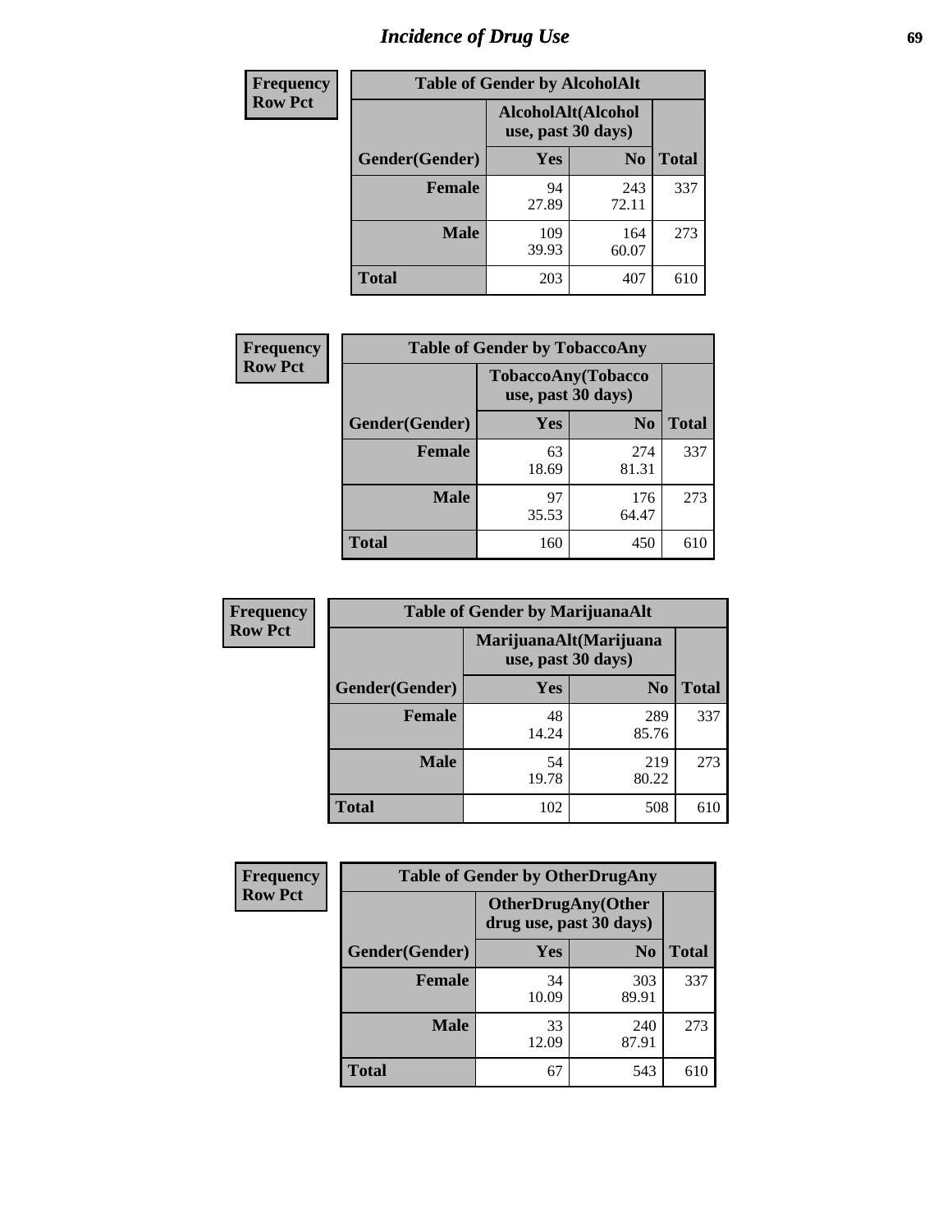# Incidence of Drug Use

| Frequency Row Pct | | | |
|---|---|---|---|
| **Table of Gender by AlcoholAlt** | | | |
| | **AlcoholAlt(Alcohol use, past 30 days)** | | |
| **Gender(Gender)** | **Yes** | **No** | **Total** |
| **Female** | 94<br>27.89 | 243<br>72.11 | 337 |
| **Male** | 109<br>39.93 | 164<br>60.07 | 273 |
| **Total** | 203 | 407 | 610 |

| Frequency Row Pct | | | |
|---|---|---|---|
| **Table of Gender by TobaccoAny** | | | |
| | **TobaccoAny(Tobacco use, past 30 days)** | | |
| **Gender(Gender)** | **Yes** | **No** | **Total** |
| **Female** | 63<br>18.69 | 274<br>81.31 | 337 |
| **Male** | 97<br>35.53 | 176<br>64.47 | 273 |
| **Total** | 160 | 450 | 610 |

| Frequency Row Pct | | | |
|---|---|---|---|
| **Table of Gender by MarijuanaAlt** | | | |
| | **MarijuanaAlt(Marijuana use, past 30 days)** | | |
| **Gender(Gender)** | **Yes** | **No** | **Total** |
| **Female** | 48<br>14.24 | 289<br>85.76 | 337 |
| **Male** | 54<br>19.78 | 219<br>80.22 | 273 |
| **Total** | 102 | 508 | 610 |

| Frequency Row Pct | | | |
|---|---|---|---|
| **Table of Gender by OtherDrugAny** | | | |
| | **OtherDrugAny(Other drug use, past 30 days)** | | |
| **Gender(Gender)** | **Yes** | **No** | **Total** |
| **Female** | 34<br>10.09 | 303<br>89.91 | 337 |
| **Male** | 33<br>12.09 | 240<br>87.91 | 273 |
| **Total** | 67 | 543 | 610 |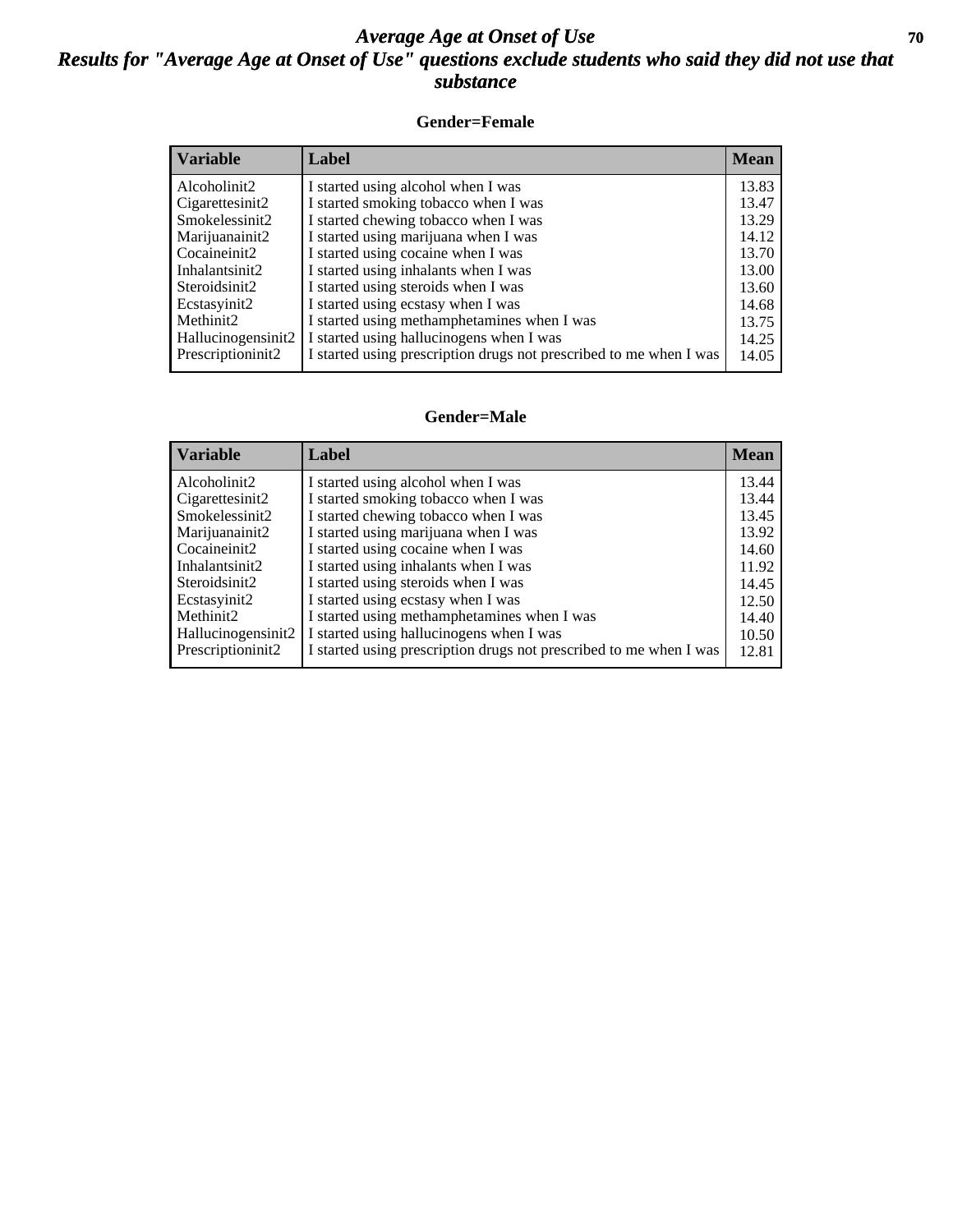# Average Age at Onset of Use

## Results for "Average Age at Onset of Use" questions exclude students who said they did not use that substance

### Gender=Female

| Variable | Label | Mean |
|---|---|---|
| Alcoholinit2 | I started using alcohol when I was | 13.83 |
| Cigarettesinit2 | I started smoking tobacco when I was | 13.47 |
| Smokelessinit2 | I started chewing tobacco when I was | 13.29 |
| Marijuanainit2 | I started using marijuana when I was | 14.12 |
| Cocaineinit2 | I started using cocaine when I was | 13.70 |
| Inhalantsinit2 | I started using inhalants when I was | 13.00 |
| Steroidsinit2 | I started using steroids when I was | 13.60 |
| Ecstasyinit2 | I started using ecstasy when I was | 14.68 |
| Methinit2 | I started using methamphetamines when I was | 13.75 |
| Hallucinogensinit2 | I started using hallucinogens when I was | 14.25 |
| Prescriptioninit2 | I started using prescription drugs not prescribed to me when I was | 14.05 |

### Gender=Male

| Variable | Label | Mean |
|---|---|---|
| Alcoholinit2 | I started using alcohol when I was | 13.44 |
| Cigarettesinit2 | I started smoking tobacco when I was | 13.44 |
| Smokelessinit2 | I started chewing tobacco when I was | 13.45 |
| Marijuanainit2 | I started using marijuana when I was | 13.92 |
| Cocaineinit2 | I started using cocaine when I was | 14.60 |
| Inhalantsinit2 | I started using inhalants when I was | 11.92 |
| Steroidsinit2 | I started using steroids when I was | 14.45 |
| Ecstasyinit2 | I started using ecstasy when I was | 12.50 |
| Methinit2 | I started using methamphetamines when I was | 14.40 |
| Hallucinogensinit2 | I started using hallucinogens when I was | 10.50 |
| Prescriptioninit2 | I started using prescription drugs not prescribed to me when I was | 12.81 |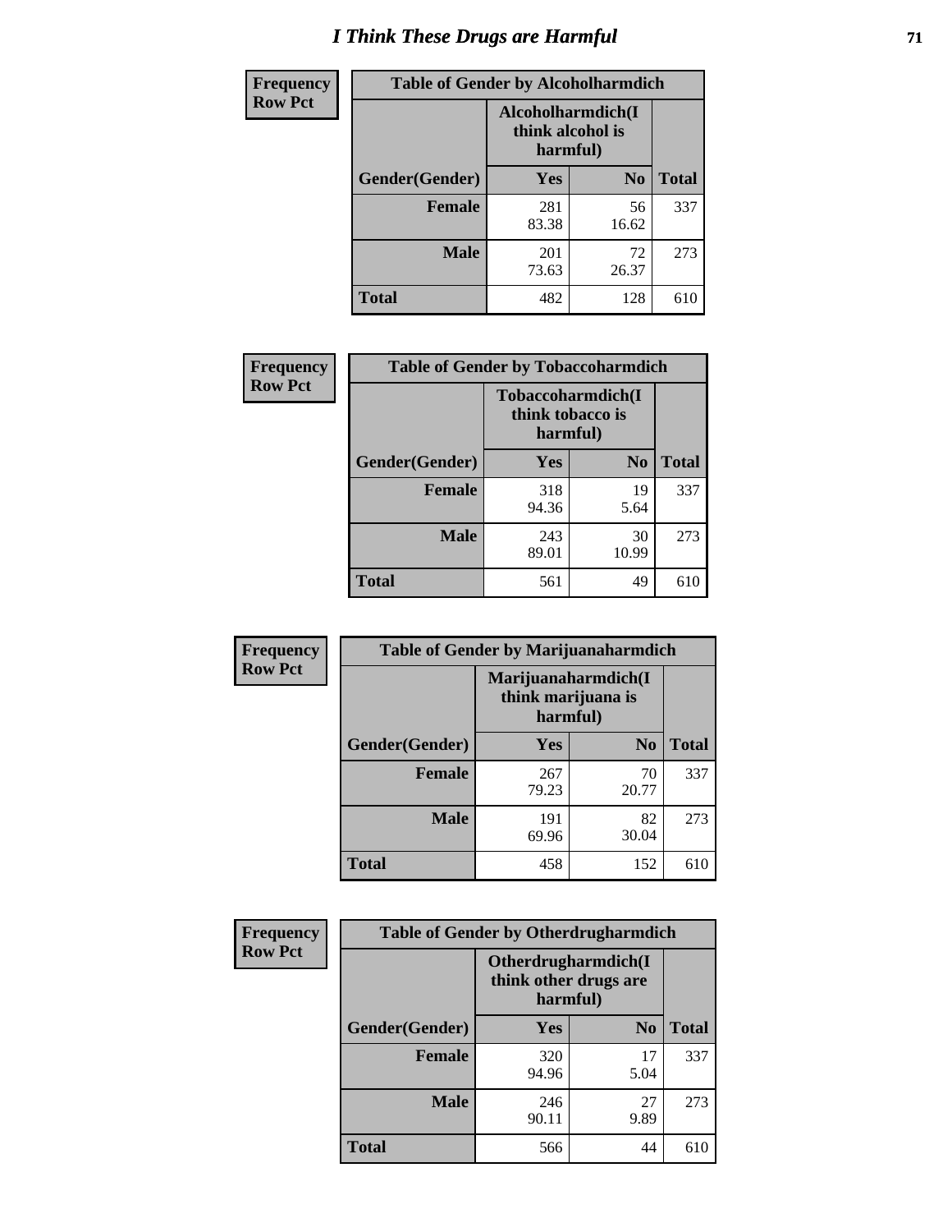# I Think These Drugs are Harmful

| Frequency<br>Row Pct | Table of Gender by Alcoholharmdich | | |
|---|---|---|---|
| | Alcoholharmdich(I think alcohol is harmful) | | |
| Gender(Gender) | Yes | No | Total |
| Female | 281<br>83.38 | 56<br>16.62 | 337 |
| Male | 201<br>73.63 | 72<br>26.37 | 273 |
| Total | 482 | 128 | 610 |

| Frequency<br>Row Pct | Table of Gender by Tobaccoharmdich | | |
|---|---|---|---|
| | Tobaccoharmdich(I think tobacco is harmful) | | |
| Gender(Gender) | Yes | No | Total |
| Female | 318<br>94.36 | 19<br>5.64 | 337 |
| Male | 243<br>89.01 | 30<br>10.99 | 273 |
| Total | 561 | 49 | 610 |

| Frequency<br>Row Pct | Table of Gender by Marijuanaharmdich | | |
|---|---|---|---|
| | Marijuanaharmdich(I think marijuana is harmful) | | |
| Gender(Gender) | Yes | No | Total |
| Female | 267<br>79.23 | 70<br>20.77 | 337 |
| Male | 191<br>69.96 | 82<br>30.04 | 273 |
| Total | 458 | 152 | 610 |

| Frequency<br>Row Pct | Table of Gender by Otherdrugharmdich | | |
|---|---|---|---|
| | Otherdrugharmdich(I think other drugs are harmful) | | |
| Gender(Gender) | Yes | No | Total |
| Female | 320<br>94.96 | 17<br>5.04 | 337 |
| Male | 246<br>90.11 | 27<br>9.89 | 273 |
| Total | 566 | 44 | 610 |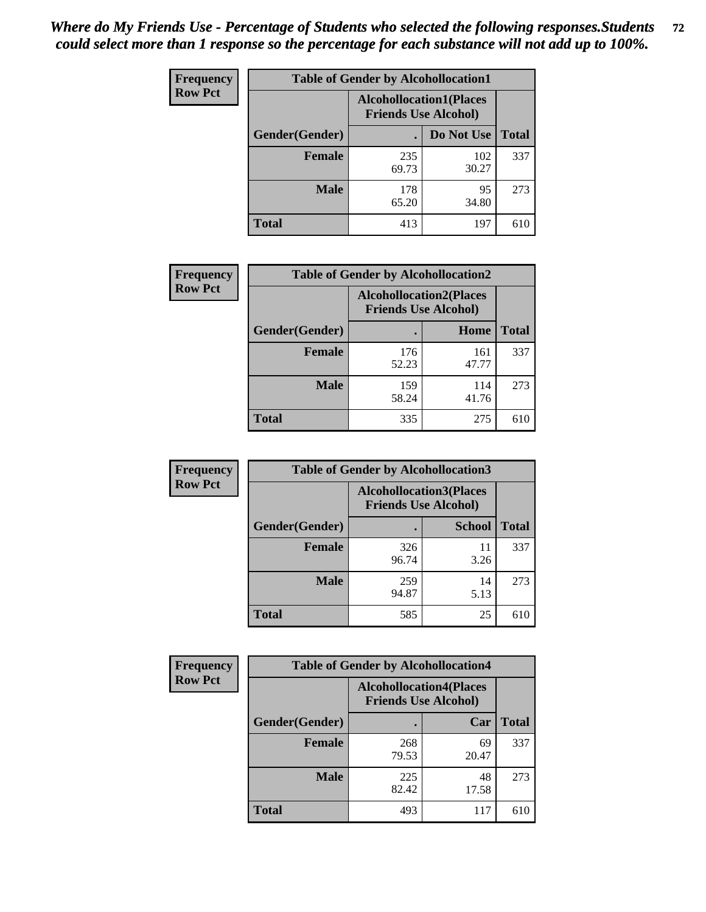*Where do My Friends Use - Percentage of Students who selected the following responses.Students could select more than 1 response so the percentage for each substance will not add up to 100%.*

**Frequency**
**Row Pct**

| Table of Gender by Alcohollocation1 | | | |
|---|---|---|---|
| | Alcohollocation1(Places Friends Use Alcohol) | | |
| Gender(Gender) | . | Do Not Use | Total |
| **Female** | 235<br>69.73 | 102<br>30.27 | 337 |
| **Male** | 178<br>65.20 | 95<br>34.80 | 273 |
| **Total** | 413 | 197 | 610 |

**Frequency**
**Row Pct**

| Table of Gender by Alcohollocation2 | | | |
|---|---|---|---|
| | Alcohollocation2(Places Friends Use Alcohol) | | |
| Gender(Gender) | . | Home | Total |
| **Female** | 176<br>52.23 | 161<br>47.77 | 337 |
| **Male** | 159<br>58.24 | 114<br>41.76 | 273 |
| **Total** | 335 | 275 | 610 |

**Frequency**
**Row Pct**

| Table of Gender by Alcohollocation3 | | | |
|---|---|---|---|
| | Alcohollocation3(Places Friends Use Alcohol) | | |
| Gender(Gender) | . | School | Total |
| **Female** | 326<br>96.74 | 11<br>3.26 | 337 |
| **Male** | 259<br>94.87 | 14<br>5.13 | 273 |
| **Total** | 585 | 25 | 610 |

**Frequency**
**Row Pct**

| Table of Gender by Alcohollocation4 | | | |
|---|---|---|---|
| | Alcohollocation4(Places Friends Use Alcohol) | | |
| Gender(Gender) | . | Car | Total |
| **Female** | 268<br>79.53 | 69<br>20.47 | 337 |
| **Male** | 225<br>82.42 | 48<br>17.58 | 273 |
| **Total** | 493 | 117 | 610 |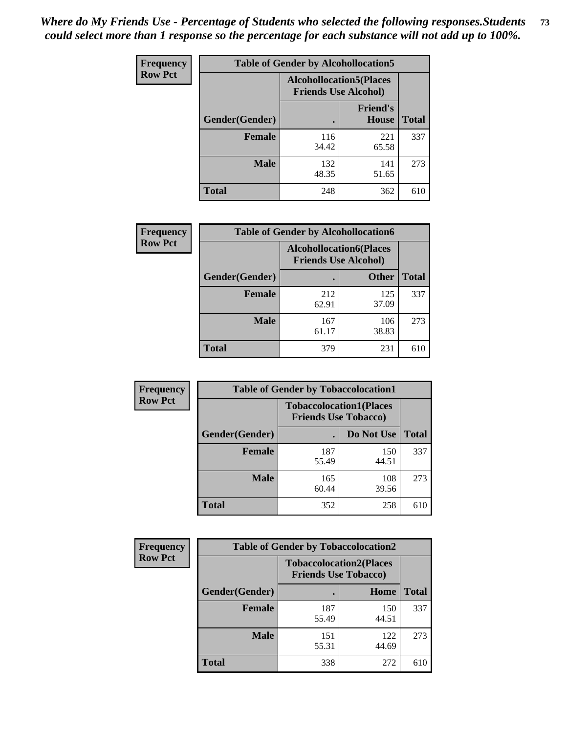*Where do My Friends Use - Percentage of Students who selected the following responses.Students could select more than 1 response so the percentage for each substance will not add up to 100%.*

**Frequency**
**Row Pct**

| Table of Gender by Alcohollocation5 | | | |
|---|---|---|---|
| | Alcohollocation5(Places Friends Use Alcohol) | | |
| Gender(Gender) | . | Friend's House | Total |
| **Female** | 116<br>34.42 | 221<br>65.58 | 337 |
| **Male** | 132<br>48.35 | 141<br>51.65 | 273 |
| **Total** | 248 | 362 | 610 |

**Frequency**
**Row Pct**

| Table of Gender by Alcohollocation6 | | | |
|---|---|---|---|
| | Alcohollocation6(Places Friends Use Alcohol) | | |
| Gender(Gender) | . | Other | Total |
| **Female** | 212<br>62.91 | 125<br>37.09 | 337 |
| **Male** | 167<br>61.17 | 106<br>38.83 | 273 |
| **Total** | 379 | 231 | 610 |

**Frequency**
**Row Pct**

| Table of Gender by Tobaccolocation1 | | | |
|---|---|---|---|
| | Tobaccolocation1(Places Friends Use Tobacco) | | |
| Gender(Gender) | . | Do Not Use | Total |
| **Female** | 187<br>55.49 | 150<br>44.51 | 337 |
| **Male** | 165<br>60.44 | 108<br>39.56 | 273 |
| **Total** | 352 | 258 | 610 |

**Frequency**
**Row Pct**

| Table of Gender by Tobaccolocation2 | | | |
|---|---|---|---|
| | Tobaccolocation2(Places Friends Use Tobacco) | | |
| Gender(Gender) | . | Home | Total |
| **Female** | 187<br>55.49 | 150<br>44.51 | 337 |
| **Male** | 151<br>55.31 | 122<br>44.69 | 273 |
| **Total** | 338 | 272 | 610 |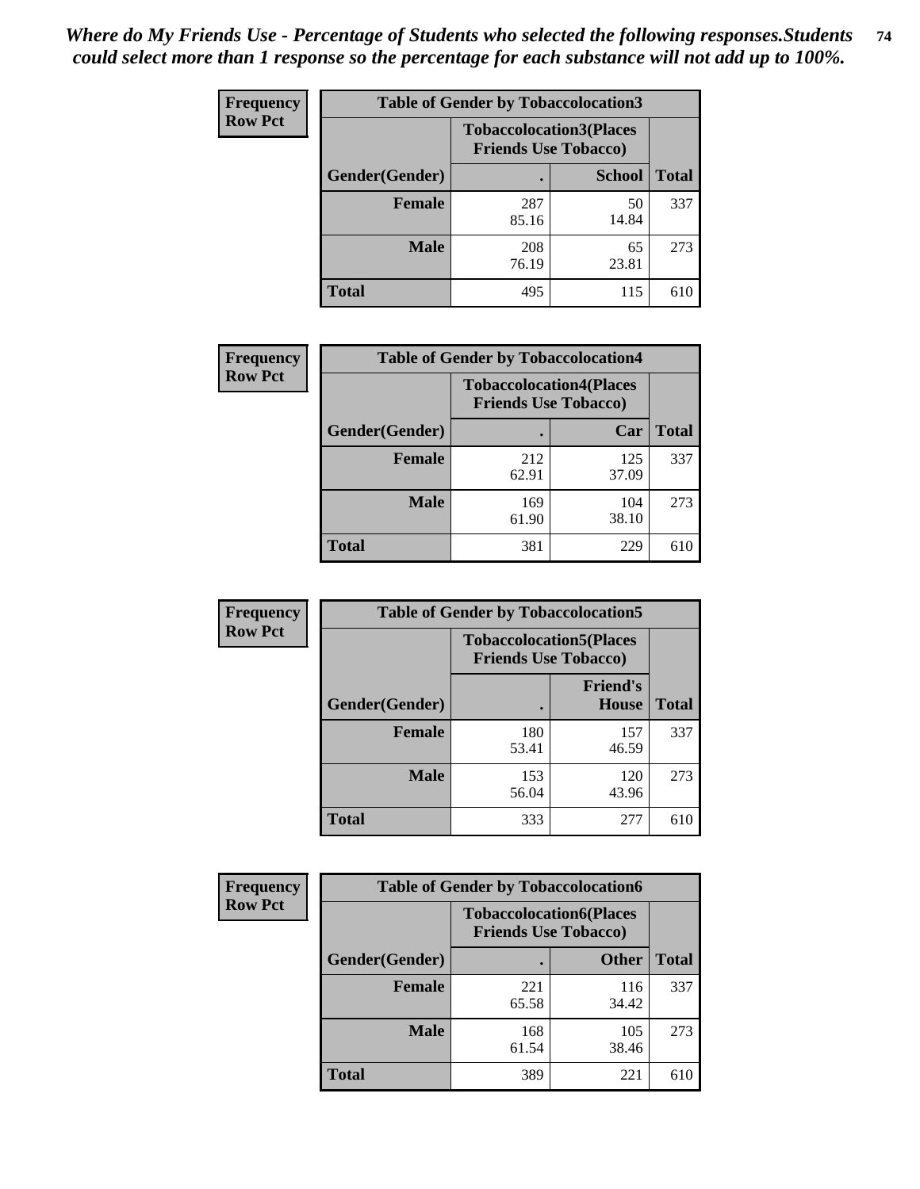*Where do My Friends Use - Percentage of Students who selected the following responses.Students could select more than 1 response so the percentage for each substance will not add up to 100%.*

**Frequency / Row Pct**

| Table of Gender by Tobaccolocation3 | | | |
|---|---|---|---|
| | Tobaccolocation3(Places Friends Use Tobacco) | | |
| Gender(Gender) | . | School | Total |
| Female | 287<br>85.16 | 50<br>14.84 | 337 |
| Male | 208<br>76.19 | 65<br>23.81 | 273 |
| Total | 495 | 115 | 610 |

**Frequency / Row Pct**

| Table of Gender by Tobaccolocation4 | | | |
|---|---|---|---|
| | Tobaccolocation4(Places Friends Use Tobacco) | | |
| Gender(Gender) | . | Car | Total |
| Female | 212<br>62.91 | 125<br>37.09 | 337 |
| Male | 169<br>61.90 | 104<br>38.10 | 273 |
| Total | 381 | 229 | 610 |

**Frequency / Row Pct**

| Table of Gender by Tobaccolocation5 | | | |
|---|---|---|---|
| | Tobaccolocation5(Places Friends Use Tobacco) | | |
| Gender(Gender) | . | Friend's House | Total |
| Female | 180<br>53.41 | 157<br>46.59 | 337 |
| Male | 153<br>56.04 | 120<br>43.96 | 273 |
| Total | 333 | 277 | 610 |

**Frequency / Row Pct**

| Table of Gender by Tobaccolocation6 | | | |
|---|---|---|---|
| | Tobaccolocation6(Places Friends Use Tobacco) | | |
| Gender(Gender) | . | Other | Total |
| Female | 221<br>65.58 | 116<br>34.42 | 337 |
| Male | 168<br>61.54 | 105<br>38.46 | 273 |
| Total | 389 | 221 | 610 |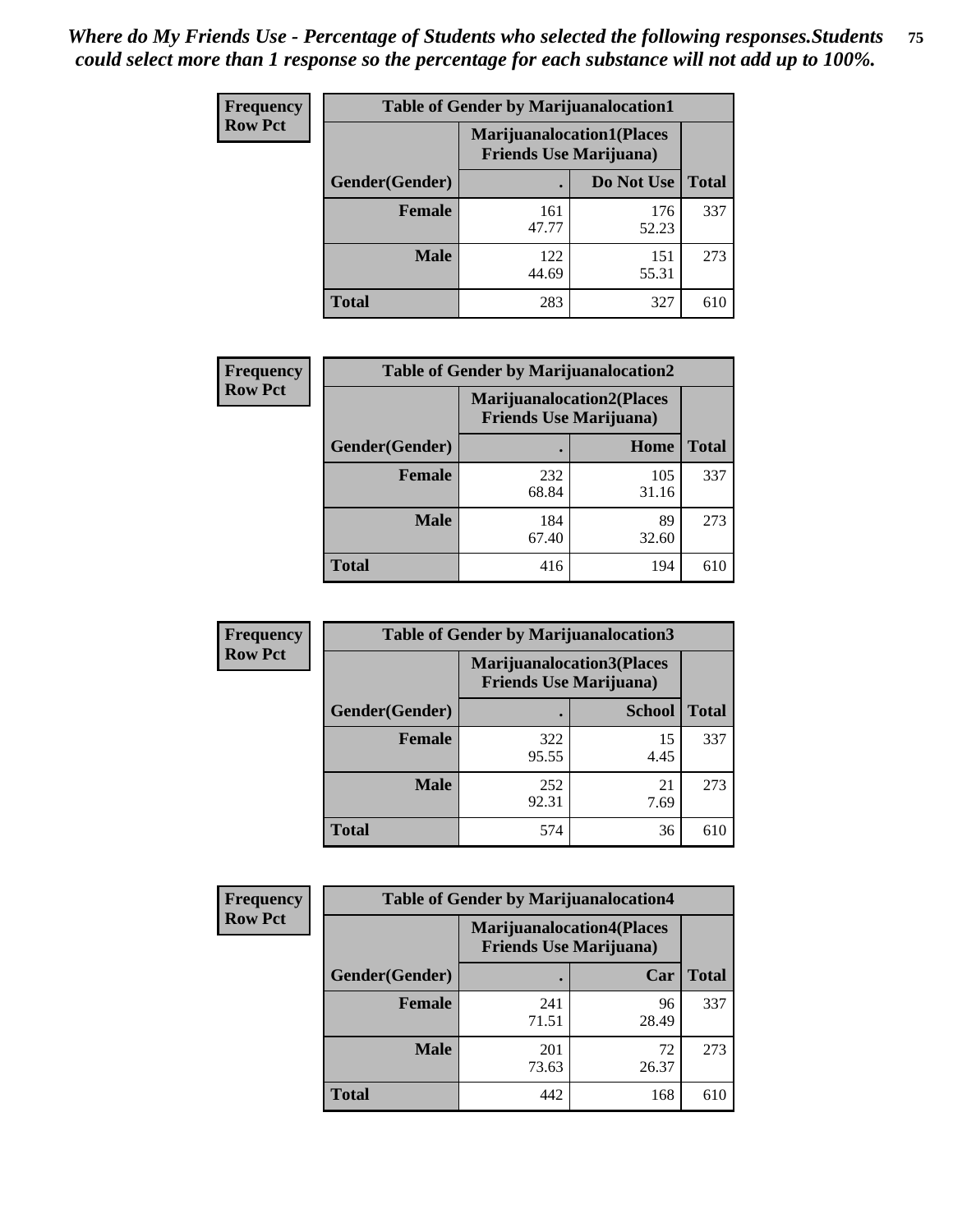*Where do My Friends Use - Percentage of Students who selected the following responses.Students could select more than 1 response so the percentage for each substance will not add up to 100%.*

**Frequency**
**Row Pct**

| Table of Gender by Marijuanalocation1 | | | |
|---|---|---|---|
| | Marijuanalocation1(Places Friends Use Marijuana) | | |
| Gender(Gender) | . | Do Not Use | Total |
| Female | 161<br>47.77 | 176<br>52.23 | 337 |
| Male | 122<br>44.69 | 151<br>55.31 | 273 |
| Total | 283 | 327 | 610 |

**Frequency**
**Row Pct**

| Table of Gender by Marijuanalocation2 | | | |
|---|---|---|---|
| | Marijuanalocation2(Places Friends Use Marijuana) | | |
| Gender(Gender) | . | Home | Total |
| Female | 232<br>68.84 | 105<br>31.16 | 337 |
| Male | 184<br>67.40 | 89<br>32.60 | 273 |
| Total | 416 | 194 | 610 |

**Frequency**
**Row Pct**

| Table of Gender by Marijuanalocation3 | | | |
|---|---|---|---|
| | Marijuanalocation3(Places Friends Use Marijuana) | | |
| Gender(Gender) | . | School | Total |
| Female | 322<br>95.55 | 15<br>4.45 | 337 |
| Male | 252<br>92.31 | 21<br>7.69 | 273 |
| Total | 574 | 36 | 610 |

**Frequency**
**Row Pct**

| Table of Gender by Marijuanalocation4 | | | |
|---|---|---|---|
| | Marijuanalocation4(Places Friends Use Marijuana) | | |
| Gender(Gender) | . | Car | Total |
| Female | 241<br>71.51 | 96<br>28.49 | 337 |
| Male | 201<br>73.63 | 72<br>26.37 | 273 |
| Total | 442 | 168 | 610 |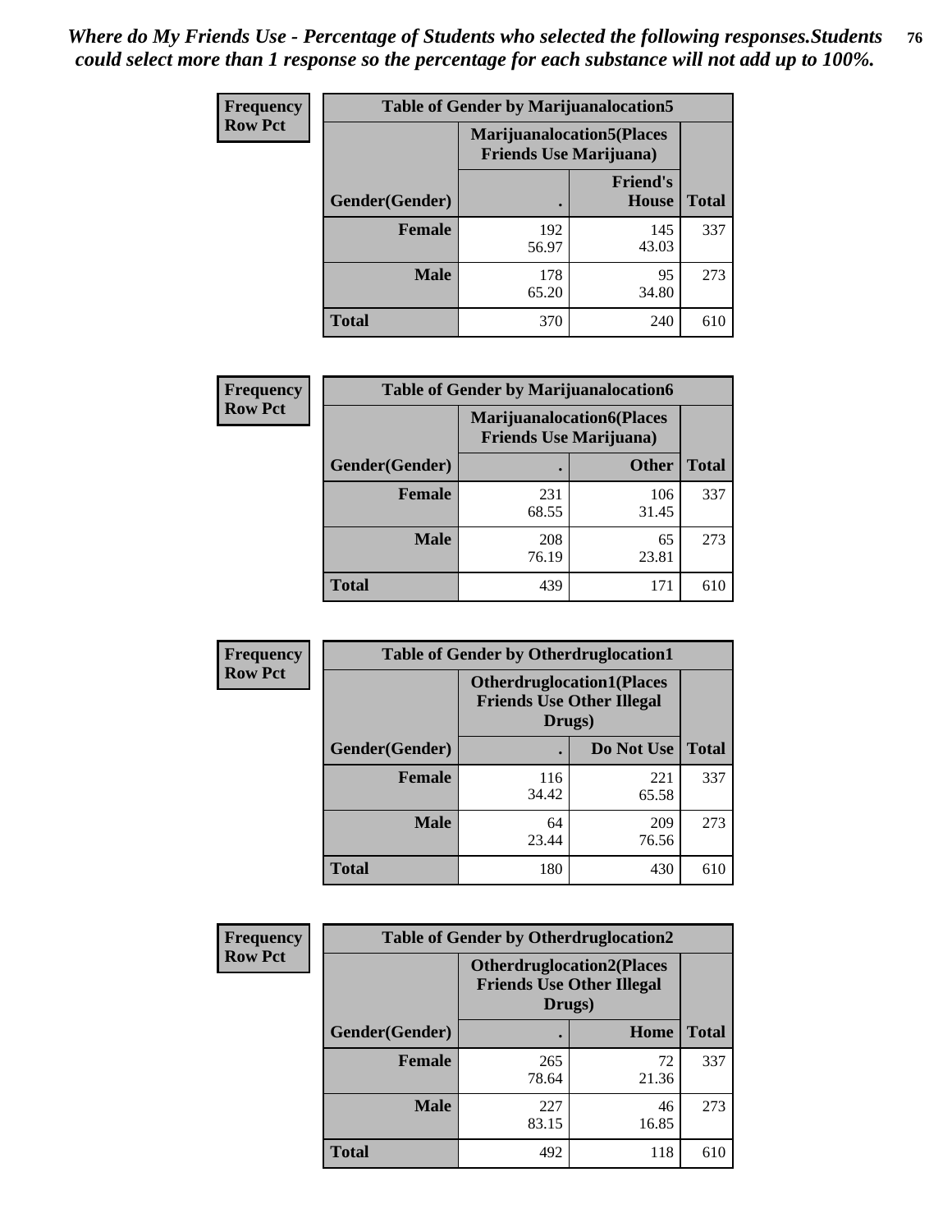*Where do My Friends Use - Percentage of Students who selected the following responses.Students could select more than 1 response so the percentage for each substance will not add up to 100%.*

**Frequency**
**Row Pct**

| Table of Gender by Marijuanalocation5 | | | |
|---|---|---|---|
| | Marijuanalocation5(Places Friends Use Marijuana) | | |
| Gender(Gender) | . | Friend's House | Total |
| Female | 192<br>56.97 | 145<br>43.03 | 337 |
| Male | 178<br>65.20 | 95<br>34.80 | 273 |
| Total | 370 | 240 | 610 |

**Frequency**
**Row Pct**

| Table of Gender by Marijuanalocation6 | | | |
|---|---|---|---|
| | Marijuanalocation6(Places Friends Use Marijuana) | | |
| Gender(Gender) | . | Other | Total |
| Female | 231<br>68.55 | 106<br>31.45 | 337 |
| Male | 208<br>76.19 | 65<br>23.81 | 273 |
| Total | 439 | 171 | 610 |

**Frequency**
**Row Pct**

| Table of Gender by Otherdruglocation1 | | | |
|---|---|---|---|
| | Otherdruglocation1(Places Friends Use Other Illegal Drugs) | | |
| Gender(Gender) | . | Do Not Use | Total |
| Female | 116<br>34.42 | 221<br>65.58 | 337 |
| Male | 64<br>23.44 | 209<br>76.56 | 273 |
| Total | 180 | 430 | 610 |

**Frequency**
**Row Pct**

| Table of Gender by Otherdruglocation2 | | | |
|---|---|---|---|
| | Otherdruglocation2(Places Friends Use Other Illegal Drugs) | | |
| Gender(Gender) | . | Home | Total |
| Female | 265<br>78.64 | 72<br>21.36 | 337 |
| Male | 227<br>83.15 | 46<br>16.85 | 273 |
| Total | 492 | 118 | 610 |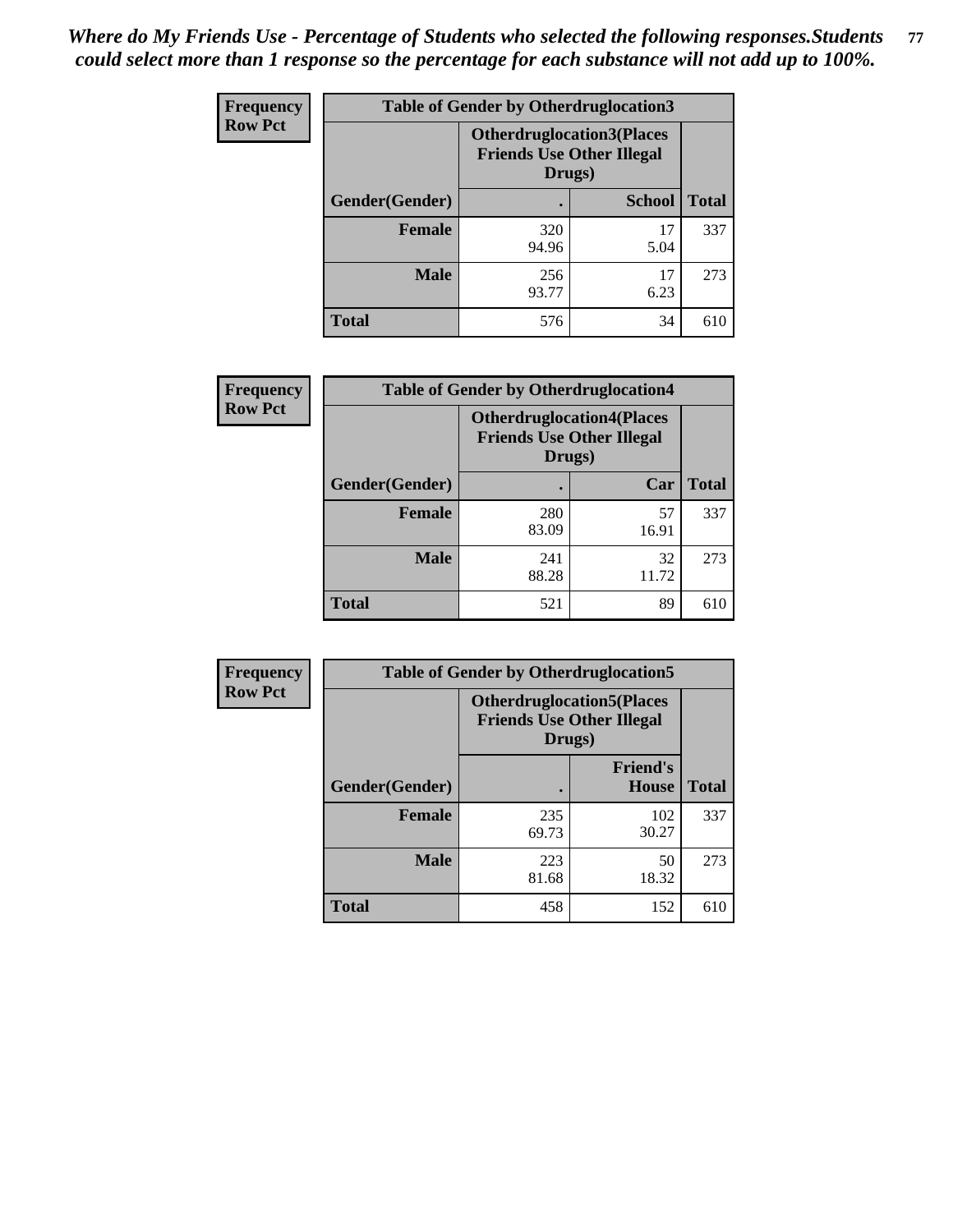*Where do My Friends Use - Percentage of Students who selected the following responses.Students could select more than 1 response so the percentage for each substance will not add up to 100%.*

| Frequency Row Pct | Table of Gender by Otherdruglocation3 | | |
|---|---|---|---|
| | Otherdruglocation3(Places Friends Use Other Illegal Drugs) | | |
| Gender(Gender) | . | School | Total |
| Female | 320<br>94.96 | 17<br>5.04 | 337 |
| Male | 256<br>93.77 | 17<br>6.23 | 273 |
| Total | 576 | 34 | 610 |

| Frequency Row Pct | Table of Gender by Otherdruglocation4 | | |
|---|---|---|---|
| | Otherdruglocation4(Places Friends Use Other Illegal Drugs) | | |
| Gender(Gender) | . | Car | Total |
| Female | 280<br>83.09 | 57<br>16.91 | 337 |
| Male | 241<br>88.28 | 32<br>11.72 | 273 |
| Total | 521 | 89 | 610 |

| Frequency Row Pct | Table of Gender by Otherdruglocation5 | | |
|---|---|---|---|
| | Otherdruglocation5(Places Friends Use Other Illegal Drugs) | | |
| Gender(Gender) | . | Friend's House | Total |
| Female | 235<br>69.73 | 102<br>30.27 | 337 |
| Male | 223<br>81.68 | 50<br>18.32 | 273 |
| Total | 458 | 152 | 610 |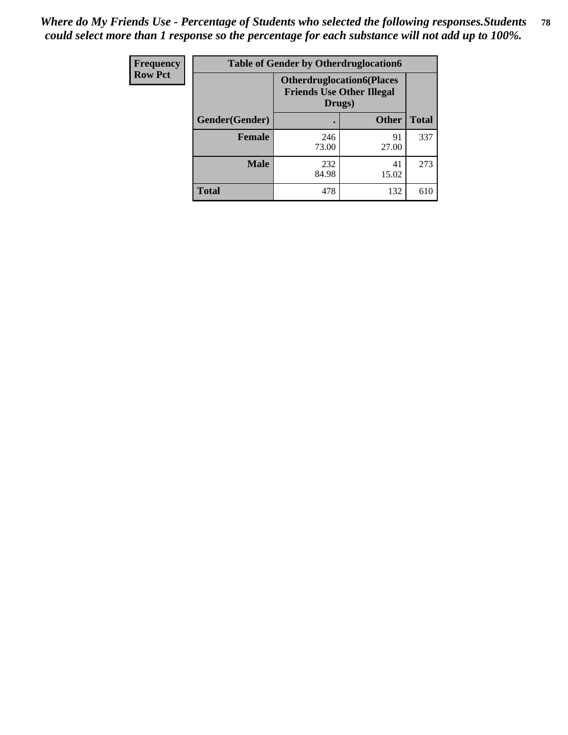*Where do My Friends Use - Percentage of Students who selected the following responses.Students could select more than 1 response so the percentage for each substance will not add up to 100%.*

| Frequency Row Pct | Table of Gender by Otherdruglocation6 | | |
|---|---|---|---|
| | Otherdruglocation6(Places Friends Use Other Illegal Drugs) | | |
| Gender(Gender) | . | Other | Total |
| Female | 246<br>73.00 | 91<br>27.00 | 337 |
| Male | 232<br>84.98 | 41<br>15.02 | 273 |
| Total | 478 | 132 | 610 |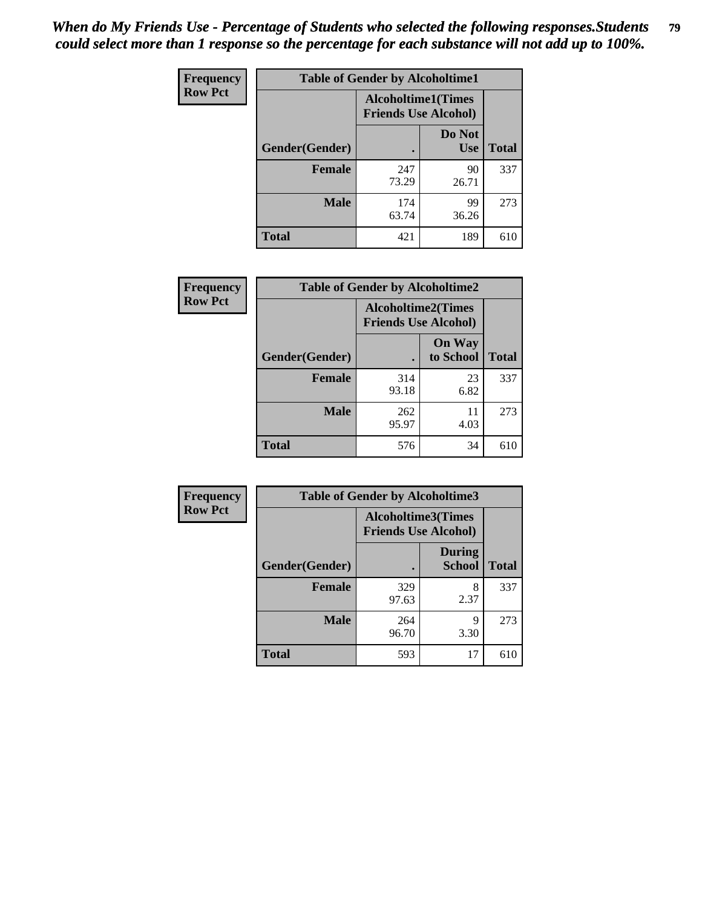*When do My Friends Use - Percentage of Students who selected the following responses.Students could select more than 1 response so the percentage for each substance will not add up to 100%.*

**Frequency**
**Row Pct**

| Table of Gender by Alcoholtime1 | | | |
|---|---|---|---|
| | Alcoholtime1(Times Friends Use Alcohol) | | |
| Gender(Gender) | . | Do Not Use | Total |
| **Female** | 247<br>73.29 | 90<br>26.71 | 337 |
| **Male** | 174<br>63.74 | 99<br>36.26 | 273 |
| **Total** | 421 | 189 | 610 |

**Frequency**
**Row Pct**

| Table of Gender by Alcoholtime2 | | | |
|---|---|---|---|
| | Alcoholtime2(Times Friends Use Alcohol) | | |
| Gender(Gender) | . | On Way to School | Total |
| **Female** | 314<br>93.18 | 23<br>6.82 | 337 |
| **Male** | 262<br>95.97 | 11<br>4.03 | 273 |
| **Total** | 576 | 34 | 610 |

**Frequency**
**Row Pct**

| Table of Gender by Alcoholtime3 | | | |
|---|---|---|---|
| | Alcoholtime3(Times Friends Use Alcohol) | | |
| Gender(Gender) | . | During School | Total |
| **Female** | 329<br>97.63 | 8<br>2.37 | 337 |
| **Male** | 264<br>96.70 | 9<br>3.30 | 273 |
| **Total** | 593 | 17 | 610 |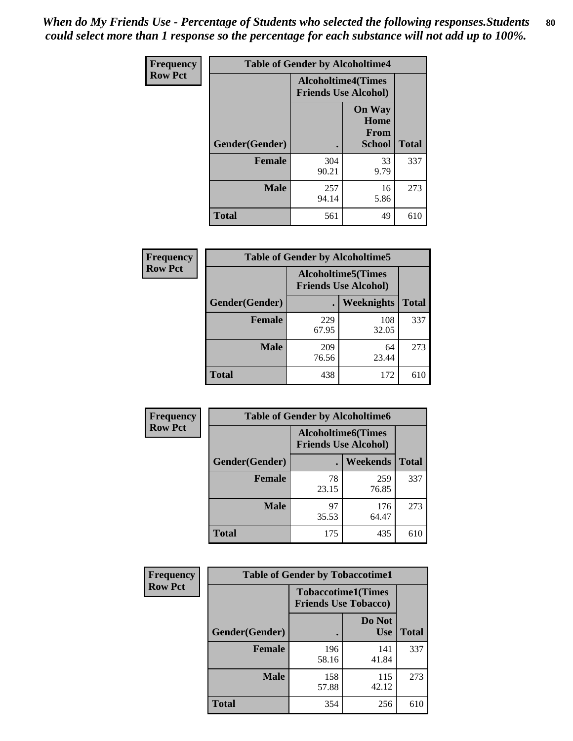*When do My Friends Use - Percentage of Students who selected the following responses.Students could select more than 1 response so the percentage for each substance will not add up to 100%.*

**Frequency**
**Row Pct**

| Table of Gender by Alcoholtime4 | | | |
|---|---|---|---|
| | Alcoholtime4(Times Friends Use Alcohol) | | |
| Gender(Gender) | . | On Way Home From School | Total |
| **Female** | 304<br>90.21 | 33<br>9.79 | 337 |
| **Male** | 257<br>94.14 | 16<br>5.86 | 273 |
| **Total** | 561 | 49 | 610 |

**Frequency**
**Row Pct**

| Table of Gender by Alcoholtime5 | | | |
|---|---|---|---|
| | Alcoholtime5(Times Friends Use Alcohol) | | |
| Gender(Gender) | . | Weeknights | Total |
| **Female** | 229<br>67.95 | 108<br>32.05 | 337 |
| **Male** | 209<br>76.56 | 64<br>23.44 | 273 |
| **Total** | 438 | 172 | 610 |

**Frequency**
**Row Pct**

| Table of Gender by Alcoholtime6 | | | |
|---|---|---|---|
| | Alcoholtime6(Times Friends Use Alcohol) | | |
| Gender(Gender) | . | Weekends | Total |
| **Female** | 78<br>23.15 | 259<br>76.85 | 337 |
| **Male** | 97<br>35.53 | 176<br>64.47 | 273 |
| **Total** | 175 | 435 | 610 |

**Frequency**
**Row Pct**

| Table of Gender by Tobaccotime1 | | | |
|---|---|---|---|
| | Tobaccotime1(Times Friends Use Tobacco) | | |
| Gender(Gender) | . | Do Not Use | Total |
| **Female** | 196<br>58.16 | 141<br>41.84 | 337 |
| **Male** | 158<br>57.88 | 115<br>42.12 | 273 |
| **Total** | 354 | 256 | 610 |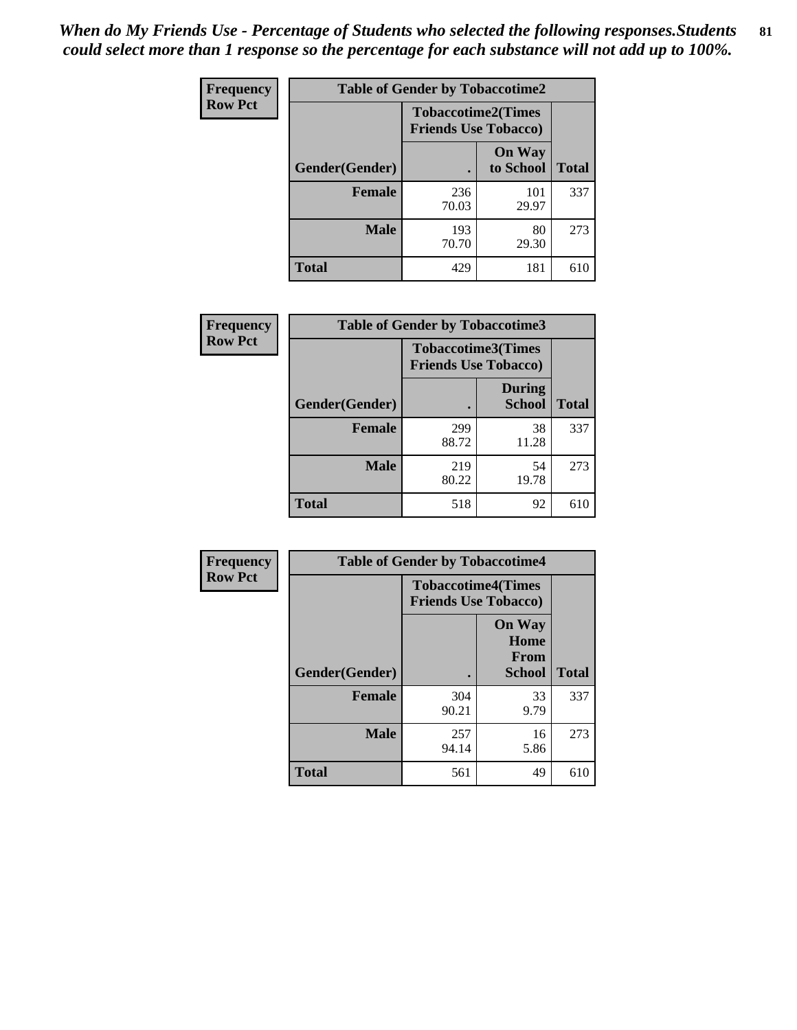*When do My Friends Use - Percentage of Students who selected the following responses.Students could select more than 1 response so the percentage for each substance will not add up to 100%.*

| Frequency Row Pct | Table of Gender by Tobaccotime2 | | |
|---|---|---|---|
| | Tobaccotime2(Times Friends Use Tobacco) | | |
| Gender(Gender) | . | On Way to School | Total |
| **Female** | 236<br>70.03 | 101<br>29.97 | 337 |
| **Male** | 193<br>70.70 | 80<br>29.30 | 273 |
| **Total** | 429 | 181 | 610 |

| Frequency Row Pct | Table of Gender by Tobaccotime3 | | |
|---|---|---|---|
| | Tobaccotime3(Times Friends Use Tobacco) | | |
| Gender(Gender) | . | During School | Total |
| **Female** | 299<br>88.72 | 38<br>11.28 | 337 |
| **Male** | 219<br>80.22 | 54<br>19.78 | 273 |
| **Total** | 518 | 92 | 610 |

| Frequency Row Pct | Table of Gender by Tobaccotime4 | | |
|---|---|---|---|
| | Tobaccotime4(Times Friends Use Tobacco) | | |
| Gender(Gender) | . | On Way Home From School | Total |
| **Female** | 304<br>90.21 | 33<br>9.79 | 337 |
| **Male** | 257<br>94.14 | 16<br>5.86 | 273 |
| **Total** | 561 | 49 | 610 |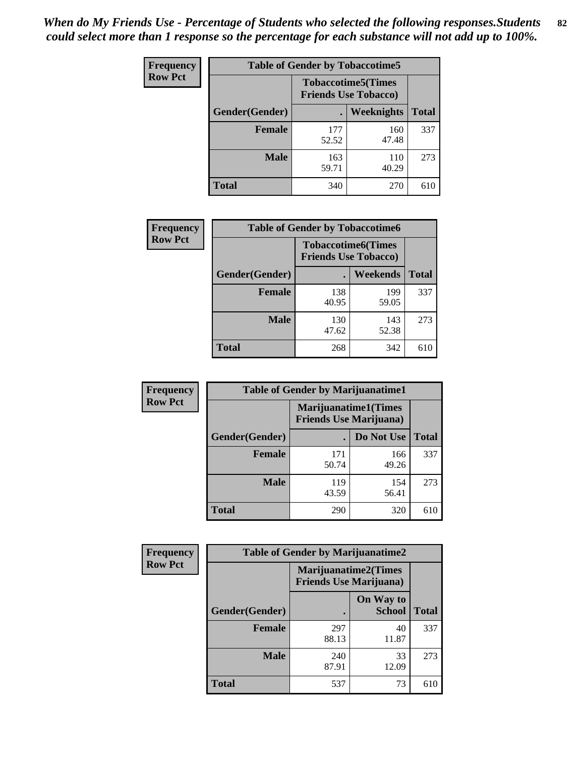*When do My Friends Use - Percentage of Students who selected the following responses.Students could select more than 1 response so the percentage for each substance will not add up to 100%.*

**Frequency**
**Row Pct**

| Table of Gender by Tobaccotime5 | | | |
|---|---|---|---|
| | Tobaccotime5(Times Friends Use Tobacco) | | |
| Gender(Gender) | . | Weeknights | Total |
| **Female** | 177<br>52.52 | 160<br>47.48 | 337 |
| **Male** | 163<br>59.71 | 110<br>40.29 | 273 |
| **Total** | 340 | 270 | 610 |

**Frequency**
**Row Pct**

| Table of Gender by Tobaccotime6 | | | |
|---|---|---|---|
| | Tobaccotime6(Times Friends Use Tobacco) | | |
| Gender(Gender) | . | Weekends | Total |
| **Female** | 138<br>40.95 | 199<br>59.05 | 337 |
| **Male** | 130<br>47.62 | 143<br>52.38 | 273 |
| **Total** | 268 | 342 | 610 |

**Frequency**
**Row Pct**

| Table of Gender by Marijuanatime1 | | | |
|---|---|---|---|
| | Marijuanatime1(Times Friends Use Marijuana) | | |
| Gender(Gender) | . | Do Not Use | Total |
| **Female** | 171<br>50.74 | 166<br>49.26 | 337 |
| **Male** | 119<br>43.59 | 154<br>56.41 | 273 |
| **Total** | 290 | 320 | 610 |

**Frequency**
**Row Pct**

| Table of Gender by Marijuanatime2 | | | |
|---|---|---|---|
| | Marijuanatime2(Times Friends Use Marijuana) | | |
| Gender(Gender) | . | On Way to School | Total |
| **Female** | 297<br>88.13 | 40<br>11.87 | 337 |
| **Male** | 240<br>87.91 | 33<br>12.09 | 273 |
| **Total** | 537 | 73 | 610 |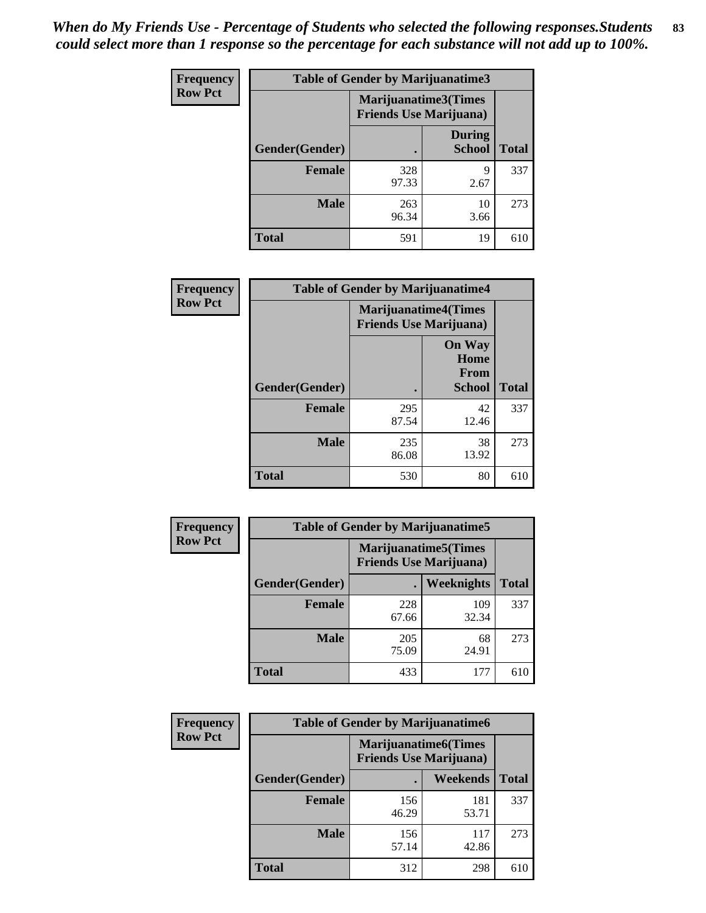*When do My Friends Use - Percentage of Students who selected the following responses.Students could select more than 1 response so the percentage for each substance will not add up to 100%.*

| Frequency Row Pct | Table of Gender by Marijuanatime3 | | |
|---|---|---|---|
| | Marijuanatime3(Times Friends Use Marijuana) | | |
| Gender(Gender) | . | During School | Total |
| Female | 328<br>97.33 | 9<br>2.67 | 337 |
| Male | 263<br>96.34 | 10<br>3.66 | 273 |
| Total | 591 | 19 | 610 |

| Frequency Row Pct | Table of Gender by Marijuanatime4 | | |
|---|---|---|---|
| | Marijuanatime4(Times Friends Use Marijuana) | | |
| Gender(Gender) | . | On Way Home From School | Total |
| Female | 295<br>87.54 | 42<br>12.46 | 337 |
| Male | 235<br>86.08 | 38<br>13.92 | 273 |
| Total | 530 | 80 | 610 |

| Frequency Row Pct | Table of Gender by Marijuanatime5 | | |
|---|---|---|---|
| | Marijuanatime5(Times Friends Use Marijuana) | | |
| Gender(Gender) | . | Weeknights | Total |
| Female | 228<br>67.66 | 109<br>32.34 | 337 |
| Male | 205<br>75.09 | 68<br>24.91 | 273 |
| Total | 433 | 177 | 610 |

| Frequency Row Pct | Table of Gender by Marijuanatime6 | | |
|---|---|---|---|
| | Marijuanatime6(Times Friends Use Marijuana) | | |
| Gender(Gender) | . | Weekends | Total |
| Female | 156<br>46.29 | 181<br>53.71 | 337 |
| Male | 156<br>57.14 | 117<br>42.86 | 273 |
| Total | 312 | 298 | 610 |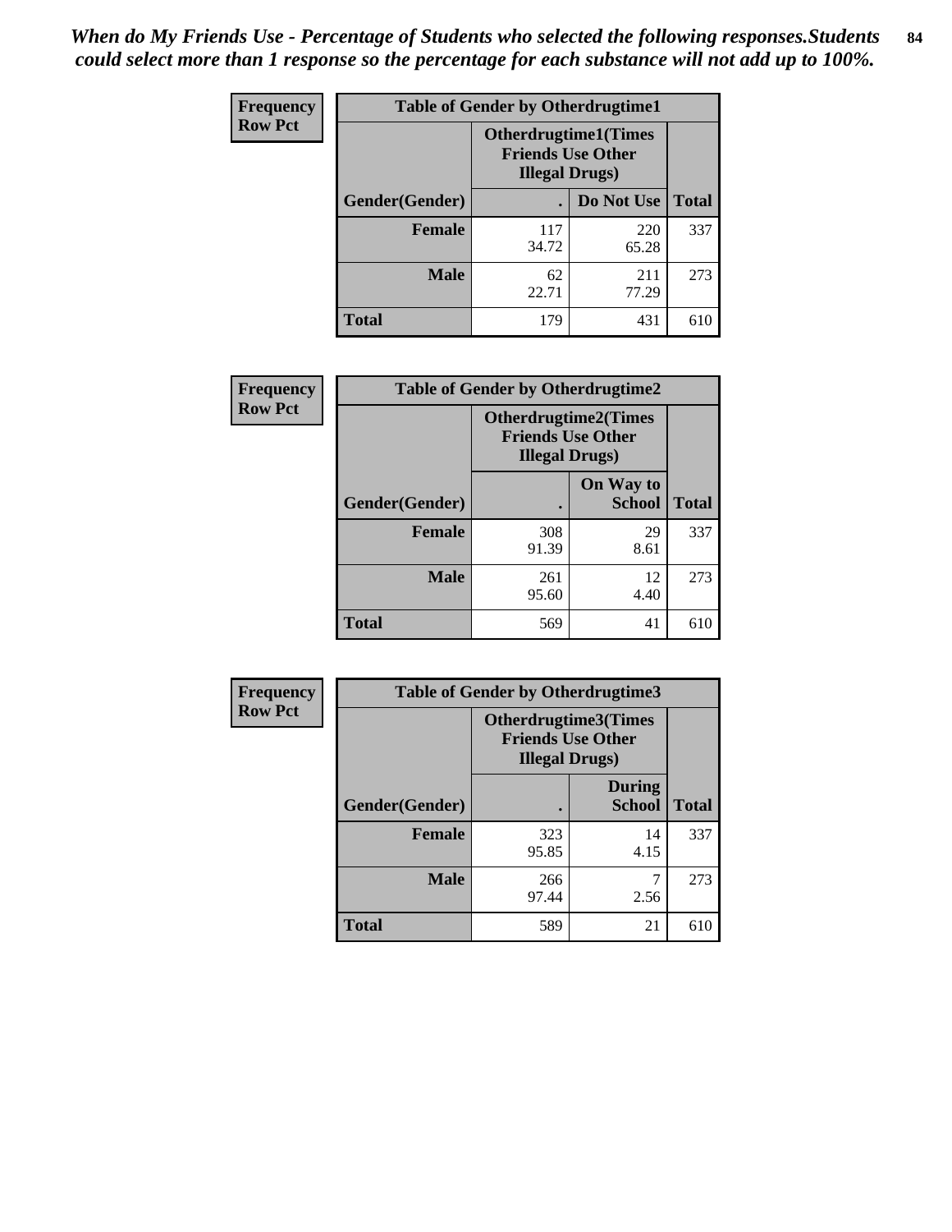*When do My Friends Use - Percentage of Students who selected the following responses.Students could select more than 1 response so the percentage for each substance will not add up to 100%.*

**Frequency**
**Row Pct**

| Table of Gender by Otherdrugtime1 | | | |
|---|---|---|---|
| | Otherdrugtime1(Times Friends Use Other Illegal Drugs) | | |
| Gender(Gender) | . | Do Not Use | Total |
| **Female** | 117<br>34.72 | 220<br>65.28 | 337 |
| **Male** | 62<br>22.71 | 211<br>77.29 | 273 |
| **Total** | 179 | 431 | 610 |

**Frequency**
**Row Pct**

| Table of Gender by Otherdrugtime2 | | | |
|---|---|---|---|
| | Otherdrugtime2(Times Friends Use Other Illegal Drugs) | | |
| Gender(Gender) | . | On Way to School | Total |
| **Female** | 308<br>91.39 | 29<br>8.61 | 337 |
| **Male** | 261<br>95.60 | 12<br>4.40 | 273 |
| **Total** | 569 | 41 | 610 |

**Frequency**
**Row Pct**

| Table of Gender by Otherdrugtime3 | | | |
|---|---|---|---|
| | Otherdrugtime3(Times Friends Use Other Illegal Drugs) | | |
| Gender(Gender) | . | During School | Total |
| **Female** | 323<br>95.85 | 14<br>4.15 | 337 |
| **Male** | 266<br>97.44 | 7<br>2.56 | 273 |
| **Total** | 589 | 21 | 610 |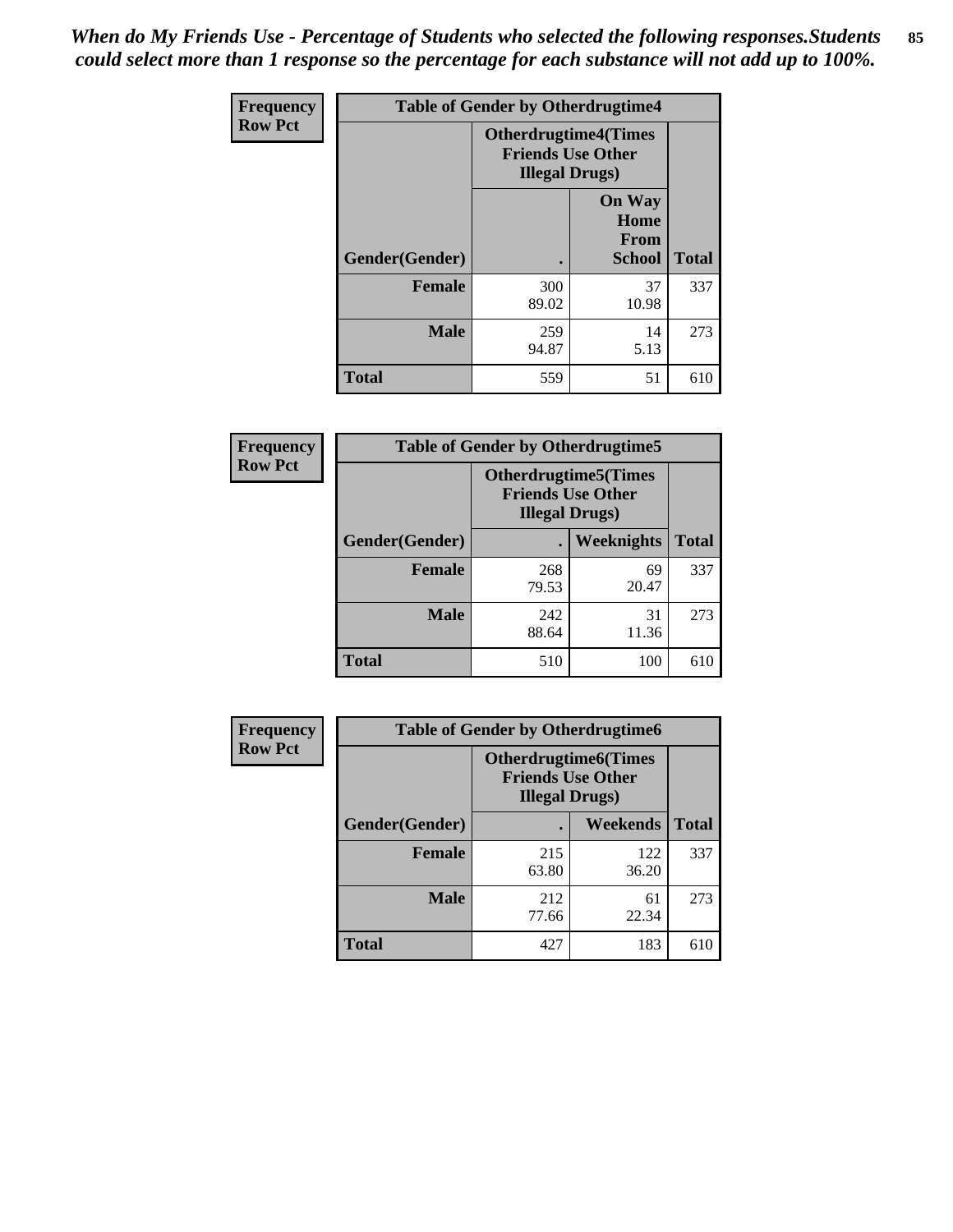*When do My Friends Use - Percentage of Students who selected the following responses.Students could select more than 1 response so the percentage for each substance will not add up to 100%.*

| Frequency Row Pct | Table of Gender by Otherdrugtime4 | | |
|---|---|---|---|
| | Otherdrugtime4(Times Friends Use Other Illegal Drugs) | | |
| Gender(Gender) | . | On Way Home From School | Total |
| Female | 300<br>89.02 | 37<br>10.98 | 337 |
| Male | 259<br>94.87 | 14<br>5.13 | 273 |
| Total | 559 | 51 | 610 |

| Frequency Row Pct | Table of Gender by Otherdrugtime5 | | |
|---|---|---|---|
| | Otherdrugtime5(Times Friends Use Other Illegal Drugs) | | |
| Gender(Gender) | . | Weeknights | Total |
| Female | 268<br>79.53 | 69<br>20.47 | 337 |
| Male | 242<br>88.64 | 31<br>11.36 | 273 |
| Total | 510 | 100 | 610 |

| Frequency Row Pct | Table of Gender by Otherdrugtime6 | | |
|---|---|---|---|
| | Otherdrugtime6(Times Friends Use Other Illegal Drugs) | | |
| Gender(Gender) | . | Weekends | Total |
| Female | 215<br>63.80 | 122<br>36.20 | 337 |
| Male | 212<br>77.66 | 61<br>22.34 | 273 |
| Total | 427 | 183 | 610 |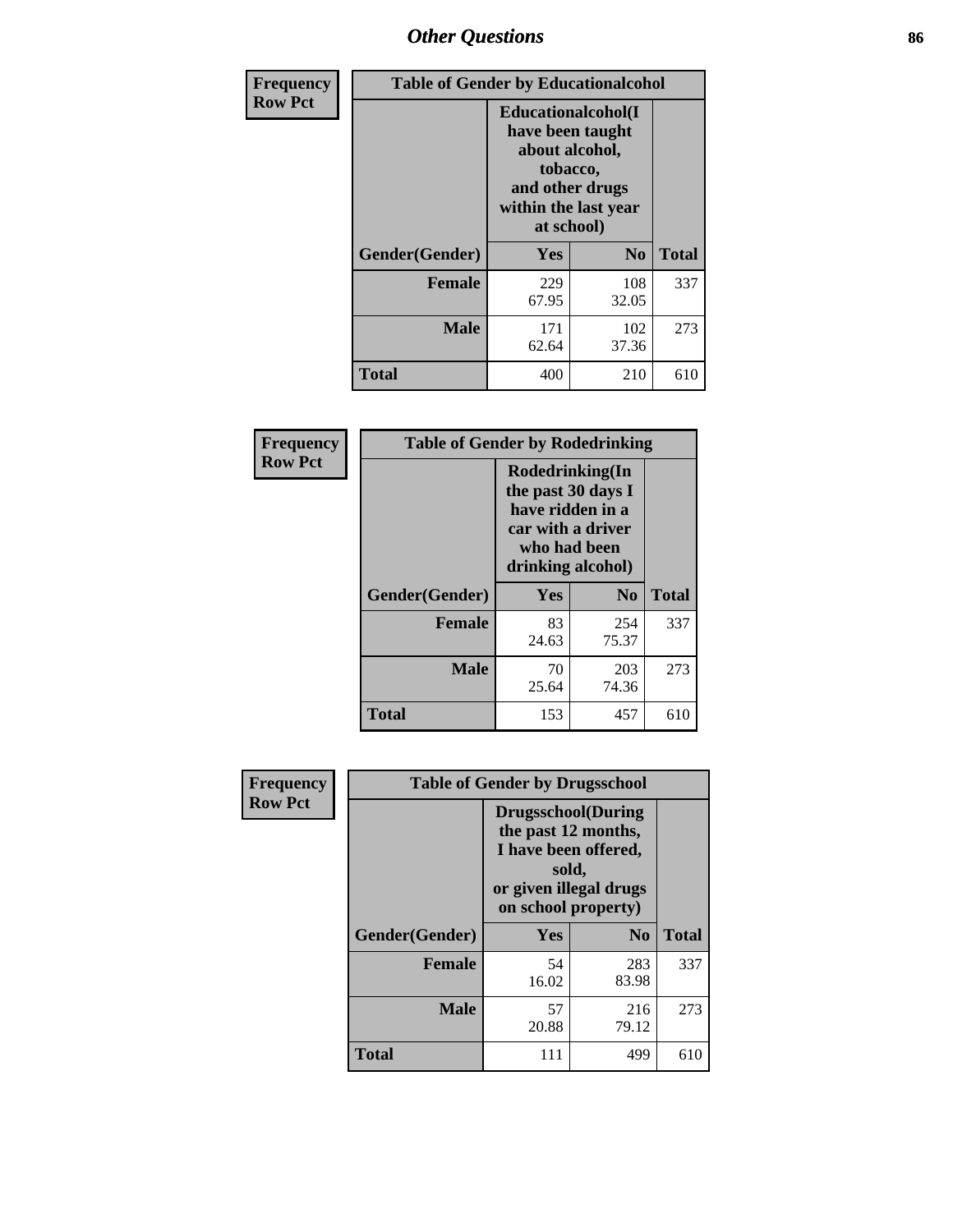# Other Questions

**Frequency**
**Row Pct**

| Table of Gender by Educationalcohol | | | |
|---|---|---|---|
| | Educationalcohol(I have been taught about alcohol, tobacco, and other drugs within the last year at school) | | |
| Gender(Gender) | Yes | No | Total |
| **Female** | 229<br>67.95 | 108<br>32.05 | 337 |
| **Male** | 171<br>62.64 | 102<br>37.36 | 273 |
| **Total** | 400 | 210 | 610 |

**Frequency**
**Row Pct**

| Table of Gender by Rodedrinking | | | |
|---|---|---|---|
| | Rodedrinking(In the past 30 days I have ridden in a car with a driver who had been drinking alcohol) | | |
| Gender(Gender) | Yes | No | Total |
| **Female** | 83<br>24.63 | 254<br>75.37 | 337 |
| **Male** | 70<br>25.64 | 203<br>74.36 | 273 |
| **Total** | 153 | 457 | 610 |

**Frequency**
**Row Pct**

| Table of Gender by Drugsschool | | | |
|---|---|---|---|
| | Drugsschool(During the past 12 months, I have been offered, sold, or given illegal drugs on school property) | | |
| Gender(Gender) | Yes | No | Total |
| **Female** | 54<br>16.02 | 283<br>83.98 | 337 |
| **Male** | 57<br>20.88 | 216<br>79.12 | 273 |
| **Total** | 111 | 499 | 610 |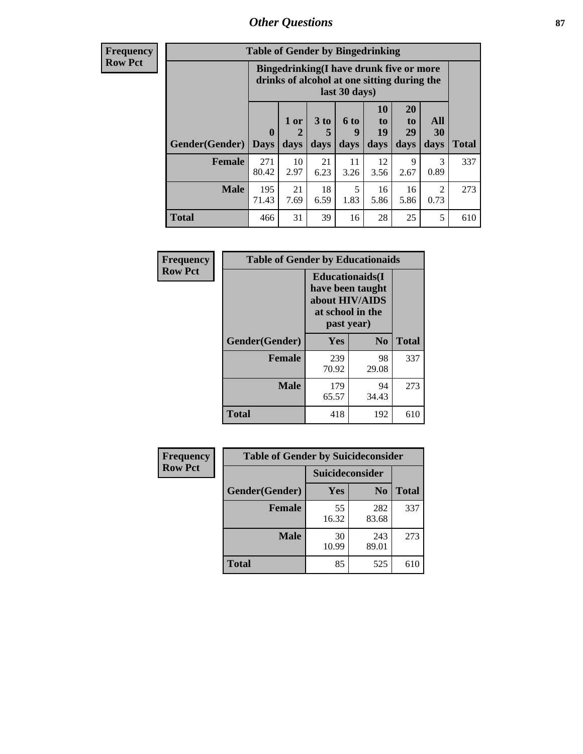## Other Questions

**Frequency**
**Row Pct**

| Table of Gender by Bingedrinking | | | | | | | | |
|---|---|---|---|---|---|---|---|---|
| | Bingedrinking(I have drunk five or more drinks of alcohol at one sitting during the last 30 days) | | | | | | | |
| Gender(Gender) | 0 Days | 1 or 2 days | 3 to 5 days | 6 to 9 days | 10 to 19 days | 20 to 29 days | All 30 days | Total |
| **Female** | 271<br>80.42 | 10<br>2.97 | 21<br>6.23 | 11<br>3.26 | 12<br>3.56 | 9<br>2.67 | 3<br>0.89 | 337 |
| **Male** | 195<br>71.43 | 21<br>7.69 | 18<br>6.59 | 5<br>1.83 | 16<br>5.86 | 16<br>5.86 | 2<br>0.73 | 273 |
| **Total** | 466 | 31 | 39 | 16 | 28 | 25 | 5 | 610 |

**Frequency**
**Row Pct**

| Table of Gender by Educationaids | | | |
|---|---|---|---|
| | Educationaids(I have been taught about HIV/AIDS at school in the past year) | | |
| Gender(Gender) | Yes | No | Total |
| **Female** | 239<br>70.92 | 98<br>29.08 | 337 |
| **Male** | 179<br>65.57 | 94<br>34.43 | 273 |
| **Total** | 418 | 192 | 610 |

**Frequency**
**Row Pct**

| Table of Gender by Suicideconsider | | | |
|---|---|---|---|
| | Suicideconsider | | |
| Gender(Gender) | Yes | No | Total |
| **Female** | 55<br>16.32 | 282<br>83.68 | 337 |
| **Male** | 30<br>10.99 | 243<br>89.01 | 273 |
| **Total** | 85 | 525 | 610 |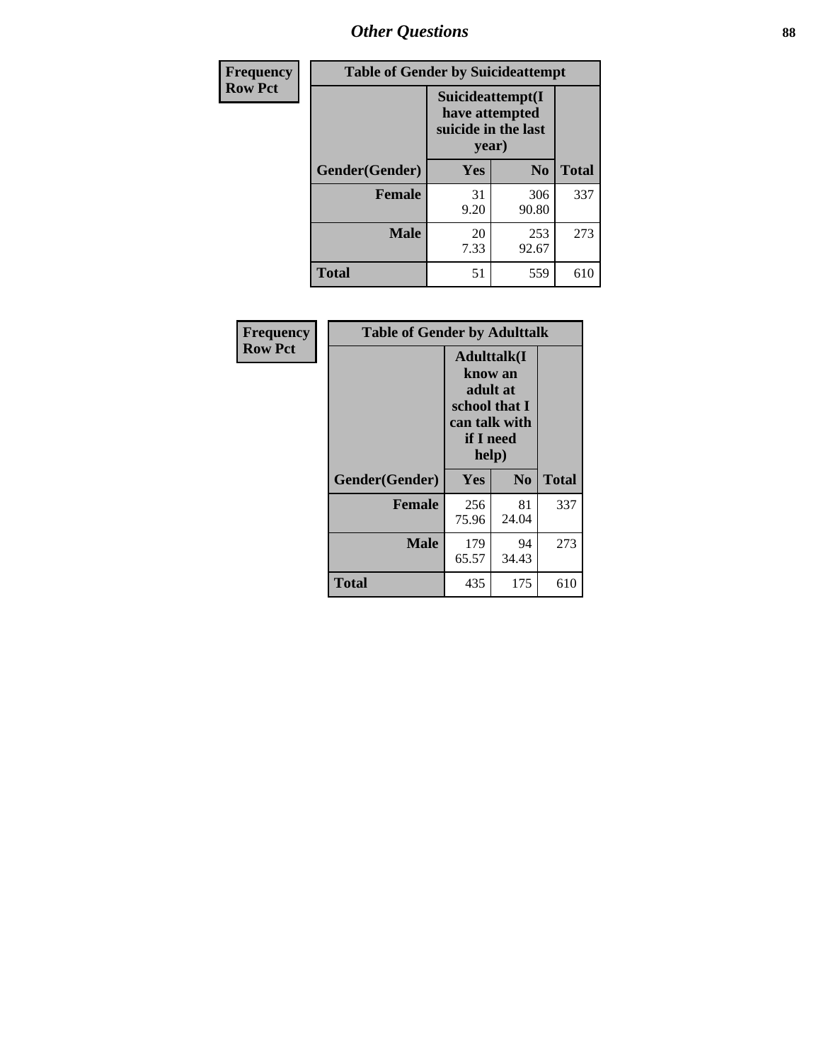## Other Questions

| Frequency Row Pct | Table of Gender by Suicideattempt | | |
|---|---|---|---|
| | Suicideattempt(I have attempted suicide in the last year) | | |
| Gender(Gender) | Yes | No | Total |
| Female | 31<br>9.20 | 306<br>90.80 | 337 |
| Male | 20<br>7.33 | 253<br>92.67 | 273 |
| Total | 51 | 559 | 610 |

| Frequency Row Pct | Table of Gender by Adulttalk | | |
|---|---|---|---|
| | Adulttalk(I know an adult at school that I can talk with if I need help) | | |
| Gender(Gender) | Yes | No | Total |
| Female | 256<br>75.96 | 81<br>24.04 | 337 |
| Male | 179<br>65.57 | 94<br>34.43 | 273 |
| Total | 435 | 175 | 610 |